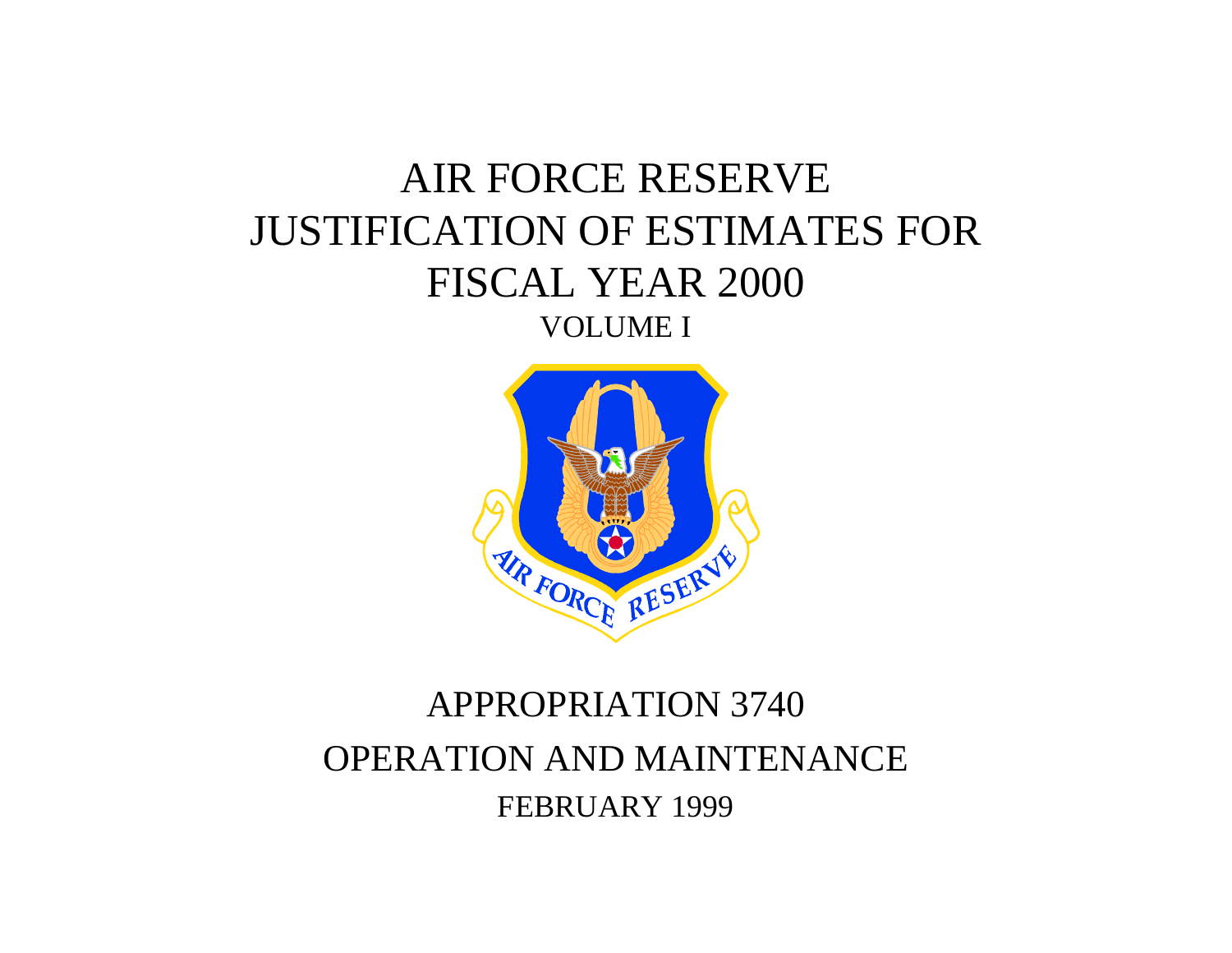# AIR FORCE RESERVE
# JUSTIFICATION OF ESTIMATES FOR
# FISCAL YEAR 2000

## VOLUME I

## APPROPRIATION 3740

## OPERATION AND MAINTENANCE

FEBRUARY 1999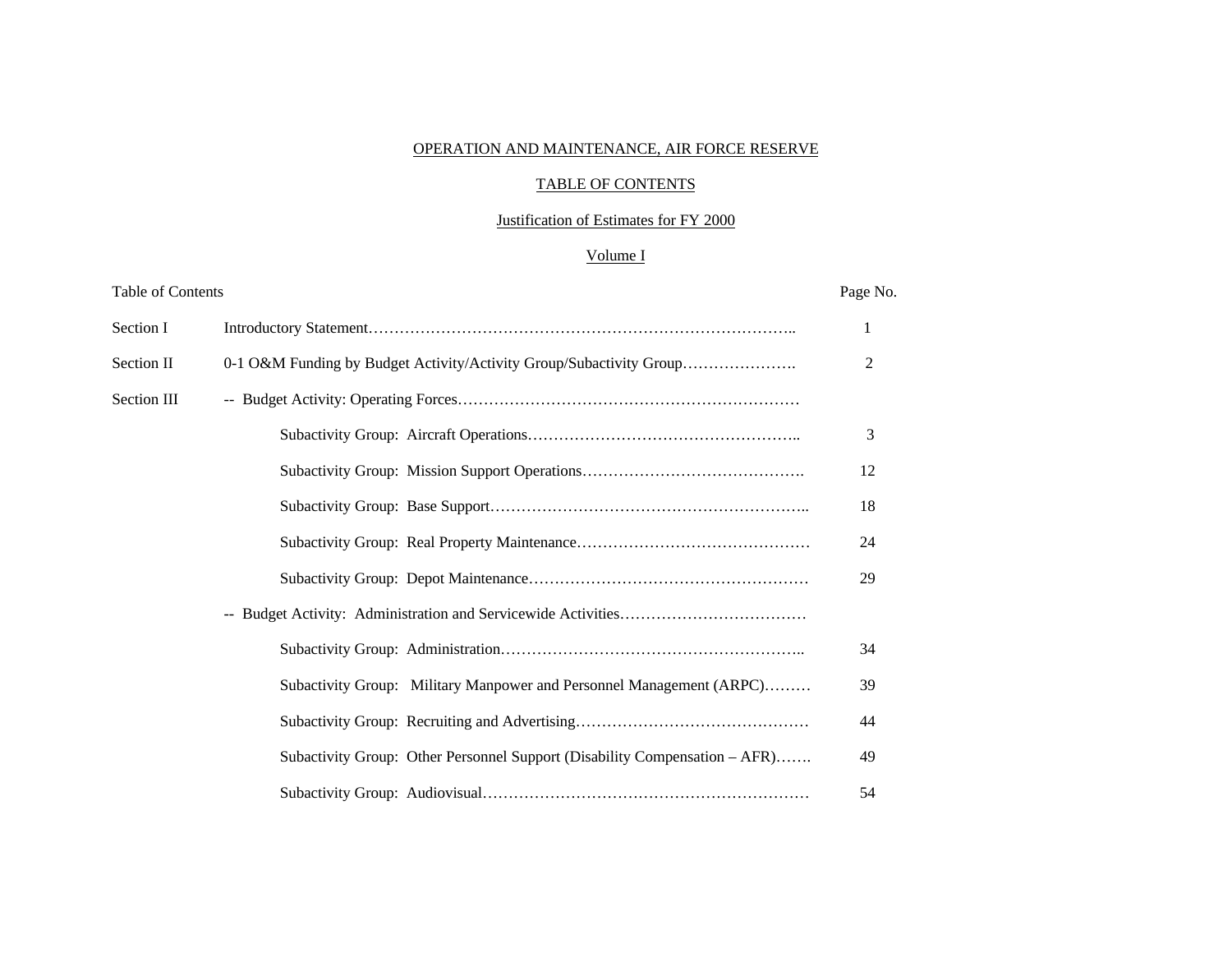# OPERATION AND MAINTENANCE, AIR FORCE RESERVE

## TABLE OF CONTENTS

### Justification of Estimates for FY 2000

### Volume I

| Table of Contents | | Page No. |
|---|---|---|
| Section I | Introductory Statement | 1 |
| Section II | 0-1 O&M Funding by Budget Activity/Activity Group/Subactivity Group | 2 |
| Section III | -- Budget Activity: Operating Forces | |
| | Subactivity Group: Aircraft Operations | 3 |
| | Subactivity Group: Mission Support Operations | 12 |
| | Subactivity Group: Base Support | 18 |
| | Subactivity Group: Real Property Maintenance | 24 |
| | Subactivity Group: Depot Maintenance | 29 |
| | -- Budget Activity: Administration and Servicewide Activities | |
| | Subactivity Group: Administration | 34 |
| | Subactivity Group: Military Manpower and Personnel Management (ARPC) | 39 |
| | Subactivity Group: Recruiting and Advertising | 44 |
| | Subactivity Group: Other Personnel Support (Disability Compensation – AFR) | 49 |
| | Subactivity Group: Audiovisual | 54 |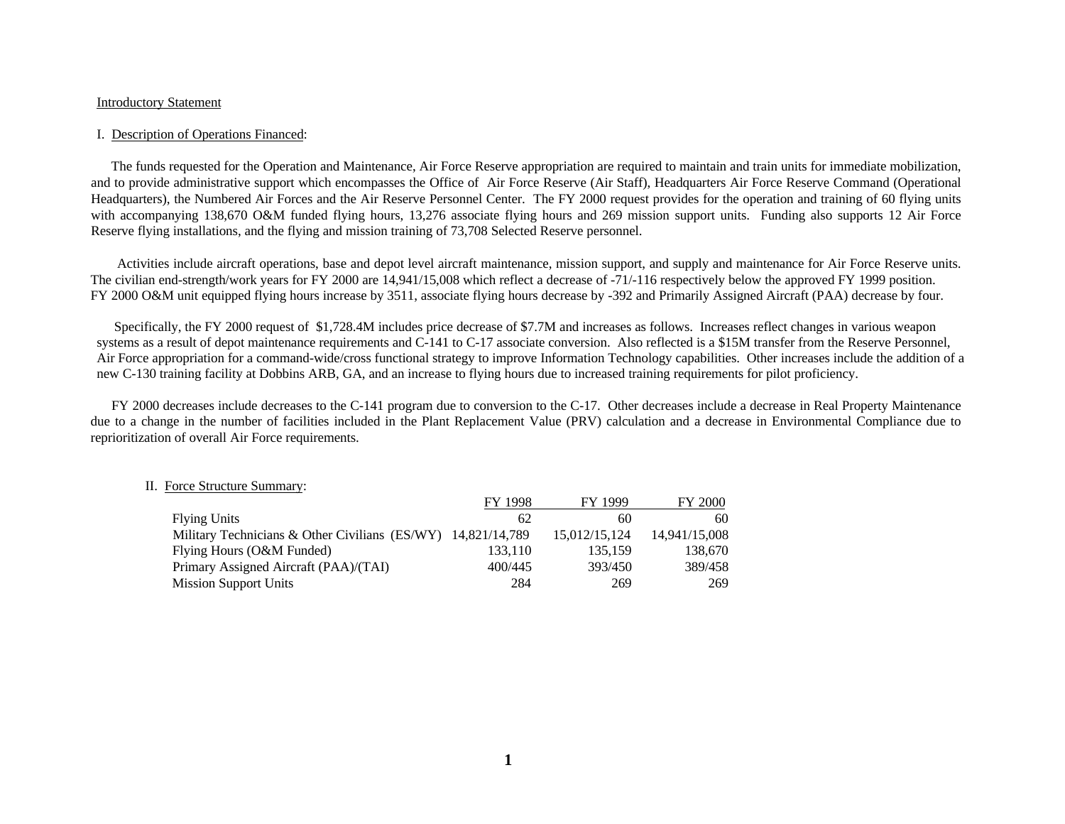## Introductory Statement

### I. Description of Operations Financed:

The funds requested for the Operation and Maintenance, Air Force Reserve appropriation are required to maintain and train units for immediate mobilization, and to provide administrative support which encompasses the Office of Air Force Reserve (Air Staff), Headquarters Air Force Reserve Command (Operational Headquarters), the Numbered Air Forces and the Air Reserve Personnel Center. The FY 2000 request provides for the operation and training of 60 flying units with accompanying 138,670 O&M funded flying hours, 13,276 associate flying hours and 269 mission support units. Funding also supports 12 Air Force Reserve flying installations, and the flying and mission training of 73,708 Selected Reserve personnel.

Activities include aircraft operations, base and depot level aircraft maintenance, mission support, and supply and maintenance for Air Force Reserve units. The civilian end-strength/work years for FY 2000 are 14,941/15,008 which reflect a decrease of -71/-116 respectively below the approved FY 1999 position. FY 2000 O&M unit equipped flying hours increase by 3511, associate flying hours decrease by -392 and Primarily Assigned Aircraft (PAA) decrease by four.

Specifically, the FY 2000 request of $1,728.4M includes price decrease of $7.7M and increases as follows. Increases reflect changes in various weapon systems as a result of depot maintenance requirements and C-141 to C-17 associate conversion. Also reflected is a $15M transfer from the Reserve Personnel, Air Force appropriation for a command-wide/cross functional strategy to improve Information Technology capabilities. Other increases include the addition of a new C-130 training facility at Dobbins ARB, GA, and an increase to flying hours due to increased training requirements for pilot proficiency.

FY 2000 decreases include decreases to the C-141 program due to conversion to the C-17. Other decreases include a decrease in Real Property Maintenance due to a change in the number of facilities included in the Plant Replacement Value (PRV) calculation and a decrease in Environmental Compliance due to reprioritization of overall Air Force requirements.

### II. Force Structure Summary:

| | FY 1998 | FY 1999 | FY 2000 |
|---|---|---|---|
| Flying Units | 62 | 60 | 60 |
| Military Technicians & Other Civilians (ES/WY) | 14,821/14,789 | 15,012/15,124 | 14,941/15,008 |
| Flying Hours (O&M Funded) | 133,110 | 135,159 | 138,670 |
| Primary Assigned Aircraft (PAA)/(TAI) | 400/445 | 393/450 | 389/458 |
| Mission Support Units | 284 | 269 | 269 |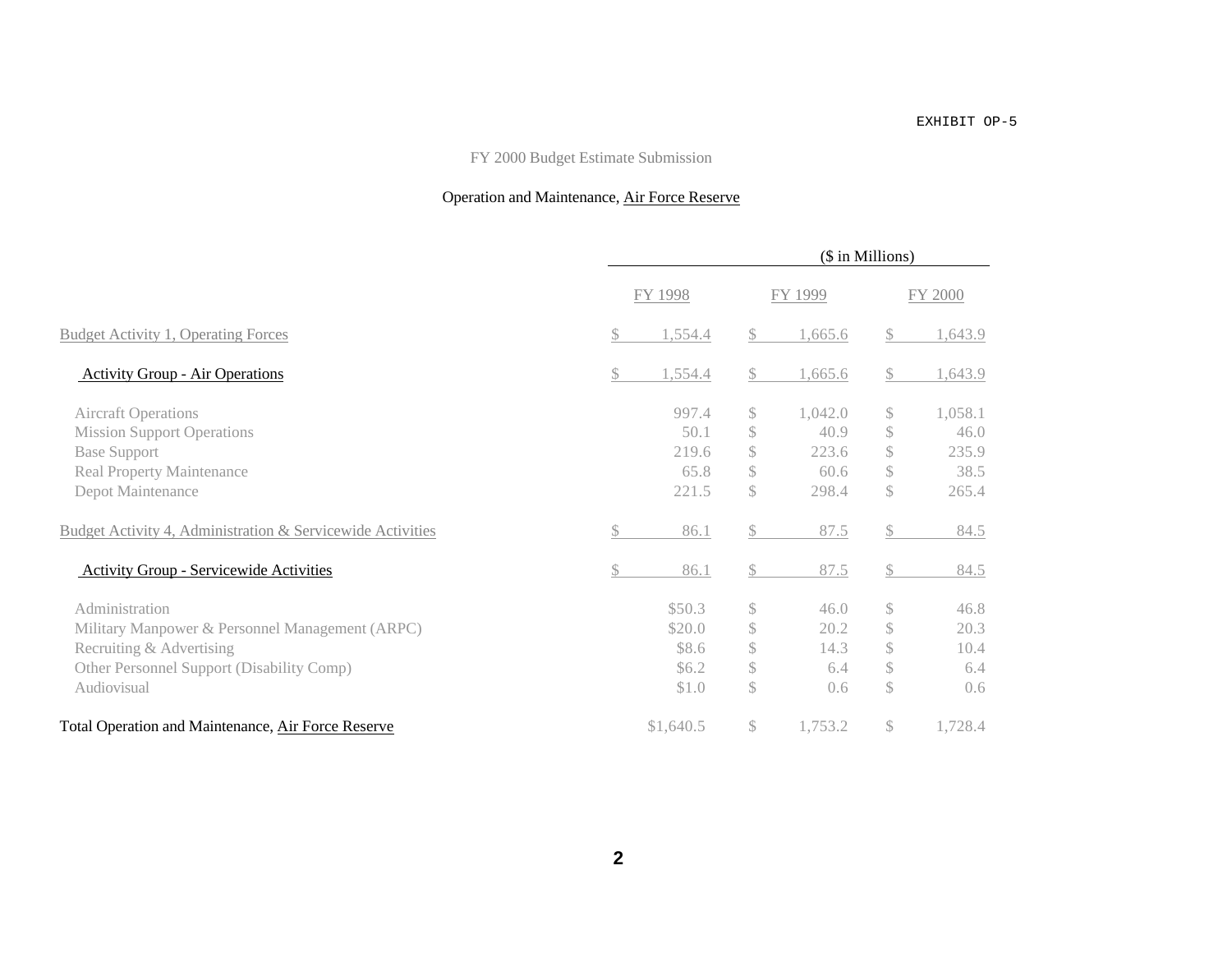EXHIBIT OP-5

FY 2000 Budget Estimate Submission

Operation and Maintenance, Air Force Reserve

| | ($ in Millions) | | |
|---|---|---|---|
| | FY 1998 | FY 1999 | FY 2000 |
| Budget Activity 1, Operating Forces | $ 1,554.4 | $ 1,665.6 | $ 1,643.9 |
| Activity Group - Air Operations | $ 1,554.4 | $ 1,665.6 | $ 1,643.9 |
| Aircraft Operations | 997.4 | $ 1,042.0 | $ 1,058.1 |
| Mission Support Operations | 50.1 | $ 40.9 | $ 46.0 |
| Base Support | 219.6 | $ 223.6 | $ 235.9 |
| Real Property Maintenance | 65.8 | $ 60.6 | $ 38.5 |
| Depot Maintenance | 221.5 | $ 298.4 | $ 265.4 |
| Budget Activity 4, Administration & Servicewide Activities | $ 86.1 | $ 87.5 | $ 84.5 |
| Activity Group - Servicewide Activities | $ 86.1 | $ 87.5 | $ 84.5 |
| Administration | $50.3 | $ 46.0 | $ 46.8 |
| Military Manpower & Personnel Management (ARPC) | $20.0 | $ 20.2 | $ 20.3 |
| Recruiting & Advertising | $8.6 | $ 14.3 | $ 10.4 |
| Other Personnel Support (Disability Comp) | $6.2 | $ 6.4 | $ 6.4 |
| Audiovisual | $1.0 | $ 0.6 | $ 0.6 |
| Total Operation and Maintenance, Air Force Reserve | $1,640.5 | $ 1,753.2 | $ 1,728.4 |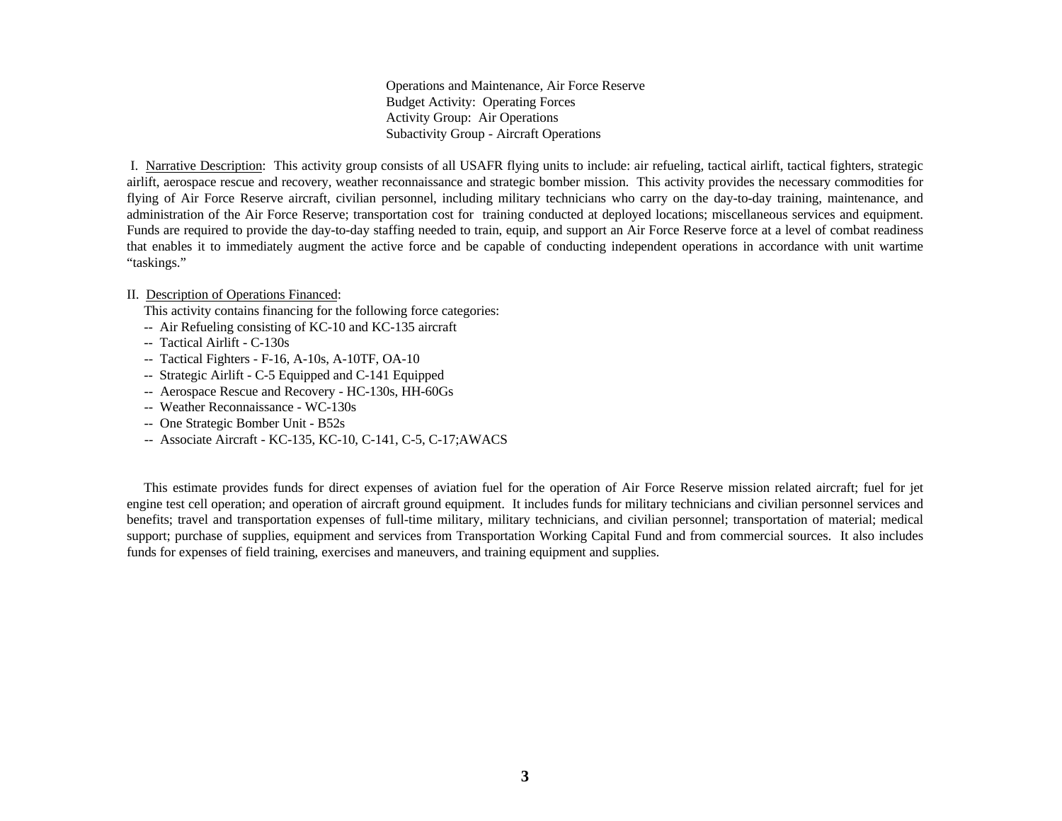Operations and Maintenance, Air Force Reserve
Budget Activity: Operating Forces
Activity Group: Air Operations
Subactivity Group - Aircraft Operations

I. Narrative Description: This activity group consists of all USAFR flying units to include: air refueling, tactical airlift, tactical fighters, strategic airlift, aerospace rescue and recovery, weather reconnaissance and strategic bomber mission. This activity provides the necessary commodities for flying of Air Force Reserve aircraft, civilian personnel, including military technicians who carry on the day-to-day training, maintenance, and administration of the Air Force Reserve; transportation cost for training conducted at deployed locations; miscellaneous services and equipment. Funds are required to provide the day-to-day staffing needed to train, equip, and support an Air Force Reserve force at a level of combat readiness that enables it to immediately augment the active force and be capable of conducting independent operations in accordance with unit wartime "taskings."

II. Description of Operations Financed:

This activity contains financing for the following force categories:

- -- Air Refueling consisting of KC-10 and KC-135 aircraft
- -- Tactical Airlift - C-130s
- -- Tactical Fighters - F-16, A-10s, A-10TF, OA-10
- -- Strategic Airlift - C-5 Equipped and C-141 Equipped
- -- Aerospace Rescue and Recovery - HC-130s, HH-60Gs
- -- Weather Reconnaissance - WC-130s
- -- One Strategic Bomber Unit - B52s
- -- Associate Aircraft - KC-135, KC-10, C-141, C-5, C-17;AWACS

This estimate provides funds for direct expenses of aviation fuel for the operation of Air Force Reserve mission related aircraft; fuel for jet engine test cell operation; and operation of aircraft ground equipment. It includes funds for military technicians and civilian personnel services and benefits; travel and transportation expenses of full-time military, military technicians, and civilian personnel; transportation of material; medical support; purchase of supplies, equipment and services from Transportation Working Capital Fund and from commercial sources. It also includes funds for expenses of field training, exercises and maneuvers, and training equipment and supplies.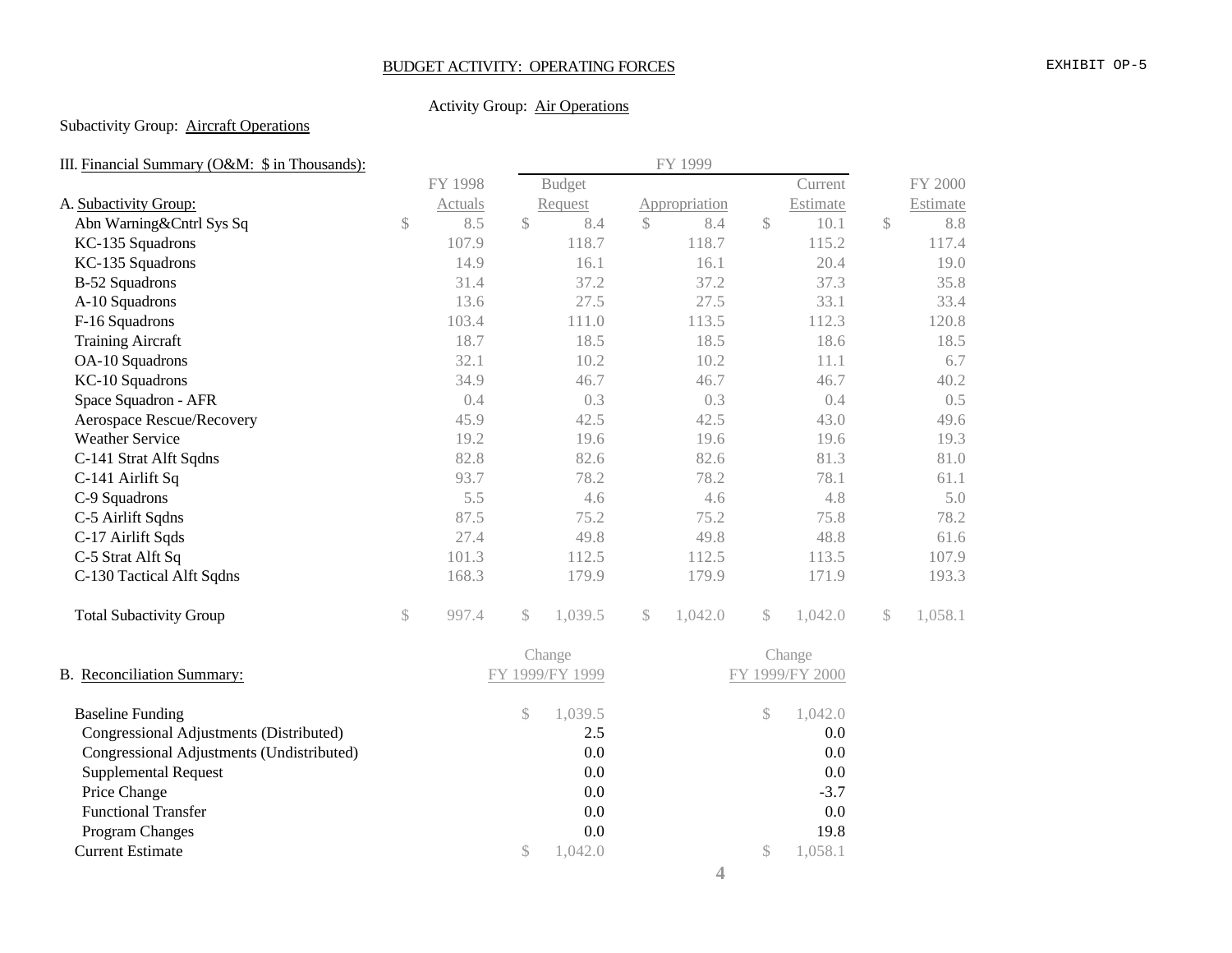BUDGET ACTIVITY: OPERATING FORCES

EXHIBIT OP-5

Activity Group: Air Operations

Subactivity Group: Aircraft Operations

III. Financial Summary (O&M: $ in Thousands):

| A. Subactivity Group: | FY 1998 Actuals | FY 1999 Budget Request | FY 1999 Appropriation | FY 1999 Current Estimate | FY 2000 Estimate |
|---|---|---|---|---|---|
| Abn Warning&Cntrl Sys Sq | $ 8.5 | $ 8.4 | $ 8.4 | $ 10.1 | $ 8.8 |
| KC-135 Squadrons | 107.9 | 118.7 | 118.7 | 115.2 | 117.4 |
| KC-135 Squadrons | 14.9 | 16.1 | 16.1 | 20.4 | 19.0 |
| B-52 Squadrons | 31.4 | 37.2 | 37.2 | 37.3 | 35.8 |
| A-10 Squadrons | 13.6 | 27.5 | 27.5 | 33.1 | 33.4 |
| F-16 Squadrons | 103.4 | 111.0 | 113.5 | 112.3 | 120.8 |
| Training Aircraft | 18.7 | 18.5 | 18.5 | 18.6 | 18.5 |
| OA-10 Squadrons | 32.1 | 10.2 | 10.2 | 11.1 | 6.7 |
| KC-10 Squadrons | 34.9 | 46.7 | 46.7 | 46.7 | 40.2 |
| Space Squadron - AFR | 0.4 | 0.3 | 0.3 | 0.4 | 0.5 |
| Aerospace Rescue/Recovery | 45.9 | 42.5 | 42.5 | 43.0 | 49.6 |
| Weather Service | 19.2 | 19.6 | 19.6 | 19.6 | 19.3 |
| C-141 Strat Alft Sqdns | 82.8 | 82.6 | 82.6 | 81.3 | 81.0 |
| C-141 Airlift Sq | 93.7 | 78.2 | 78.2 | 78.1 | 61.1 |
| C-9 Squadrons | 5.5 | 4.6 | 4.6 | 4.8 | 5.0 |
| C-5 Airlift Sqdns | 87.5 | 75.2 | 75.2 | 75.8 | 78.2 |
| C-17 Airlift Sqds | 27.4 | 49.8 | 49.8 | 48.8 | 61.6 |
| C-5 Strat Alft Sq | 101.3 | 112.5 | 112.5 | 113.5 | 107.9 |
| C-130 Tactical Alft Sqdns | 168.3 | 179.9 | 179.9 | 171.9 | 193.3 |
| Total Subactivity Group | $ 997.4 | $ 1,039.5 | $ 1,042.0 | $ 1,042.0 | $ 1,058.1 |

| B. Reconciliation Summary: | Change FY 1999/FY 1999 | Change FY 1999/FY 2000 |
|---|---|---|
| Baseline Funding | $ 1,039.5 | $ 1,042.0 |
| Congressional Adjustments (Distributed) | 2.5 | 0.0 |
| Congressional Adjustments (Undistributed) | 0.0 | 0.0 |
| Supplemental Request | 0.0 | 0.0 |
| Price Change | 0.0 | -3.7 |
| Functional Transfer | 0.0 | 0.0 |
| Program Changes | 0.0 | 19.8 |
| Current Estimate | $ 1,042.0 | $ 1,058.1 |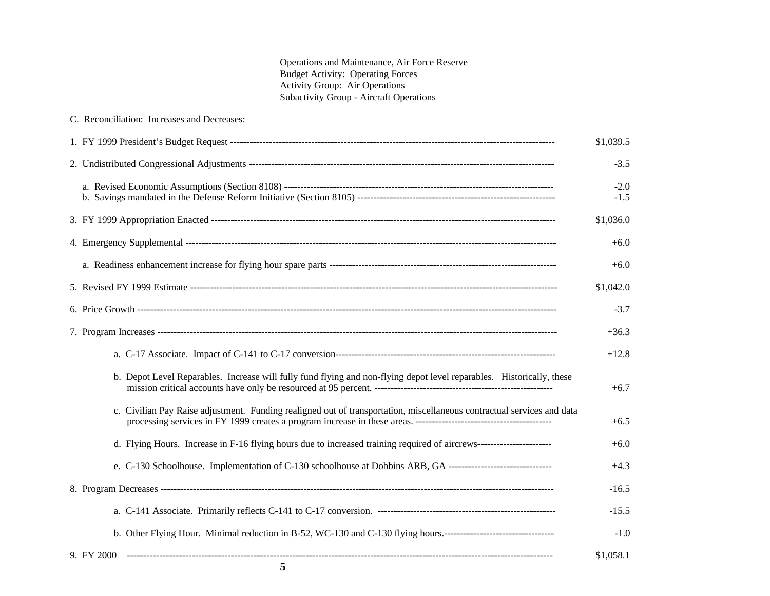Operations and Maintenance, Air Force Reserve
Budget Activity: Operating Forces
Activity Group: Air Operations
Subactivity Group - Aircraft Operations

C. Reconciliation: Increases and Decreases:

| | |
|---|---|
| 1. FY 1999 President's Budget Request | $1,039.5 |
| 2. Undistributed Congressional Adjustments | -3.5 |
| a. Revised Economic Assumptions (Section 8108) | -2.0 |
| b. Savings mandated in the Defense Reform Initiative (Section 8105) | -1.5 |
| 3. FY 1999 Appropriation Enacted | $1,036.0 |
| 4. Emergency Supplemental | +6.0 |
| a. Readiness enhancement increase for flying hour spare parts | +6.0 |
| 5. Revised FY 1999 Estimate | $1,042.0 |
| 6. Price Growth | -3.7 |
| 7. Program Increases | +36.3 |
| a. C-17 Associate. Impact of C-141 to C-17 conversion | +12.8 |
| b. Depot Level Reparables. Increase will fully fund flying and non-flying depot level reparables. Historically, these mission critical accounts have only be resourced at 95 percent. | +6.7 |
| c. Civilian Pay Raise adjustment. Funding realigned out of transportation, miscellaneous contractual services and data processing services in FY 1999 creates a program increase in these areas. | +6.5 |
| d. Flying Hours. Increase in F-16 flying hours due to increased training required of aircrews | +6.0 |
| e. C-130 Schoolhouse. Implementation of C-130 schoolhouse at Dobbins ARB, GA | +4.3 |
| 8. Program Decreases | -16.5 |
| a. C-141 Associate. Primarily reflects C-141 to C-17 conversion. | -15.5 |
| b. Other Flying Hour. Minimal reduction in B-52, WC-130 and C-130 flying hours. | -1.0 |
| 9. FY 2000 | $1,058.1 |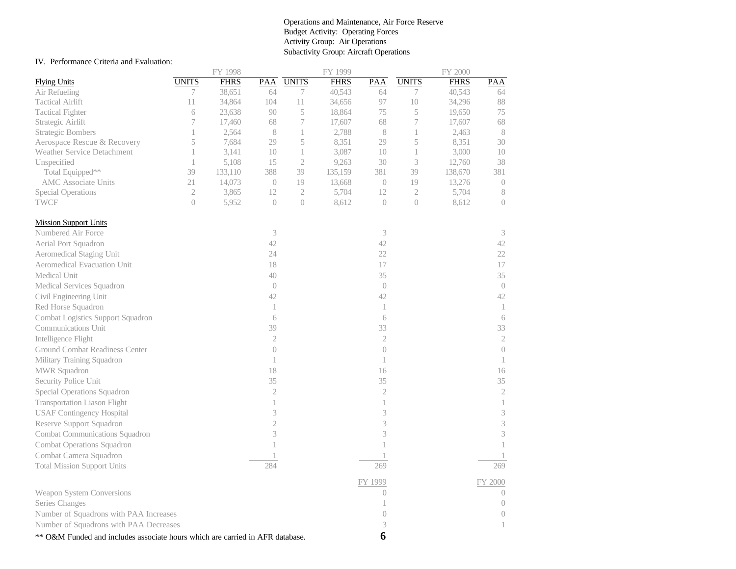Operations and Maintenance, Air Force Reserve
Budget Activity: Operating Forces
Activity Group: Air Operations
Subactivity Group: Aircraft Operations

IV. Performance Criteria and Evaluation:

| | FY 1998 | | | FY 1999 | | | FY 2000 | | |
|---|---|---|---|---|---|---|---|---|---|
| Flying Units | UNITS | FHRS | PAA | UNITS | FHRS | PAA | UNITS | FHRS | PAA |
| Air Refueling | 7 | 38,651 | 64 | 7 | 40,543 | 64 | 7 | 40,543 | 64 |
| Tactical Airlift | 11 | 34,864 | 104 | 11 | 34,656 | 97 | 10 | 34,296 | 88 |
| Tactical Fighter | 6 | 23,638 | 90 | 5 | 18,864 | 75 | 5 | 19,650 | 75 |
| Strategic Airlift | 7 | 17,460 | 68 | 7 | 17,607 | 68 | 7 | 17,607 | 68 |
| Strategic Bombers | 1 | 2,564 | 8 | 1 | 2,788 | 8 | 1 | 2,463 | 8 |
| Aerospace Rescue & Recovery | 5 | 7,684 | 29 | 5 | 8,351 | 29 | 5 | 8,351 | 30 |
| Weather Service Detachment | 1 | 3,141 | 10 | 1 | 3,087 | 10 | 1 | 3,000 | 10 |
| Unspecified | 1 | 5,108 | 15 | 2 | 9,263 | 30 | 3 | 12,760 | 38 |
| Total Equipped** | 39 | 133,110 | 388 | 39 | 135,159 | 381 | 39 | 138,670 | 381 |
| AMC Associate Units | 21 | 14,073 | 0 | 19 | 13,668 | 0 | 19 | 13,276 | 0 |
| Special Operations | 2 | 3,865 | 12 | 2 | 5,704 | 12 | 2 | 5,704 | 8 |
| TWCF | 0 | 5,952 | 0 | 0 | 8,612 | 0 | 0 | 8,612 | 0 |

| Mission Support Units | FY 1998 | FY 1999 | FY 2000 |
|---|---|---|---|
| Numbered Air Force | 3 | 3 | 3 |
| Aerial Port Squadron | 42 | 42 | 42 |
| Aeromedical Staging Unit | 24 | 22 | 22 |
| Aeromedical Evacuation Unit | 18 | 17 | 17 |
| Medical Unit | 40 | 35 | 35 |
| Medical Services Squadron | 0 | 0 | 0 |
| Civil Engineering Unit | 42 | 42 | 42 |
| Red Horse Squadron | 1 | 1 | 1 |
| Combat Logistics Support Squadron | 6 | 6 | 6 |
| Communications Unit | 39 | 33 | 33 |
| Intelligence Flight | 2 | 2 | 2 |
| Ground Combat Readiness Center | 0 | 0 | 0 |
| Military Training Squadron | 1 | 1 | 1 |
| MWR Squadron | 18 | 16 | 16 |
| Security Police Unit | 35 | 35 | 35 |
| Special Operations Squadron | 2 | 2 | 2 |
| Transportation Liason Flight | 1 | 1 | 1 |
| USAF Contingency Hospital | 3 | 3 | 3 |
| Reserve Support Squadron | 2 | 3 | 3 |
| Combat Communications Squadron | 3 | 3 | 3 |
| Combat Operations Squadron | 1 | 1 | 1 |
| Combat Camera Squadron | 1 | 1 | 1 |
| Total Mission Support Units | 284 | 269 | 269 |

| | FY 1999 | FY 2000 |
|---|---|---|
| Weapon System Conversions | 0 | 0 |
| Series Changes | 1 | 0 |
| Number of Squadrons with PAA Increases | 0 | 0 |
| Number of Squadrons with PAA Decreases | 3 | 1 |

** O&M Funded and includes associate hours which are carried in AFR database.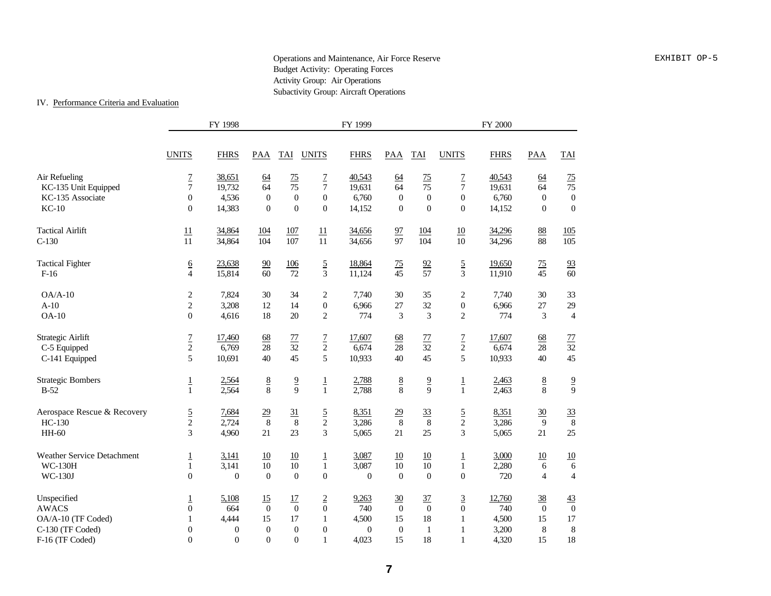Operations and Maintenance, Air Force Reserve
Budget Activity: Operating Forces
Activity Group: Air Operations
Subactivity Group: Aircraft Operations

EXHIBIT OP-5

IV. Performance Criteria and Evaluation

| | FY 1998 | | | | FY 1999 | | | | FY 2000 | | | |
|---|---|---|---|---|---|---|---|---|---|---|---|---|
| | UNITS | FHRS | PAA | TAI | UNITS | FHRS | PAA | TAI | UNITS | FHRS | PAA | TAI |
| Air Refueling | 7 | 38,651 | 64 | 75 | 7 | 40,543 | 64 | 75 | 7 | 40,543 | 64 | 75 |
| KC-135 Unit Equipped | 7 | 19,732 | 64 | 75 | 7 | 19,631 | 64 | 75 | 7 | 19,631 | 64 | 75 |
| KC-135 Associate | 0 | 4,536 | 0 | 0 | 0 | 6,760 | 0 | 0 | 0 | 6,760 | 0 | 0 |
| KC-10 | 0 | 14,383 | 0 | 0 | 0 | 14,152 | 0 | 0 | 0 | 14,152 | 0 | 0 |
| Tactical Airlift | 11 | 34,864 | 104 | 107 | 11 | 34,656 | 97 | 104 | 10 | 34,296 | 88 | 105 |
| C-130 | 11 | 34,864 | 104 | 107 | 11 | 34,656 | 97 | 104 | 10 | 34,296 | 88 | 105 |
| Tactical Fighter | 6 | 23,638 | 90 | 106 | 5 | 18,864 | 75 | 92 | 5 | 19,650 | 75 | 93 |
| F-16 | 4 | 15,814 | 60 | 72 | 3 | 11,124 | 45 | 57 | 3 | 11,910 | 45 | 60 |
| OA/A-10 | 2 | 7,824 | 30 | 34 | 2 | 7,740 | 30 | 35 | 2 | 7,740 | 30 | 33 |
| A-10 | 2 | 3,208 | 12 | 14 | 0 | 6,966 | 27 | 32 | 0 | 6,966 | 27 | 29 |
| OA-10 | 0 | 4,616 | 18 | 20 | 2 | 774 | 3 | 3 | 2 | 774 | 3 | 4 |
| Strategic Airlift | 7 | 17,460 | 68 | 77 | 7 | 17,607 | 68 | 77 | 7 | 17,607 | 68 | 77 |
| C-5 Equipped | 2 | 6,769 | 28 | 32 | 2 | 6,674 | 28 | 32 | 2 | 6,674 | 28 | 32 |
| C-141 Equipped | 5 | 10,691 | 40 | 45 | 5 | 10,933 | 40 | 45 | 5 | 10,933 | 40 | 45 |
| Strategic Bombers | 1 | 2,564 | 8 | 9 | 1 | 2,788 | 8 | 9 | 1 | 2,463 | 8 | 9 |
| B-52 | 1 | 2,564 | 8 | 9 | 1 | 2,788 | 8 | 9 | 1 | 2,463 | 8 | 9 |
| Aerospace Rescue & Recovery | 5 | 7,684 | 29 | 31 | 5 | 8,351 | 29 | 33 | 5 | 8,351 | 30 | 33 |
| HC-130 | 2 | 2,724 | 8 | 8 | 2 | 3,286 | 8 | 8 | 2 | 3,286 | 9 | 8 |
| HH-60 | 3 | 4,960 | 21 | 23 | 3 | 5,065 | 21 | 25 | 3 | 5,065 | 21 | 25 |
| Weather Service Detachment | 1 | 3,141 | 10 | 10 | 1 | 3,087 | 10 | 10 | 1 | 3,000 | 10 | 10 |
| WC-130H | 1 | 3,141 | 10 | 10 | 1 | 3,087 | 10 | 10 | 1 | 2,280 | 6 | 6 |
| WC-130J | 0 | 0 | 0 | 0 | 0 | 0 | 0 | 0 | 0 | 720 | 4 | 4 |
| Unspecified | 1 | 5,108 | 15 | 17 | 2 | 9,263 | 30 | 37 | 3 | 12,760 | 38 | 43 |
| AWACS | 0 | 664 | 0 | 0 | 0 | 740 | 0 | 0 | 0 | 740 | 0 | 0 |
| OA/A-10 (TF Coded) | 1 | 4,444 | 15 | 17 | 1 | 4,500 | 15 | 18 | 1 | 4,500 | 15 | 17 |
| C-130 (TF Coded) | 0 | 0 | 0 | 0 | 0 | 0 | 0 | 1 | 1 | 3,200 | 8 | 8 |
| F-16 (TF Coded) | 0 | 0 | 0 | 0 | 1 | 4,023 | 15 | 18 | 1 | 4,320 | 15 | 18 |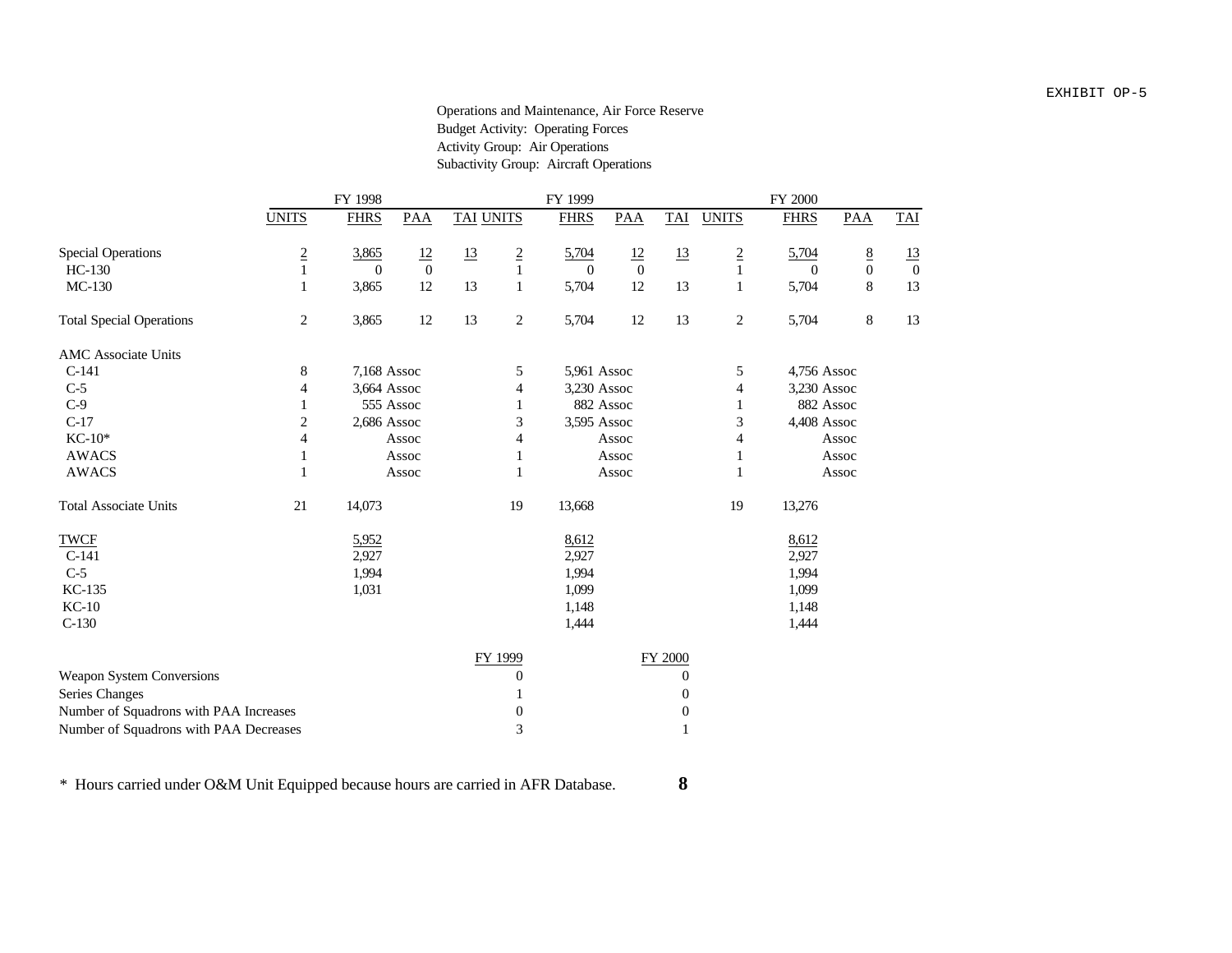EXHIBIT OP-5

Operations and Maintenance, Air Force Reserve
Budget Activity: Operating Forces
Activity Group: Air Operations
Subactivity Group: Aircraft Operations

| | FY 1998 | | | | FY 1999 | | | | FY 2000 | | | |
|---|---|---|---|---|---|---|---|---|---|---|---|---|
| | UNITS | FHRS | PAA | TAI | UNITS | FHRS | PAA | TAI | UNITS | FHRS | PAA | TAI |
| Special Operations | 2 | 3,865 | 12 | 13 | 2 | 5,704 | 12 | 13 | 2 | 5,704 | 8 | 13 |
| HC-130 | 1 | 0 | 0 | | 1 | 0 | 0 | | 1 | 0 | 0 | 0 |
| MC-130 | 1 | 3,865 | 12 | 13 | 1 | 5,704 | 12 | 13 | 1 | 5,704 | 8 | 13 |
| Total Special Operations | 2 | 3,865 | 12 | 13 | 2 | 5,704 | 12 | 13 | 2 | 5,704 | 8 | 13 |
| AMC Associate Units | | | | | | | | | | | | |
| C-141 | 8 | 7,168 | Assoc | | 5 | 5,961 | Assoc | | 5 | 4,756 | Assoc | |
| C-5 | 4 | 3,664 | Assoc | | 4 | 3,230 | Assoc | | 4 | 3,230 | Assoc | |
| C-9 | 1 | 555 | Assoc | | 1 | 882 | Assoc | | 1 | 882 | Assoc | |
| C-17 | 2 | 2,686 | Assoc | | 3 | 3,595 | Assoc | | 3 | 4,408 | Assoc | |
| KC-10* | 4 | | Assoc | | 4 | | Assoc | | 4 | | Assoc | |
| AWACS | 1 | | Assoc | | 1 | | Assoc | | 1 | | Assoc | |
| AWACS | 1 | | Assoc | | 1 | | Assoc | | 1 | | Assoc | |
| Total Associate Units | 21 | 14,073 | | | 19 | 13,668 | | | 19 | 13,276 | | |
| TWCF | | 5,952 | | | | 8,612 | | | | 8,612 | | |
| C-141 | | 2,927 | | | | 2,927 | | | | 2,927 | | |
| C-5 | | 1,994 | | | | 1,994 | | | | 1,994 | | |
| KC-135 | | 1,031 | | | | 1,099 | | | | 1,099 | | |
| KC-10 | | | | | | 1,148 | | | | 1,148 | | |
| C-130 | | | | | | 1,444 | | | | 1,444 | | |

| | FY 1999 | FY 2000 |
|---|---|---|
| Weapon System Conversions | 0 | 0 |
| Series Changes | 1 | 0 |
| Number of Squadrons with PAA Increases | 0 | 0 |
| Number of Squadrons with PAA Decreases | 3 | 1 |

* Hours carried under O&M Unit Equipped because hours are carried in AFR Database.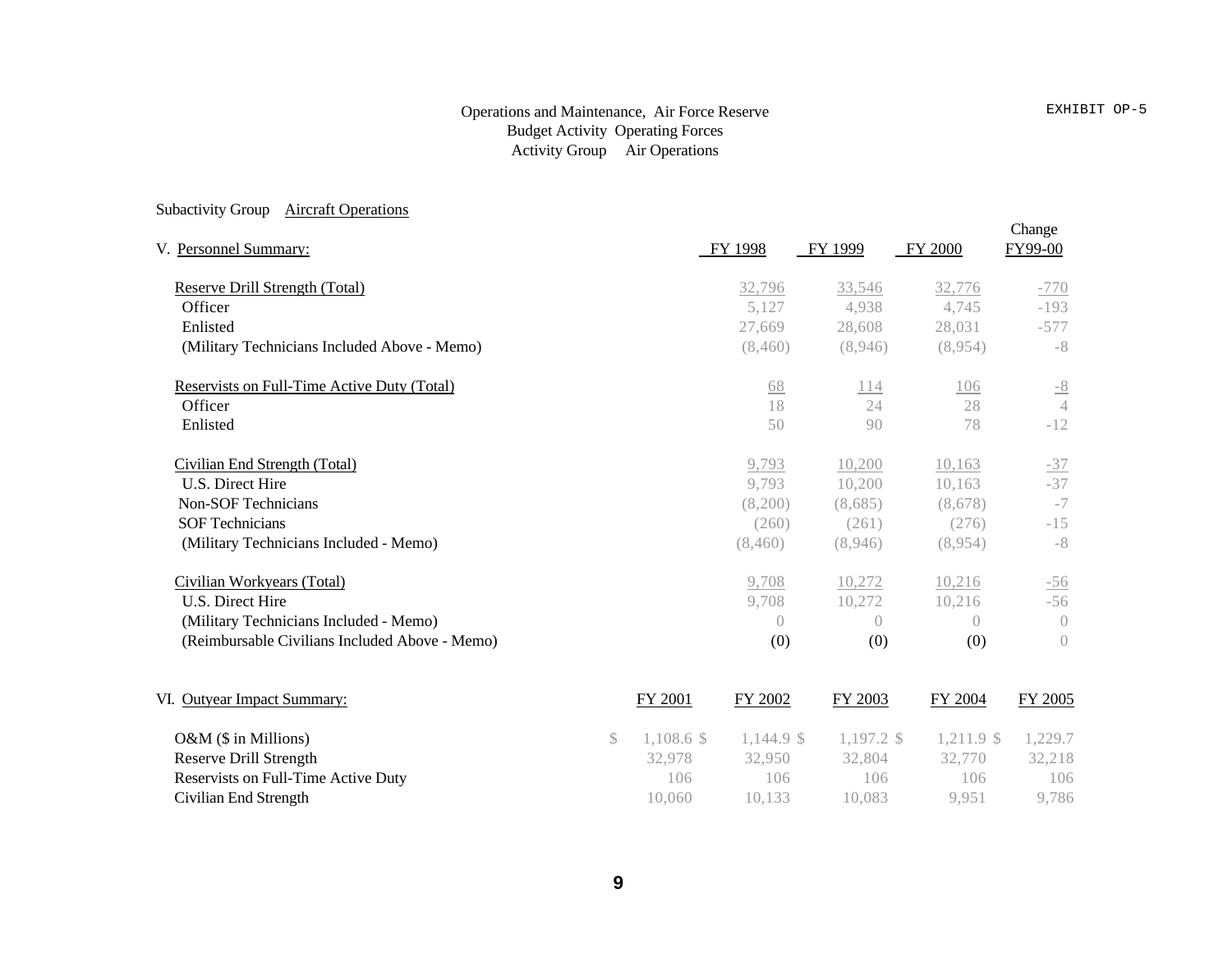EXHIBIT OP-5

Operations and Maintenance, Air Force Reserve
Budget Activity Operating Forces
Activity Group Air Operations

Subactivity Group Aircraft Operations

| V. Personnel Summary: | FY 1998 | FY 1999 | FY 2000 | Change FY99-00 |
|---|---|---|---|---|
| Reserve Drill Strength (Total) | 32,796 | 33,546 | 32,776 | -770 |
| Officer | 5,127 | 4,938 | 4,745 | -193 |
| Enlisted | 27,669 | 28,608 | 28,031 | -577 |
| (Military Technicians Included Above - Memo) | (8,460) | (8,946) | (8,954) | -8 |
| Reservists on Full-Time Active Duty (Total) | 68 | 114 | 106 | -8 |
| Officer | 18 | 24 | 28 | 4 |
| Enlisted | 50 | 90 | 78 | -12 |
| Civilian End Strength (Total) | 9,793 | 10,200 | 10,163 | -37 |
| U.S. Direct Hire | 9,793 | 10,200 | 10,163 | -37 |
| Non-SOF Technicians | (8,200) | (8,685) | (8,678) | -7 |
| SOF Technicians | (260) | (261) | (276) | -15 |
| (Military Technicians Included - Memo) | (8,460) | (8,946) | (8,954) | -8 |
| Civilian Workyears (Total) | 9,708 | 10,272 | 10,216 | -56 |
| U.S. Direct Hire | 9,708 | 10,272 | 10,216 | -56 |
| (Military Technicians Included - Memo) | 0 | 0 | 0 | 0 |
| (Reimbursable Civilians Included Above - Memo) | (0) | (0) | (0) | 0 |

| VI. Outyear Impact Summary: | FY 2001 | FY 2002 | FY 2003 | FY 2004 | FY 2005 |
|---|---|---|---|---|---|
| O&M ($ in Millions) | $ 1,108.6 | $ 1,144.9 | $ 1,197.2 | $ 1,211.9 | $ 1,229.7 |
| Reserve Drill Strength | 32,978 | 32,950 | 32,804 | 32,770 | 32,218 |
| Reservists on Full-Time Active Duty | 106 | 106 | 106 | 106 | 106 |
| Civilian End Strength | 10,060 | 10,133 | 10,083 | 9,951 | 9,786 |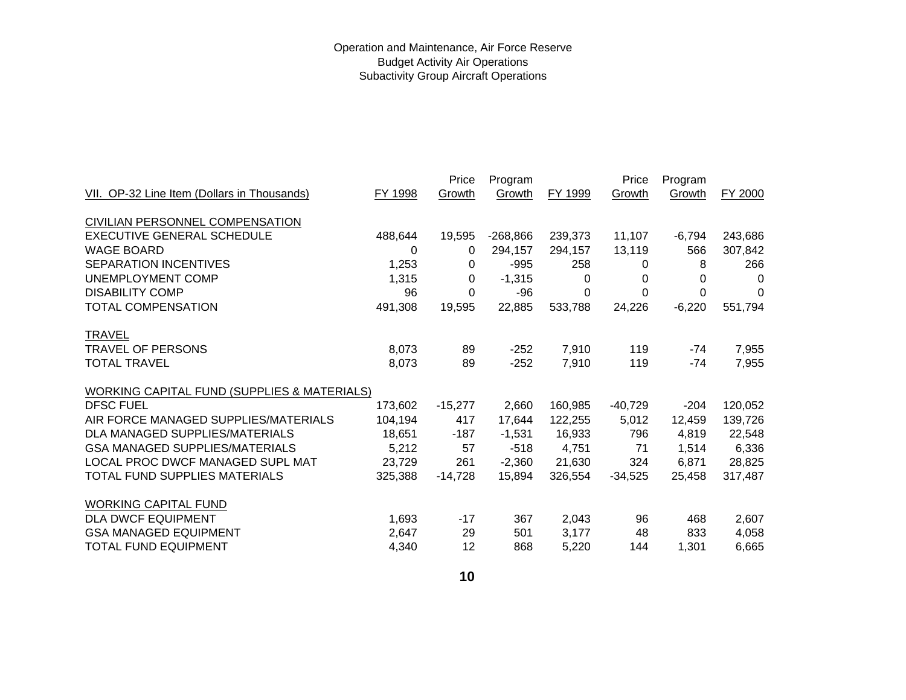Operation and Maintenance, Air Force Reserve
Budget Activity Air Operations
Subactivity Group Aircraft Operations

| VII. OP-32 Line Item (Dollars in Thousands) | FY 1998 | Price Growth | Program Growth | FY 1999 | Price Growth | Program Growth | FY 2000 |
|---|---|---|---|---|---|---|---|
| CIVILIAN PERSONNEL COMPENSATION | | | | | | | |
| EXECUTIVE GENERAL SCHEDULE | 488,644 | 19,595 | -268,866 | 239,373 | 11,107 | -6,794 | 243,686 |
| WAGE BOARD | 0 | 0 | 294,157 | 294,157 | 13,119 | 566 | 307,842 |
| SEPARATION INCENTIVES | 1,253 | 0 | -995 | 258 | 0 | 8 | 266 |
| UNEMPLOYMENT COMP | 1,315 | 0 | -1,315 | 0 | 0 | 0 | 0 |
| DISABILITY COMP | 96 | 0 | -96 | 0 | 0 | 0 | 0 |
| TOTAL COMPENSATION | 491,308 | 19,595 | 22,885 | 533,788 | 24,226 | -6,220 | 551,794 |
| TRAVEL | | | | | | | |
| TRAVEL OF PERSONS | 8,073 | 89 | -252 | 7,910 | 119 | -74 | 7,955 |
| TOTAL TRAVEL | 8,073 | 89 | -252 | 7,910 | 119 | -74 | 7,955 |
| WORKING CAPITAL FUND (SUPPLIES & MATERIALS) | | | | | | | |
| DFSC FUEL | 173,602 | -15,277 | 2,660 | 160,985 | -40,729 | -204 | 120,052 |
| AIR FORCE MANAGED SUPPLIES/MATERIALS | 104,194 | 417 | 17,644 | 122,255 | 5,012 | 12,459 | 139,726 |
| DLA MANAGED SUPPLIES/MATERIALS | 18,651 | -187 | -1,531 | 16,933 | 796 | 4,819 | 22,548 |
| GSA MANAGED SUPPLIES/MATERIALS | 5,212 | 57 | -518 | 4,751 | 71 | 1,514 | 6,336 |
| LOCAL PROC DWCF MANAGED SUPL MAT | 23,729 | 261 | -2,360 | 21,630 | 324 | 6,871 | 28,825 |
| TOTAL FUND SUPPLIES MATERIALS | 325,388 | -14,728 | 15,894 | 326,554 | -34,525 | 25,458 | 317,487 |
| WORKING CAPITAL FUND | | | | | | | |
| DLA DWCF EQUIPMENT | 1,693 | -17 | 367 | 2,043 | 96 | 468 | 2,607 |
| GSA MANAGED EQUIPMENT | 2,647 | 29 | 501 | 3,177 | 48 | 833 | 4,058 |
| TOTAL FUND EQUIPMENT | 4,340 | 12 | 868 | 5,220 | 144 | 1,301 | 6,665 |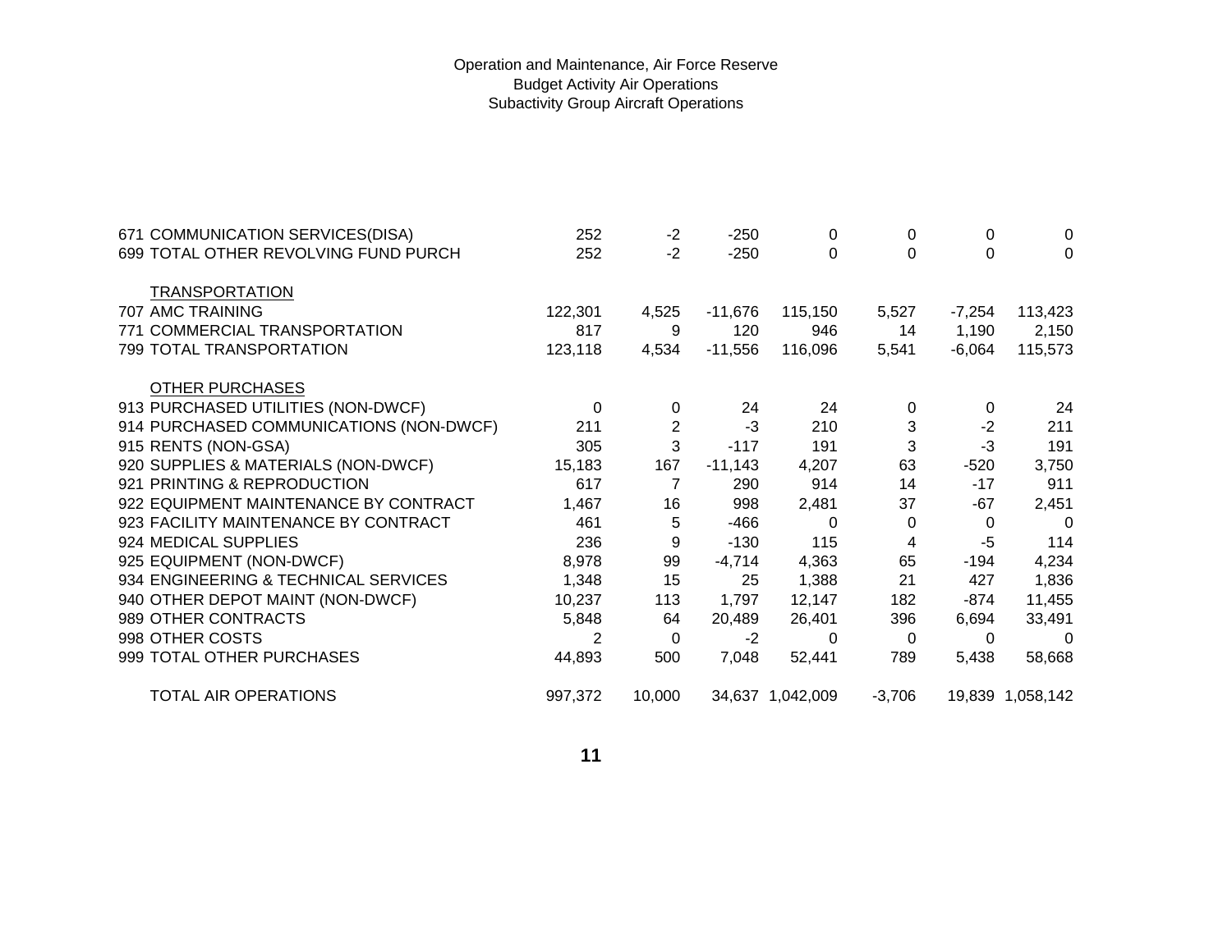Operation and Maintenance, Air Force Reserve
Budget Activity Air Operations
Subactivity Group Aircraft Operations

| | | | | | | | |
|---|---|---|---|---|---|---|---|
| 671 COMMUNICATION SERVICES(DISA) | 252 | -2 | -250 | 0 | 0 | 0 | 0 |
| 699 TOTAL OTHER REVOLVING FUND PURCH | 252 | -2 | -250 | 0 | 0 | 0 | 0 |
| TRANSPORTATION | | | | | | | |
| 707 AMC TRAINING | 122,301 | 4,525 | -11,676 | 115,150 | 5,527 | -7,254 | 113,423 |
| 771 COMMERCIAL TRANSPORTATION | 817 | 9 | 120 | 946 | 14 | 1,190 | 2,150 |
| 799 TOTAL TRANSPORTATION | 123,118 | 4,534 | -11,556 | 116,096 | 5,541 | -6,064 | 115,573 |
| OTHER PURCHASES | | | | | | | |
| 913 PURCHASED UTILITIES (NON-DWCF) | 0 | 0 | 24 | 24 | 0 | 0 | 24 |
| 914 PURCHASED COMMUNICATIONS (NON-DWCF) | 211 | 2 | -3 | 210 | 3 | -2 | 211 |
| 915 RENTS (NON-GSA) | 305 | 3 | -117 | 191 | 3 | -3 | 191 |
| 920 SUPPLIES & MATERIALS (NON-DWCF) | 15,183 | 167 | -11,143 | 4,207 | 63 | -520 | 3,750 |
| 921 PRINTING & REPRODUCTION | 617 | 7 | 290 | 914 | 14 | -17 | 911 |
| 922 EQUIPMENT MAINTENANCE BY CONTRACT | 1,467 | 16 | 998 | 2,481 | 37 | -67 | 2,451 |
| 923 FACILITY MAINTENANCE BY CONTRACT | 461 | 5 | -466 | 0 | 0 | 0 | 0 |
| 924 MEDICAL SUPPLIES | 236 | 9 | -130 | 115 | 4 | -5 | 114 |
| 925 EQUIPMENT (NON-DWCF) | 8,978 | 99 | -4,714 | 4,363 | 65 | -194 | 4,234 |
| 934 ENGINEERING & TECHNICAL SERVICES | 1,348 | 15 | 25 | 1,388 | 21 | 427 | 1,836 |
| 940 OTHER DEPOT MAINT (NON-DWCF) | 10,237 | 113 | 1,797 | 12,147 | 182 | -874 | 11,455 |
| 989 OTHER CONTRACTS | 5,848 | 64 | 20,489 | 26,401 | 396 | 6,694 | 33,491 |
| 998 OTHER COSTS | 2 | 0 | -2 | 0 | 0 | 0 | 0 |
| 999 TOTAL OTHER PURCHASES | 44,893 | 500 | 7,048 | 52,441 | 789 | 5,438 | 58,668 |
| TOTAL AIR OPERATIONS | 997,372 | 10,000 | 34,637 | 1,042,009 | -3,706 | 19,839 | 1,058,142 |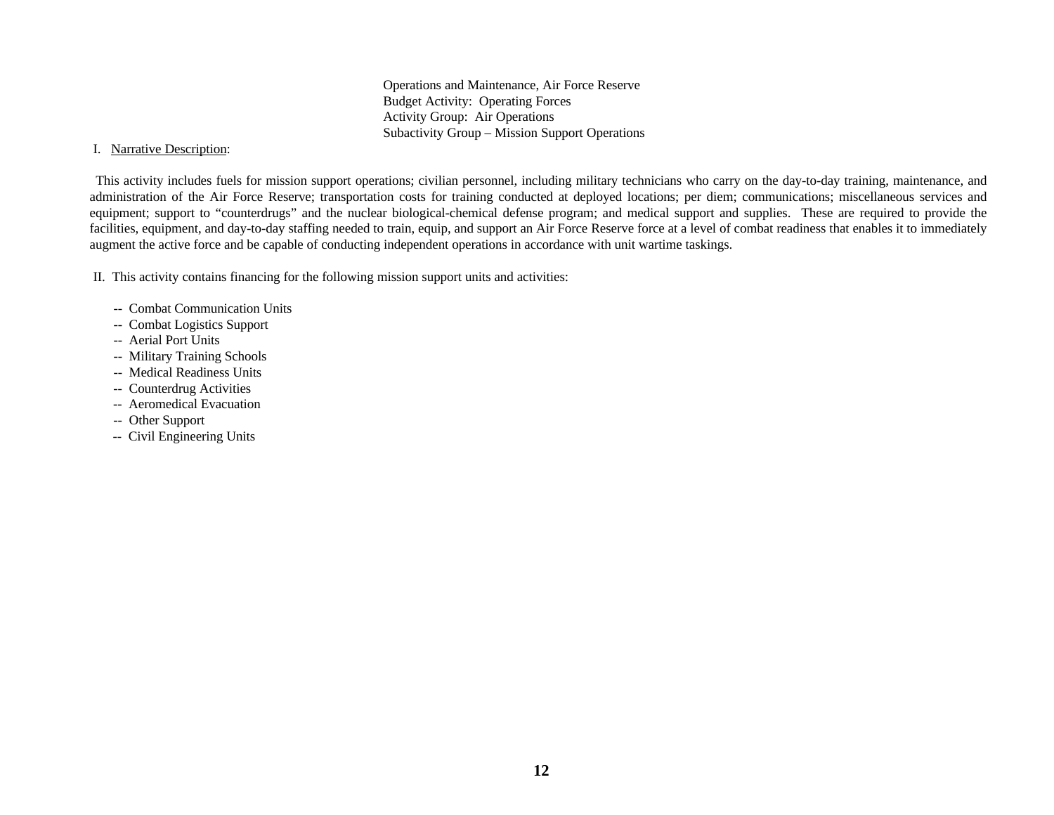Operations and Maintenance, Air Force Reserve
Budget Activity: Operating Forces
Activity Group: Air Operations
Subactivity Group – Mission Support Operations

I. Narrative Description:

This activity includes fuels for mission support operations; civilian personnel, including military technicians who carry on the day-to-day training, maintenance, and administration of the Air Force Reserve; transportation costs for training conducted at deployed locations; per diem; communications; miscellaneous services and equipment; support to "counterdrugs" and the nuclear biological-chemical defense program; and medical support and supplies. These are required to provide the facilities, equipment, and day-to-day staffing needed to train, equip, and support an Air Force Reserve force at a level of combat readiness that enables it to immediately augment the active force and be capable of conducting independent operations in accordance with unit wartime taskings.

II. This activity contains financing for the following mission support units and activities:

- Combat Communication Units
- Combat Logistics Support
- Aerial Port Units
- Military Training Schools
- Medical Readiness Units
- Counterdrug Activities
- Aeromedical Evacuation
- Other Support
- Civil Engineering Units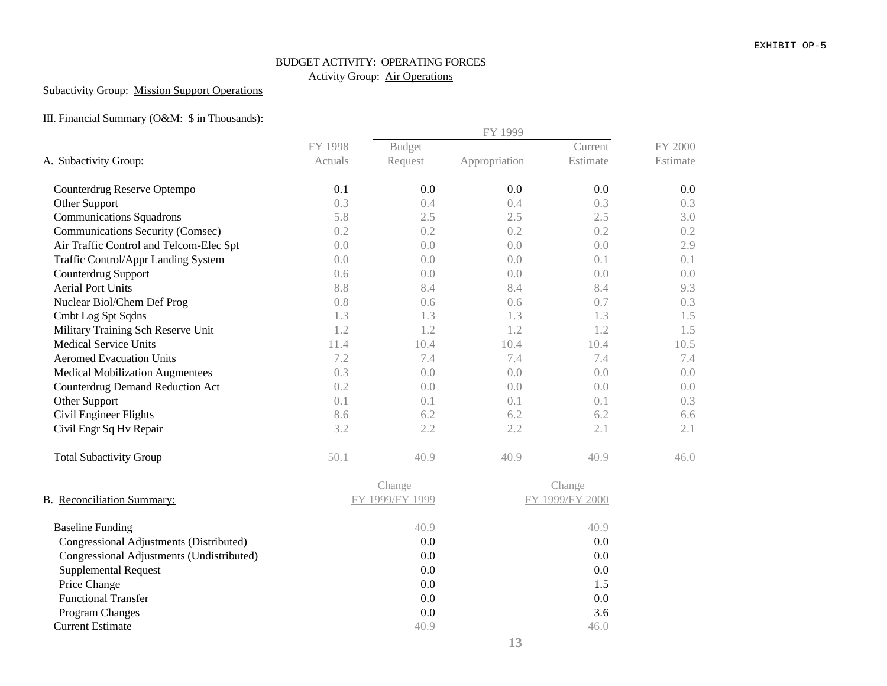EXHIBIT OP-5

BUDGET ACTIVITY: OPERATING FORCES

Activity Group: Air Operations

Subactivity Group: Mission Support Operations

III. Financial Summary (O&M: $ in Thousands):

| A. Subactivity Group: | FY 1998 Actuals | FY 1999 Budget Request | FY 1999 Appropriation | FY 1999 Current Estimate | FY 2000 Estimate |
|---|---|---|---|---|---|
| Counterdrug Reserve Optempo | 0.1 | 0.0 | 0.0 | 0.0 | 0.0 |
| Other Support | 0.3 | 0.4 | 0.4 | 0.3 | 0.3 |
| Communications Squadrons | 5.8 | 2.5 | 2.5 | 2.5 | 3.0 |
| Communications Security (Comsec) | 0.2 | 0.2 | 0.2 | 0.2 | 0.2 |
| Air Traffic Control and Telcom-Elec Spt | 0.0 | 0.0 | 0.0 | 0.0 | 2.9 |
| Traffic Control/Appr Landing System | 0.0 | 0.0 | 0.0 | 0.1 | 0.1 |
| Counterdrug Support | 0.6 | 0.0 | 0.0 | 0.0 | 0.0 |
| Aerial Port Units | 8.8 | 8.4 | 8.4 | 8.4 | 9.3 |
| Nuclear Biol/Chem Def Prog | 0.8 | 0.6 | 0.6 | 0.7 | 0.3 |
| Cmbt Log Spt Sqdns | 1.3 | 1.3 | 1.3 | 1.3 | 1.5 |
| Military Training Sch Reserve Unit | 1.2 | 1.2 | 1.2 | 1.2 | 1.5 |
| Medical Service Units | 11.4 | 10.4 | 10.4 | 10.4 | 10.5 |
| Aeromed Evacuation Units | 7.2 | 7.4 | 7.4 | 7.4 | 7.4 |
| Medical Mobilization Augmentees | 0.3 | 0.0 | 0.0 | 0.0 | 0.0 |
| Counterdrug Demand Reduction Act | 0.2 | 0.0 | 0.0 | 0.0 | 0.0 |
| Other Support | 0.1 | 0.1 | 0.1 | 0.1 | 0.3 |
| Civil Engineer Flights | 8.6 | 6.2 | 6.2 | 6.2 | 6.6 |
| Civil Engr Sq Hv Repair | 3.2 | 2.2 | 2.2 | 2.1 | 2.1 |
| Total Subactivity Group | 50.1 | 40.9 | 40.9 | 40.9 | 46.0 |

| B. Reconciliation Summary: | Change FY 1999/FY 1999 | Change FY 1999/FY 2000 |
|---|---|---|
| Baseline Funding | 40.9 | 40.9 |
| Congressional Adjustments (Distributed) | 0.0 | 0.0 |
| Congressional Adjustments (Undistributed) | 0.0 | 0.0 |
| Supplemental Request | 0.0 | 0.0 |
| Price Change | 0.0 | 1.5 |
| Functional Transfer | 0.0 | 0.0 |
| Program Changes | 0.0 | 3.6 |
| Current Estimate | 40.9 | 46.0 |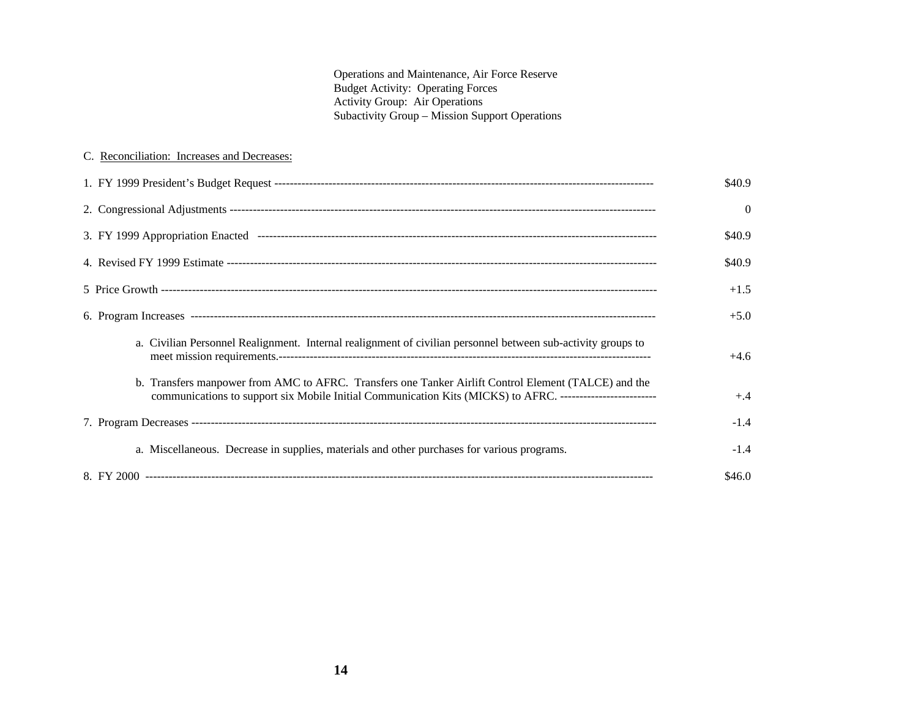Operations and Maintenance, Air Force Reserve
Budget Activity: Operating Forces
Activity Group: Air Operations
Subactivity Group – Mission Support Operations

C. Reconciliation: Increases and Decreases:

| | |
|---|---|
| 1. FY 1999 President's Budget Request | $40.9 |
| 2. Congressional Adjustments | 0 |
| 3. FY 1999 Appropriation Enacted | $40.9 |
| 4. Revised FY 1999 Estimate | $40.9 |
| 5 Price Growth | +1.5 |
| 6. Program Increases | +5.0 |
| a. Civilian Personnel Realignment. Internal realignment of civilian personnel between sub-activity groups to meet mission requirements. | +4.6 |
| b. Transfers manpower from AMC to AFRC. Transfers one Tanker Airlift Control Element (TALCE) and the communications to support six Mobile Initial Communication Kits (MICKS) to AFRC. | +.4 |
| 7. Program Decreases | -1.4 |
| a. Miscellaneous. Decrease in supplies, materials and other purchases for various programs. | -1.4 |
| 8. FY 2000 | $46.0 |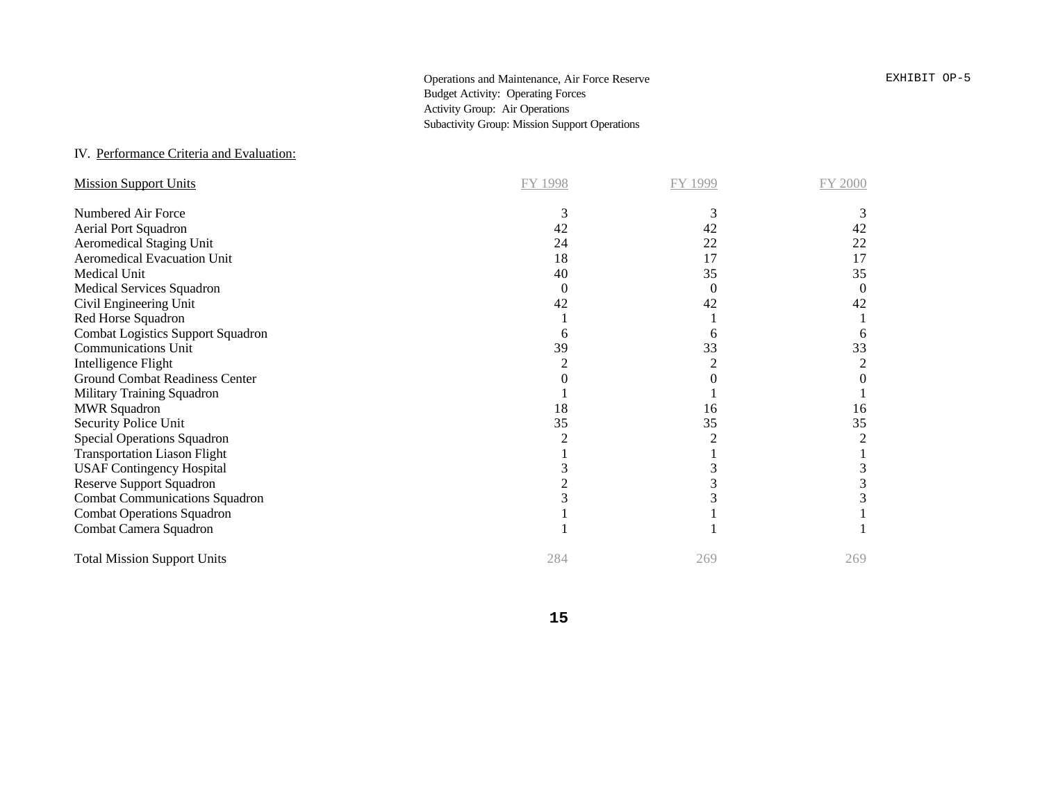Operations and Maintenance, Air Force Reserve
Budget Activity: Operating Forces
Activity Group: Air Operations
Subactivity Group: Mission Support Operations

EXHIBIT OP-5

IV. Performance Criteria and Evaluation:

| Mission Support Units | FY 1998 | FY 1999 | FY 2000 |
|---|---|---|---|
| Numbered Air Force | 3 | 3 | 3 |
| Aerial Port Squadron | 42 | 42 | 42 |
| Aeromedical Staging Unit | 24 | 22 | 22 |
| Aeromedical Evacuation Unit | 18 | 17 | 17 |
| Medical Unit | 40 | 35 | 35 |
| Medical Services Squadron | 0 | 0 | 0 |
| Civil Engineering Unit | 42 | 42 | 42 |
| Red Horse Squadron | 1 | 1 | 1 |
| Combat Logistics Support Squadron | 6 | 6 | 6 |
| Communications Unit | 39 | 33 | 33 |
| Intelligence Flight | 2 | 2 | 2 |
| Ground Combat Readiness Center | 0 | 0 | 0 |
| Military Training Squadron | 1 | 1 | 1 |
| MWR Squadron | 18 | 16 | 16 |
| Security Police Unit | 35 | 35 | 35 |
| Special Operations Squadron | 2 | 2 | 2 |
| Transportation Liason Flight | 1 | 1 | 1 |
| USAF Contingency Hospital | 3 | 3 | 3 |
| Reserve Support Squadron | 2 | 3 | 3 |
| Combat Communications Squadron | 3 | 3 | 3 |
| Combat Operations Squadron | 1 | 1 | 1 |
| Combat Camera Squadron | 1 | 1 | 1 |
| Total Mission Support Units | 284 | 269 | 269 |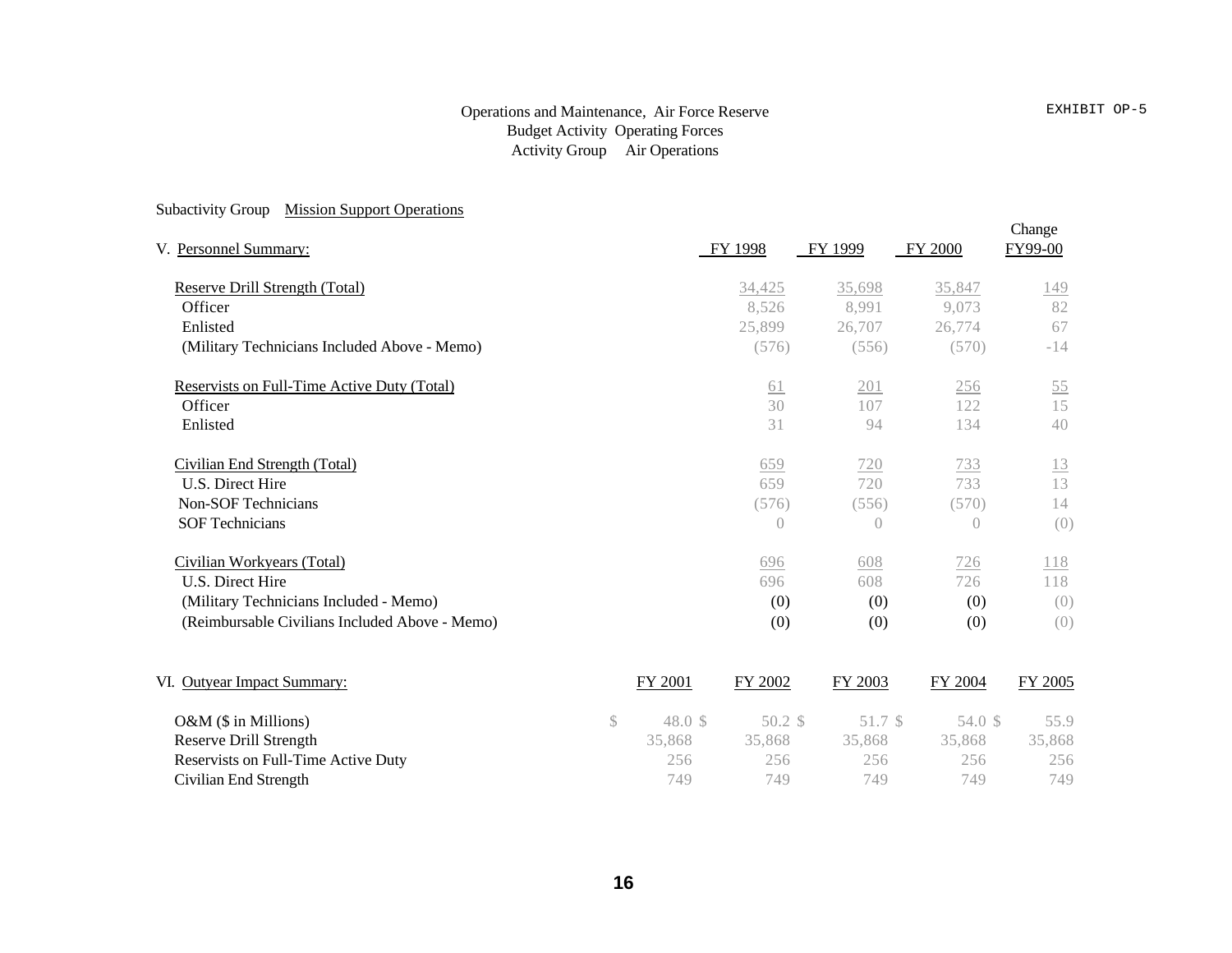EXHIBIT OP-5

Operations and Maintenance, Air Force Reserve
Budget Activity Operating Forces
Activity Group Air Operations

Subactivity Group Mission Support Operations

| V. Personnel Summary: | FY 1998 | FY 1999 | FY 2000 | Change FY99-00 |
|---|---|---|---|---|
| Reserve Drill Strength (Total) | 34,425 | 35,698 | 35,847 | 149 |
| Officer | 8,526 | 8,991 | 9,073 | 82 |
| Enlisted | 25,899 | 26,707 | 26,774 | 67 |
| (Military Technicians Included Above - Memo) | (576) | (556) | (570) | -14 |
| Reservists on Full-Time Active Duty (Total) | 61 | 201 | 256 | 55 |
| Officer | 30 | 107 | 122 | 15 |
| Enlisted | 31 | 94 | 134 | 40 |
| Civilian End Strength (Total) | 659 | 720 | 733 | 13 |
| U.S. Direct Hire | 659 | 720 | 733 | 13 |
| Non-SOF Technicians | (576) | (556) | (570) | 14 |
| SOF Technicians | 0 | 0 | 0 | (0) |
| Civilian Workyears (Total) | 696 | 608 | 726 | 118 |
| U.S. Direct Hire | 696 | 608 | 726 | 118 |
| (Military Technicians Included - Memo) | (0) | (0) | (0) | (0) |
| (Reimbursable Civilians Included Above - Memo) | (0) | (0) | (0) | (0) |

| VI. Outyear Impact Summary: | FY 2001 | FY 2002 | FY 2003 | FY 2004 | FY 2005 |
|---|---|---|---|---|---|
| O&M ($ in Millions) | $ 48.0 | $ 50.2 | $ 51.7 | $ 54.0 | $ 55.9 |
| Reserve Drill Strength | 35,868 | 35,868 | 35,868 | 35,868 | 35,868 |
| Reservists on Full-Time Active Duty | 256 | 256 | 256 | 256 | 256 |
| Civilian End Strength | 749 | 749 | 749 | 749 | 749 |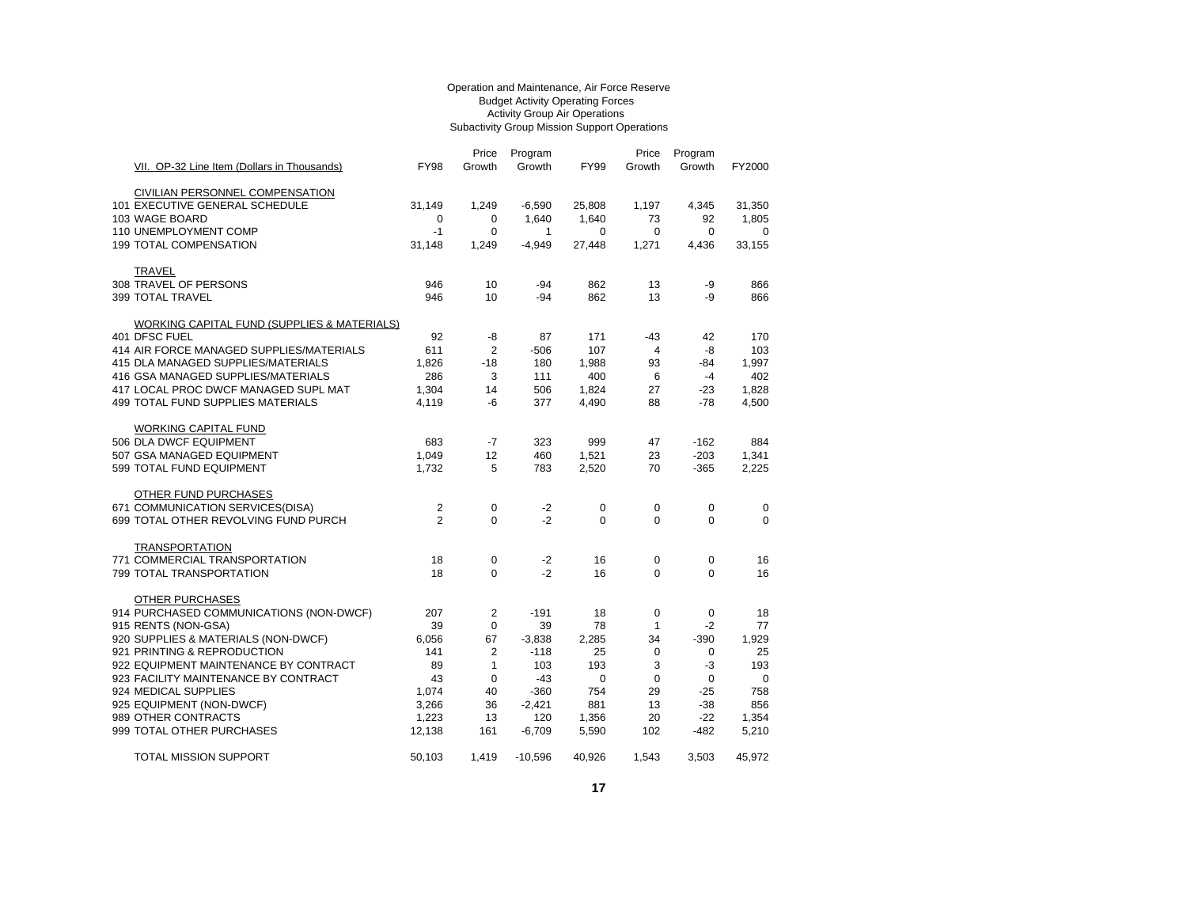Operation and Maintenance, Air Force Reserve
Budget Activity Operating Forces
Activity Group Air Operations
Subactivity Group Mission Support Operations

| VII. OP-32 Line Item (Dollars in Thousands) | FY98 | Price Growth | Program Growth | FY99 | Price Growth | Program Growth | FY2000 |
|---|---|---|---|---|---|---|---|
| CIVILIAN PERSONNEL COMPENSATION | | | | | | | |
| 101 EXECUTIVE GENERAL SCHEDULE | 31,149 | 1,249 | -6,590 | 25,808 | 1,197 | 4,345 | 31,350 |
| 103 WAGE BOARD | 0 | 0 | 1,640 | 1,640 | 73 | 92 | 1,805 |
| 110 UNEMPLOYMENT COMP | -1 | 0 | 1 | 0 | 0 | 0 | 0 |
| 199 TOTAL COMPENSATION | 31,148 | 1,249 | -4,949 | 27,448 | 1,271 | 4,436 | 33,155 |
| TRAVEL | | | | | | | |
| 308 TRAVEL OF PERSONS | 946 | 10 | -94 | 862 | 13 | -9 | 866 |
| 399 TOTAL TRAVEL | 946 | 10 | -94 | 862 | 13 | -9 | 866 |
| WORKING CAPITAL FUND (SUPPLIES & MATERIALS) | | | | | | | |
| 401 DFSC FUEL | 92 | -8 | 87 | 171 | -43 | 42 | 170 |
| 414 AIR FORCE MANAGED SUPPLIES/MATERIALS | 611 | 2 | -506 | 107 | 4 | -8 | 103 |
| 415 DLA MANAGED SUPPLIES/MATERIALS | 1,826 | -18 | 180 | 1,988 | 93 | -84 | 1,997 |
| 416 GSA MANAGED SUPPLIES/MATERIALS | 286 | 3 | 111 | 400 | 6 | -4 | 402 |
| 417 LOCAL PROC DWCF MANAGED SUPL MAT | 1,304 | 14 | 506 | 1,824 | 27 | -23 | 1,828 |
| 499 TOTAL FUND SUPPLIES MATERIALS | 4,119 | -6 | 377 | 4,490 | 88 | -78 | 4,500 |
| WORKING CAPITAL FUND | | | | | | | |
| 506 DLA DWCF EQUIPMENT | 683 | -7 | 323 | 999 | 47 | -162 | 884 |
| 507 GSA MANAGED EQUIPMENT | 1,049 | 12 | 460 | 1,521 | 23 | -203 | 1,341 |
| 599 TOTAL FUND EQUIPMENT | 1,732 | 5 | 783 | 2,520 | 70 | -365 | 2,225 |
| OTHER FUND PURCHASES | | | | | | | |
| 671 COMMUNICATION SERVICES(DISA) | 2 | 0 | -2 | 0 | 0 | 0 | 0 |
| 699 TOTAL OTHER REVOLVING FUND PURCH | 2 | 0 | -2 | 0 | 0 | 0 | 0 |
| TRANSPORTATION | | | | | | | |
| 771 COMMERCIAL TRANSPORTATION | 18 | 0 | -2 | 16 | 0 | 0 | 16 |
| 799 TOTAL TRANSPORTATION | 18 | 0 | -2 | 16 | 0 | 0 | 16 |
| OTHER PURCHASES | | | | | | | |
| 914 PURCHASED COMMUNICATIONS (NON-DWCF) | 207 | 2 | -191 | 18 | 0 | 0 | 18 |
| 915 RENTS (NON-GSA) | 39 | 0 | 39 | 78 | 1 | -2 | 77 |
| 920 SUPPLIES & MATERIALS (NON-DWCF) | 6,056 | 67 | -3,838 | 2,285 | 34 | -390 | 1,929 |
| 921 PRINTING & REPRODUCTION | 141 | 2 | -118 | 25 | 0 | 0 | 25 |
| 922 EQUIPMENT MAINTENANCE BY CONTRACT | 89 | 1 | 103 | 193 | 3 | -3 | 193 |
| 923 FACILITY MAINTENANCE BY CONTRACT | 43 | 0 | -43 | 0 | 0 | 0 | 0 |
| 924 MEDICAL SUPPLIES | 1,074 | 40 | -360 | 754 | 29 | -25 | 758 |
| 925 EQUIPMENT (NON-DWCF) | 3,266 | 36 | -2,421 | 881 | 13 | -38 | 856 |
| 989 OTHER CONTRACTS | 1,223 | 13 | 120 | 1,356 | 20 | -22 | 1,354 |
| 999 TOTAL OTHER PURCHASES | 12,138 | 161 | -6,709 | 5,590 | 102 | -482 | 5,210 |
| TOTAL MISSION SUPPORT | 50,103 | 1,419 | -10,596 | 40,926 | 1,543 | 3,503 | 45,972 |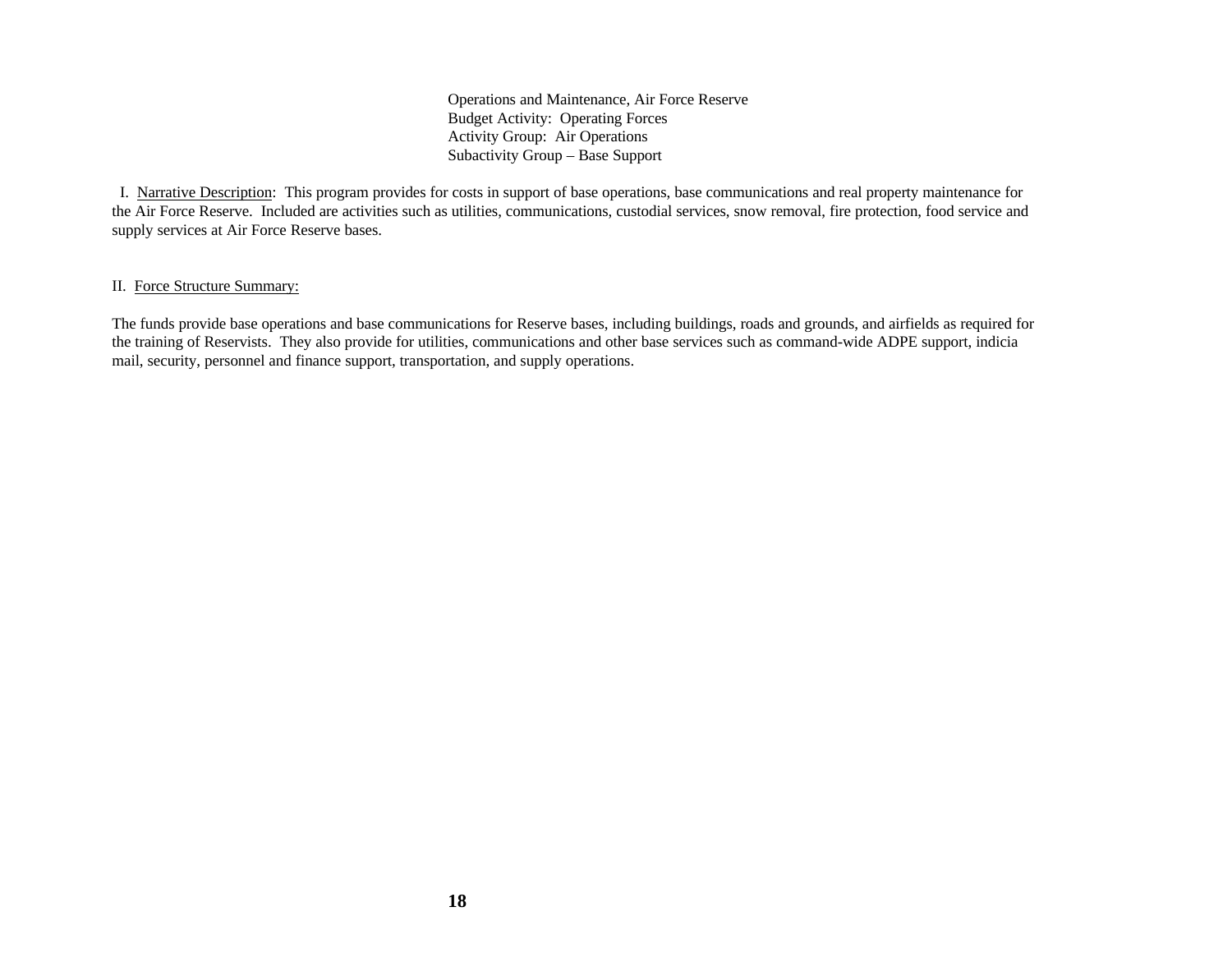Operations and Maintenance, Air Force Reserve
Budget Activity: Operating Forces
Activity Group: Air Operations
Subactivity Group – Base Support

I. Narrative Description: This program provides for costs in support of base operations, base communications and real property maintenance for the Air Force Reserve. Included are activities such as utilities, communications, custodial services, snow removal, fire protection, food service and supply services at Air Force Reserve bases.

II. Force Structure Summary:

The funds provide base operations and base communications for Reserve bases, including buildings, roads and grounds, and airfields as required for the training of Reservists. They also provide for utilities, communications and other base services such as command-wide ADPE support, indicia mail, security, personnel and finance support, transportation, and supply operations.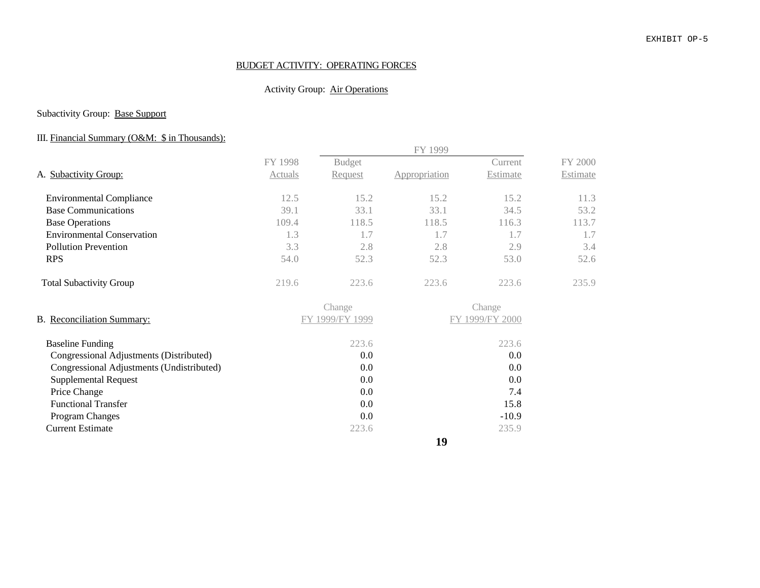EXHIBIT OP-5

BUDGET ACTIVITY: OPERATING FORCES

Activity Group: Air Operations

Subactivity Group: Base Support

III. Financial Summary (O&M: $ in Thousands):

| A. Subactivity Group: | FY 1998 Actuals | FY 1999 Budget Request | FY 1999 Appropriation | FY 1999 Current Estimate | FY 2000 Estimate |
|---|---|---|---|---|---|
| Environmental Compliance | 12.5 | 15.2 | 15.2 | 15.2 | 11.3 |
| Base Communications | 39.1 | 33.1 | 33.1 | 34.5 | 53.2 |
| Base Operations | 109.4 | 118.5 | 118.5 | 116.3 | 113.7 |
| Environmental Conservation | 1.3 | 1.7 | 1.7 | 1.7 | 1.7 |
| Pollution Prevention | 3.3 | 2.8 | 2.8 | 2.9 | 3.4 |
| RPS | 54.0 | 52.3 | 52.3 | 53.0 | 52.6 |
| Total Subactivity Group | 219.6 | 223.6 | 223.6 | 223.6 | 235.9 |

| B. Reconciliation Summary: | Change FY 1999/FY 1999 | Change FY 1999/FY 2000 |
|---|---|---|
| Baseline Funding | 223.6 | 223.6 |
| Congressional Adjustments (Distributed) | 0.0 | 0.0 |
| Congressional Adjustments (Undistributed) | 0.0 | 0.0 |
| Supplemental Request | 0.0 | 0.0 |
| Price Change | 0.0 | 7.4 |
| Functional Transfer | 0.0 | 15.8 |
| Program Changes | 0.0 | -10.9 |
| Current Estimate | 223.6 | 235.9 |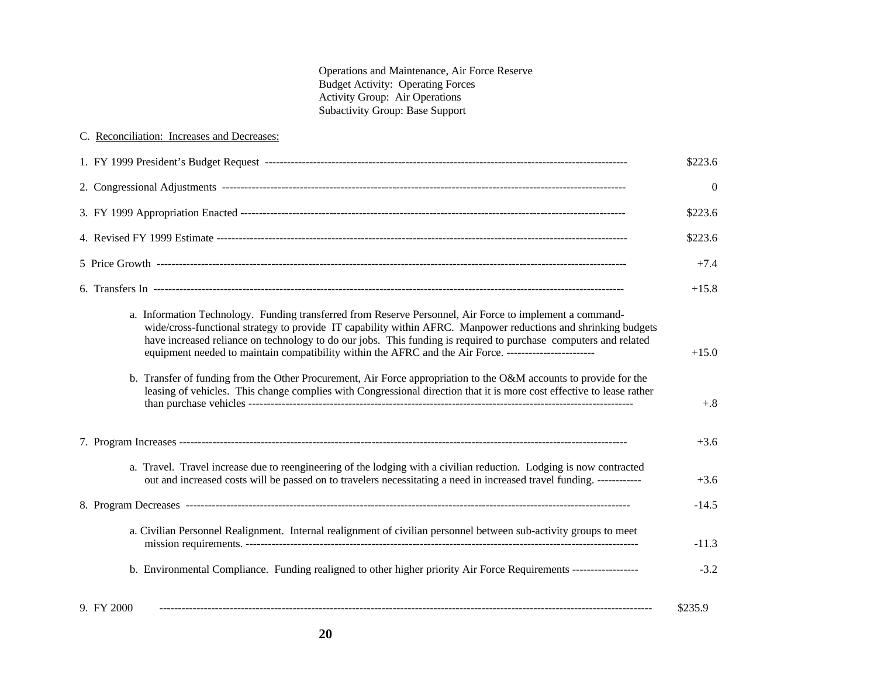Operations and Maintenance, Air Force Reserve
Budget Activity: Operating Forces
Activity Group: Air Operations
Subactivity Group: Base Support

C. Reconciliation: Increases and Decreases:

| | |
|---|---|
| 1. FY 1999 President's Budget Request | $223.6 |
| 2. Congressional Adjustments | 0 |
| 3. FY 1999 Appropriation Enacted | $223.6 |
| 4. Revised FY 1999 Estimate | $223.6 |
| 5 Price Growth | +7.4 |
| 6. Transfers In | +15.8 |
| a. Information Technology. Funding transferred from Reserve Personnel, Air Force to implement a command-wide/cross-functional strategy to provide IT capability within AFRC. Manpower reductions and shrinking budgets have increased reliance on technology to do our jobs. This funding is required to purchase computers and related equipment needed to maintain compatibility within the AFRC and the Air Force. | +15.0 |
| b. Transfer of funding from the Other Procurement, Air Force appropriation to the O&M accounts to provide for the leasing of vehicles. This change complies with Congressional direction that it is more cost effective to lease rather than purchase vehicles | +.8 |
| 7. Program Increases | +3.6 |
| a. Travel. Travel increase due to reengineering of the lodging with a civilian reduction. Lodging is now contracted out and increased costs will be passed on to travelers necessitating a need in increased travel funding. | +3.6 |
| 8. Program Decreases | -14.5 |
| a. Civilian Personnel Realignment. Internal realignment of civilian personnel between sub-activity groups to meet mission requirements. | -11.3 |
| b. Environmental Compliance. Funding realigned to other higher priority Air Force Requirements | -3.2 |
| 9. FY 2000 | $235.9 |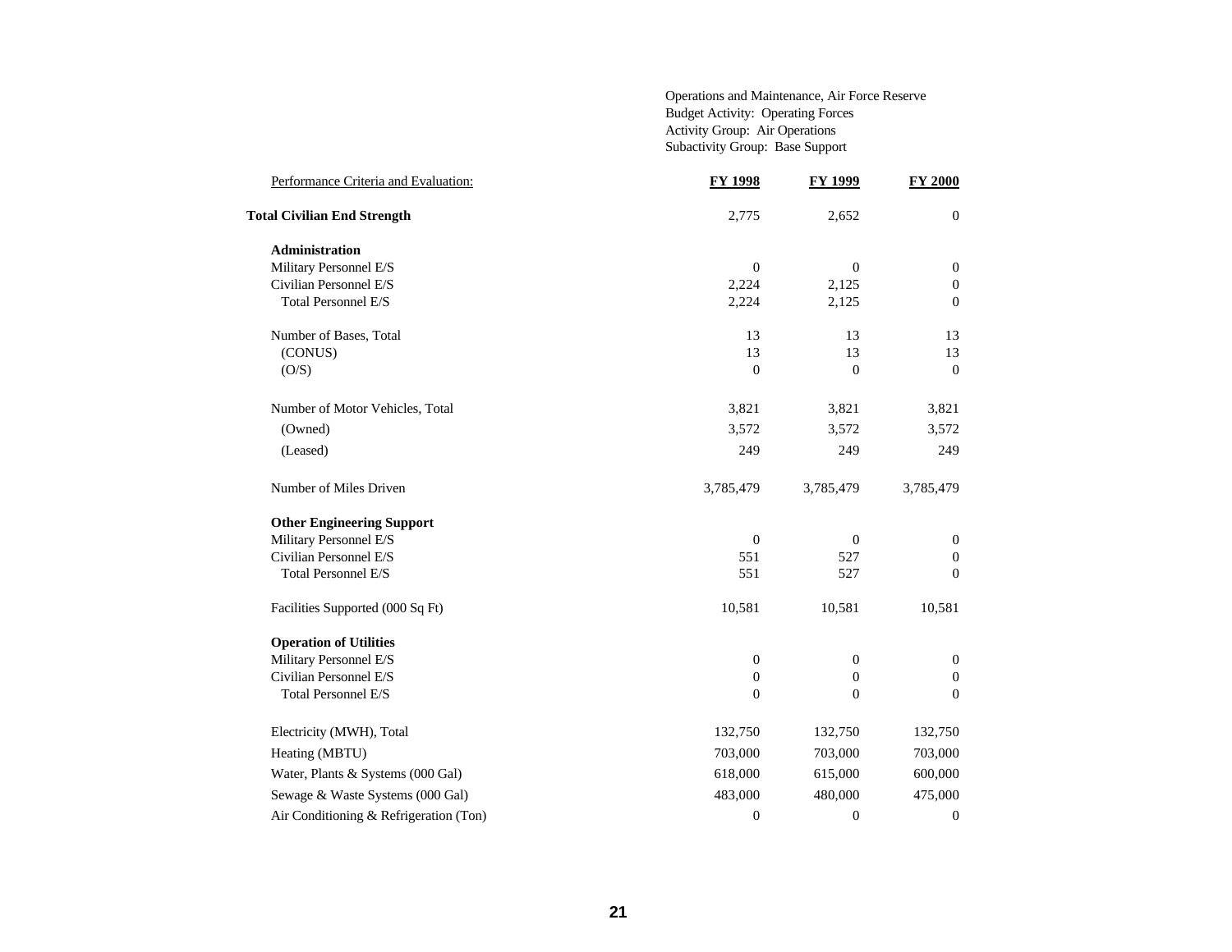Operations and Maintenance, Air Force Reserve
Budget Activity: Operating Forces
Activity Group: Air Operations
Subactivity Group: Base Support

| Performance Criteria and Evaluation: | FY 1998 | FY 1999 | FY 2000 |
|---|---|---|---|
| **Total Civilian End Strength** | 2,775 | 2,652 | 0 |
| **Administration** | | | |
| Military Personnel E/S | 0 | 0 | 0 |
| Civilian Personnel E/S | 2,224 | 2,125 | 0 |
| Total Personnel E/S | 2,224 | 2,125 | 0 |
| Number of Bases, Total | 13 | 13 | 13 |
| (CONUS) | 13 | 13 | 13 |
| (O/S) | 0 | 0 | 0 |
| Number of Motor Vehicles, Total | 3,821 | 3,821 | 3,821 |
| (Owned) | 3,572 | 3,572 | 3,572 |
| (Leased) | 249 | 249 | 249 |
| Number of Miles Driven | 3,785,479 | 3,785,479 | 3,785,479 |
| **Other Engineering Support** | | | |
| Military Personnel E/S | 0 | 0 | 0 |
| Civilian Personnel E/S | 551 | 527 | 0 |
| Total Personnel E/S | 551 | 527 | 0 |
| Facilities Supported (000 Sq Ft) | 10,581 | 10,581 | 10,581 |
| **Operation of Utilities** | | | |
| Military Personnel E/S | 0 | 0 | 0 |
| Civilian Personnel E/S | 0 | 0 | 0 |
| Total Personnel E/S | 0 | 0 | 0 |
| Electricity (MWH), Total | 132,750 | 132,750 | 132,750 |
| Heating (MBTU) | 703,000 | 703,000 | 703,000 |
| Water, Plants & Systems (000 Gal) | 618,000 | 615,000 | 600,000 |
| Sewage & Waste Systems (000 Gal) | 483,000 | 480,000 | 475,000 |
| Air Conditioning & Refrigeration (Ton) | 0 | 0 | 0 |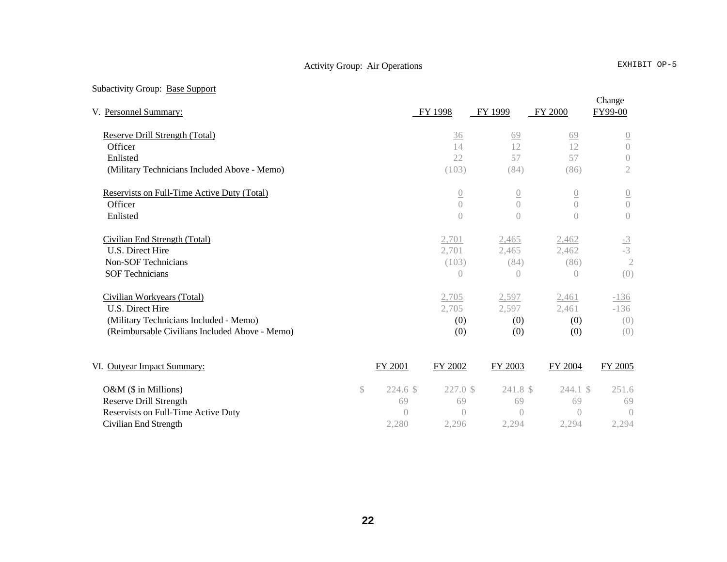Activity Group: Air Operations

EXHIBIT OP-5

Subactivity Group: Base Support

V. Personnel Summary:

| | FY 1998 | FY 1999 | FY 2000 | Change FY99-00 |
|---|---|---|---|---|
| Reserve Drill Strength (Total) | 36 | 69 | 69 | 0 |
| Officer | 14 | 12 | 12 | 0 |
| Enlisted | 22 | 57 | 57 | 0 |
| (Military Technicians Included Above - Memo) | (103) | (84) | (86) | 2 |
| | | | | |
| Reservists on Full-Time Active Duty (Total) | 0 | 0 | 0 | 0 |
| Officer | 0 | 0 | 0 | 0 |
| Enlisted | 0 | 0 | 0 | 0 |
| | | | | |
| Civilian End Strength (Total) | 2,701 | 2,465 | 2,462 | -3 |
| U.S. Direct Hire | 2,701 | 2,465 | 2,462 | -3 |
| Non-SOF Technicians | (103) | (84) | (86) | 2 |
| SOF Technicians | 0 | 0 | 0 | (0) |
| | | | | |
| Civilian Workyears (Total) | 2,705 | 2,597 | 2,461 | -136 |
| U.S. Direct Hire | 2,705 | 2,597 | 2,461 | -136 |
| (Military Technicians Included - Memo) | (0) | (0) | (0) | (0) |
| (Reimbursable Civilians Included Above - Memo) | (0) | (0) | (0) | (0) |

VI. Outyear Impact Summary:

| | FY 2001 | FY 2002 | FY 2003 | FY 2004 | FY 2005 |
|---|---|---|---|---|---|
| O&M ($ in Millions) | $ 224.6 | $ 227.0 | $ 241.8 | $ 244.1 | $ 251.6 |
| Reserve Drill Strength | 69 | 69 | 69 | 69 | 69 |
| Reservists on Full-Time Active Duty | 0 | 0 | 0 | 0 | 0 |
| Civilian End Strength | 2,280 | 2,296 | 2,294 | 2,294 | 2,294 |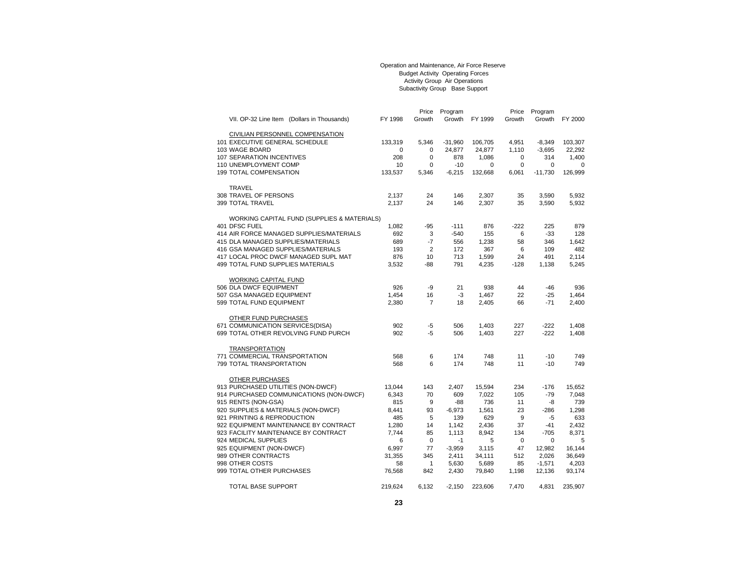Operation and Maintenance, Air Force Reserve
Budget Activity Operating Forces
Activity Group Air Operations
Subactivity Group Base Support

| VII. OP-32 Line Item (Dollars in Thousands) | FY 1998 | Price Growth | Program Growth | FY 1999 | Price Growth | Program Growth | FY 2000 |
|---|---|---|---|---|---|---|---|
| CIVILIAN PERSONNEL COMPENSATION | | | | | | | |
| 101 EXECUTIVE GENERAL SCHEDULE | 133,319 | 5,346 | -31,960 | 106,705 | 4,951 | -8,349 | 103,307 |
| 103 WAGE BOARD | 0 | 0 | 24,877 | 24,877 | 1,110 | -3,695 | 22,292 |
| 107 SEPARATION INCENTIVES | 208 | 0 | 878 | 1,086 | 0 | 314 | 1,400 |
| 110 UNEMPLOYMENT COMP | 10 | 0 | -10 | 0 | 0 | 0 | 0 |
| 199 TOTAL COMPENSATION | 133,537 | 5,346 | -6,215 | 132,668 | 6,061 | -11,730 | 126,999 |
| TRAVEL | | | | | | | |
| 308 TRAVEL OF PERSONS | 2,137 | 24 | 146 | 2,307 | 35 | 3,590 | 5,932 |
| 399 TOTAL TRAVEL | 2,137 | 24 | 146 | 2,307 | 35 | 3,590 | 5,932 |
| WORKING CAPITAL FUND (SUPPLIES & MATERIALS) | | | | | | | |
| 401 DFSC FUEL | 1,082 | -95 | -111 | 876 | -222 | 225 | 879 |
| 414 AIR FORCE MANAGED SUPPLIES/MATERIALS | 692 | 3 | -540 | 155 | 6 | -33 | 128 |
| 415 DLA MANAGED SUPPLIES/MATERIALS | 689 | -7 | 556 | 1,238 | 58 | 346 | 1,642 |
| 416 GSA MANAGED SUPPLIES/MATERIALS | 193 | 2 | 172 | 367 | 6 | 109 | 482 |
| 417 LOCAL PROC DWCF MANAGED SUPL MAT | 876 | 10 | 713 | 1,599 | 24 | 491 | 2,114 |
| 499 TOTAL FUND SUPPLIES MATERIALS | 3,532 | -88 | 791 | 4,235 | -128 | 1,138 | 5,245 |
| WORKING CAPITAL FUND | | | | | | | |
| 506 DLA DWCF EQUIPMENT | 926 | -9 | 21 | 938 | 44 | -46 | 936 |
| 507 GSA MANAGED EQUIPMENT | 1,454 | 16 | -3 | 1,467 | 22 | -25 | 1,464 |
| 599 TOTAL FUND EQUIPMENT | 2,380 | 7 | 18 | 2,405 | 66 | -71 | 2,400 |
| OTHER FUND PURCHASES | | | | | | | |
| 671 COMMUNICATION SERVICES(DISA) | 902 | -5 | 506 | 1,403 | 227 | -222 | 1,408 |
| 699 TOTAL OTHER REVOLVING FUND PURCH | 902 | -5 | 506 | 1,403 | 227 | -222 | 1,408 |
| TRANSPORTATION | | | | | | | |
| 771 COMMERCIAL TRANSPORTATION | 568 | 6 | 174 | 748 | 11 | -10 | 749 |
| 799 TOTAL TRANSPORTATION | 568 | 6 | 174 | 748 | 11 | -10 | 749 |
| OTHER PURCHASES | | | | | | | |
| 913 PURCHASED UTILITIES (NON-DWCF) | 13,044 | 143 | 2,407 | 15,594 | 234 | -176 | 15,652 |
| 914 PURCHASED COMMUNICATIONS (NON-DWCF) | 6,343 | 70 | 609 | 7,022 | 105 | -79 | 7,048 |
| 915 RENTS (NON-GSA) | 815 | 9 | -88 | 736 | 11 | -8 | 739 |
| 920 SUPPLIES & MATERIALS (NON-DWCF) | 8,441 | 93 | -6,973 | 1,561 | 23 | -286 | 1,298 |
| 921 PRINTING & REPRODUCTION | 485 | 5 | 139 | 629 | 9 | -5 | 633 |
| 922 EQUIPMENT MAINTENANCE BY CONTRACT | 1,280 | 14 | 1,142 | 2,436 | 37 | -41 | 2,432 |
| 923 FACILITY MAINTENANCE BY CONTRACT | 7,744 | 85 | 1,113 | 8,942 | 134 | -705 | 8,371 |
| 924 MEDICAL SUPPLIES | 6 | 0 | -1 | 5 | 0 | 0 | 5 |
| 925 EQUIPMENT (NON-DWCF) | 6,997 | 77 | -3,959 | 3,115 | 47 | 12,982 | 16,144 |
| 989 OTHER CONTRACTS | 31,355 | 345 | 2,411 | 34,111 | 512 | 2,026 | 36,649 |
| 998 OTHER COSTS | 58 | 1 | 5,630 | 5,689 | 85 | -1,571 | 4,203 |
| 999 TOTAL OTHER PURCHASES | 76,568 | 842 | 2,430 | 79,840 | 1,198 | 12,136 | 93,174 |
| TOTAL BASE SUPPORT | 219,624 | 6,132 | -2,150 | 223,606 | 7,470 | 4,831 | 235,907 |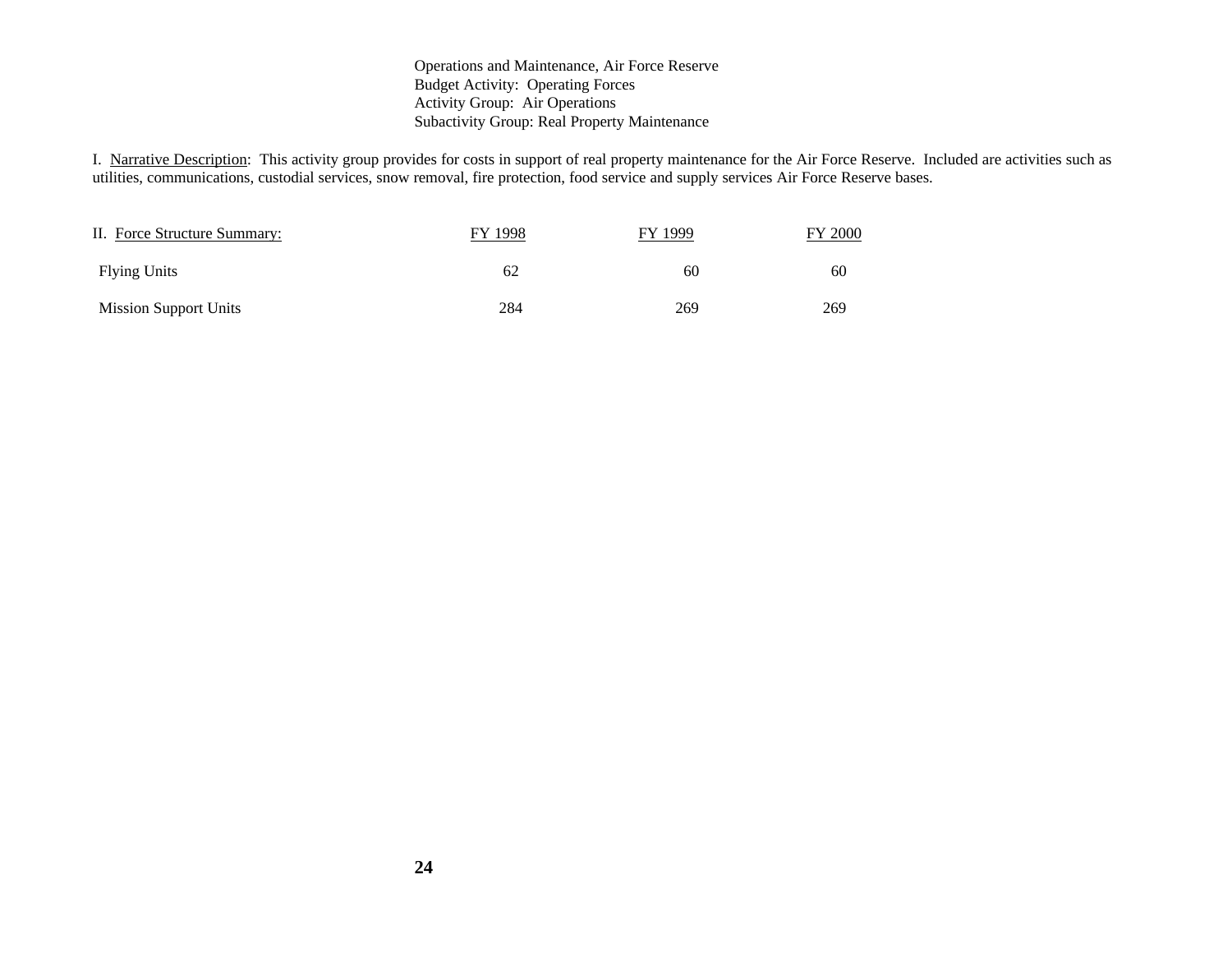Operations and Maintenance, Air Force Reserve
Budget Activity: Operating Forces
Activity Group: Air Operations
Subactivity Group: Real Property Maintenance

I. Narrative Description: This activity group provides for costs in support of real property maintenance for the Air Force Reserve. Included are activities such as utilities, communications, custodial services, snow removal, fire protection, food service and supply services Air Force Reserve bases.

| II. Force Structure Summary: | FY 1998 | FY 1999 | FY 2000 |
|---|---|---|---|
| Flying Units | 62 | 60 | 60 |
| Mission Support Units | 284 | 269 | 269 |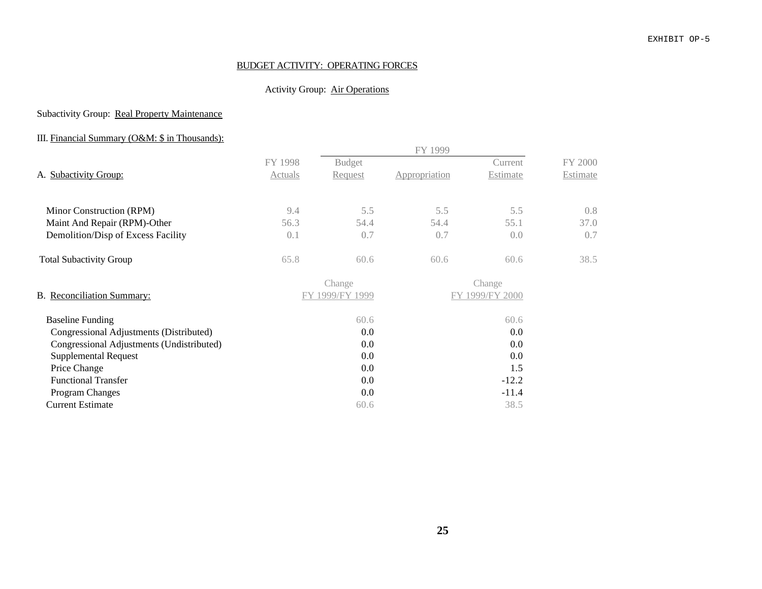EXHIBIT OP-5

## BUDGET ACTIVITY: OPERATING FORCES

### Activity Group: Air Operations

Subactivity Group: Real Property Maintenance

III. Financial Summary (O&M: $ in Thousands):

| A. Subactivity Group: | FY 1998 Actuals | FY 1999 Budget Request | FY 1999 Appropriation | FY 1999 Current Estimate | FY 2000 Estimate |
|---|---|---|---|---|---|
| Minor Construction (RPM) | 9.4 | 5.5 | 5.5 | 5.5 | 0.8 |
| Maint And Repair (RPM)-Other | 56.3 | 54.4 | 54.4 | 55.1 | 37.0 |
| Demolition/Disp of Excess Facility | 0.1 | 0.7 | 0.7 | 0.0 | 0.7 |
| Total Subactivity Group | 65.8 | 60.6 | 60.6 | 60.6 | 38.5 |

| B. Reconciliation Summary: | Change FY 1999/FY 1999 | Change FY 1999/FY 2000 |
|---|---|---|
| Baseline Funding | 60.6 | 60.6 |
| Congressional Adjustments (Distributed) | 0.0 | 0.0 |
| Congressional Adjustments (Undistributed) | 0.0 | 0.0 |
| Supplemental Request | 0.0 | 0.0 |
| Price Change | 0.0 | 1.5 |
| Functional Transfer | 0.0 | -12.2 |
| Program Changes | 0.0 | -11.4 |
| Current Estimate | 60.6 | 38.5 |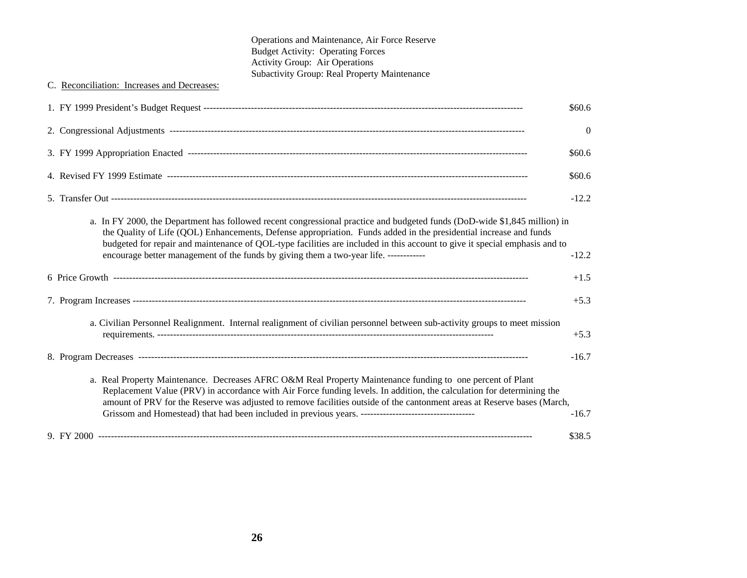Operations and Maintenance, Air Force Reserve
Budget Activity: Operating Forces
Activity Group: Air Operations
Subactivity Group: Real Property Maintenance

C. Reconciliation: Increases and Decreases:

| | |
|---|---|
| 1. FY 1999 President's Budget Request | $60.6 |
| 2. Congressional Adjustments | 0 |
| 3. FY 1999 Appropriation Enacted | $60.6 |
| 4. Revised FY 1999 Estimate | $60.6 |
| 5. Transfer Out | -12.2 |
| a. In FY 2000, the Department has followed recent congressional practice and budgeted funds (DoD-wide $1,845 million) in the Quality of Life (QOL) Enhancements, Defense appropriation. Funds added in the presidential increase and funds budgeted for repair and maintenance of QOL-type facilities are included in this account to give it special emphasis and to encourage better management of the funds by giving them a two-year life. | -12.2 |
| 6 Price Growth | +1.5 |
| 7. Program Increases | +5.3 |
| a. Civilian Personnel Realignment. Internal realignment of civilian personnel between sub-activity groups to meet mission requirements. | +5.3 |
| 8. Program Decreases | -16.7 |
| a. Real Property Maintenance. Decreases AFRC O&M Real Property Maintenance funding to one percent of Plant Replacement Value (PRV) in accordance with Air Force funding levels. In addition, the calculation for determining the amount of PRV for the Reserve was adjusted to remove facilities outside of the cantonment areas at Reserve bases (March, Grissom and Homestead) that had been included in previous years. | -16.7 |
| 9. FY 2000 | $38.5 |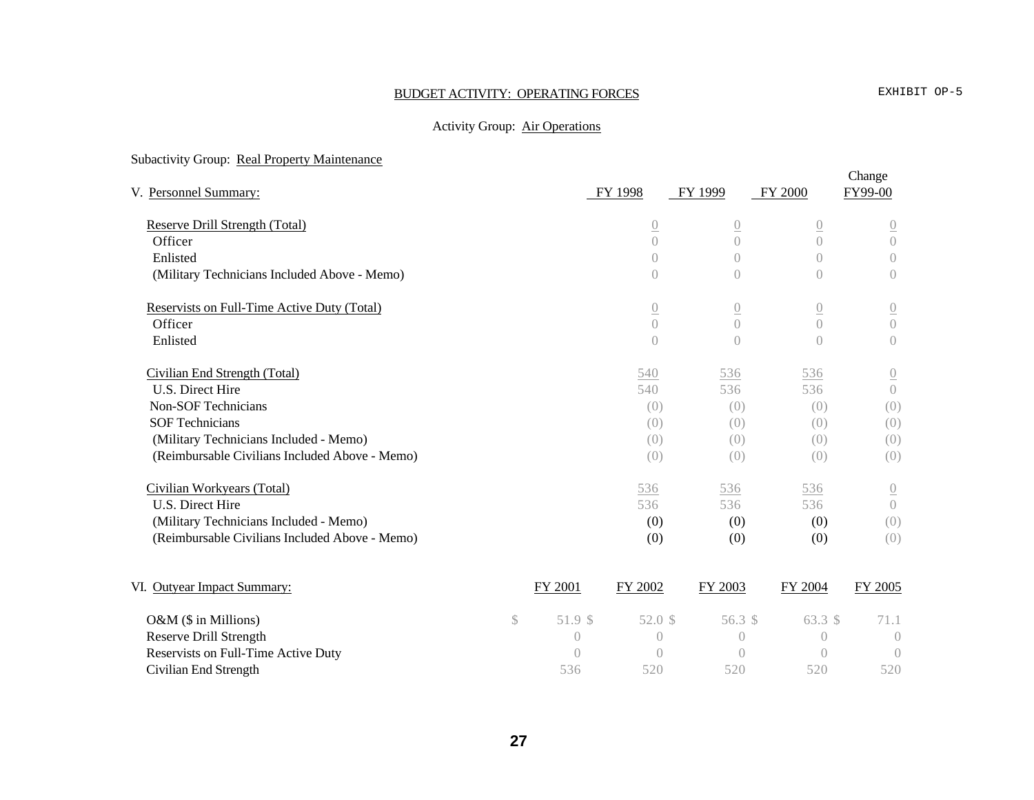BUDGET ACTIVITY: OPERATING FORCES

EXHIBIT OP-5

Activity Group: Air Operations

Subactivity Group: Real Property Maintenance

V. Personnel Summary:

| | FY 1998 | FY 1999 | FY 2000 | Change FY99-00 |
|---|---|---|---|---|
| Reserve Drill Strength (Total) | 0 | 0 | 0 | 0 |
| Officer | 0 | 0 | 0 | 0 |
| Enlisted | 0 | 0 | 0 | 0 |
| (Military Technicians Included Above - Memo) | 0 | 0 | 0 | 0 |
| Reservists on Full-Time Active Duty (Total) | 0 | 0 | 0 | 0 |
| Officer | 0 | 0 | 0 | 0 |
| Enlisted | 0 | 0 | 0 | 0 |
| Civilian End Strength (Total) | 540 | 536 | 536 | 0 |
| U.S. Direct Hire | 540 | 536 | 536 | 0 |
| Non-SOF Technicians | (0) | (0) | (0) | (0) |
| SOF Technicians | (0) | (0) | (0) | (0) |
| (Military Technicians Included - Memo) | (0) | (0) | (0) | (0) |
| (Reimbursable Civilians Included Above - Memo) | (0) | (0) | (0) | (0) |
| Civilian Workyears (Total) | 536 | 536 | 536 | 0 |
| U.S. Direct Hire | 536 | 536 | 536 | 0 |
| (Military Technicians Included - Memo) | (0) | (0) | (0) | (0) |
| (Reimbursable Civilians Included Above - Memo) | (0) | (0) | (0) | (0) |

VI. Outyear Impact Summary:

| | FY 2001 | FY 2002 | FY 2003 | FY 2004 | FY 2005 |
|---|---|---|---|---|---|
| O&M ($ in Millions) | $ 51.9 | $ 52.0 | $ 56.3 | $ 63.3 | $ 71.1 |
| Reserve Drill Strength | 0 | 0 | 0 | 0 | 0 |
| Reservists on Full-Time Active Duty | 0 | 0 | 0 | 0 | 0 |
| Civilian End Strength | 536 | 520 | 520 | 520 | 520 |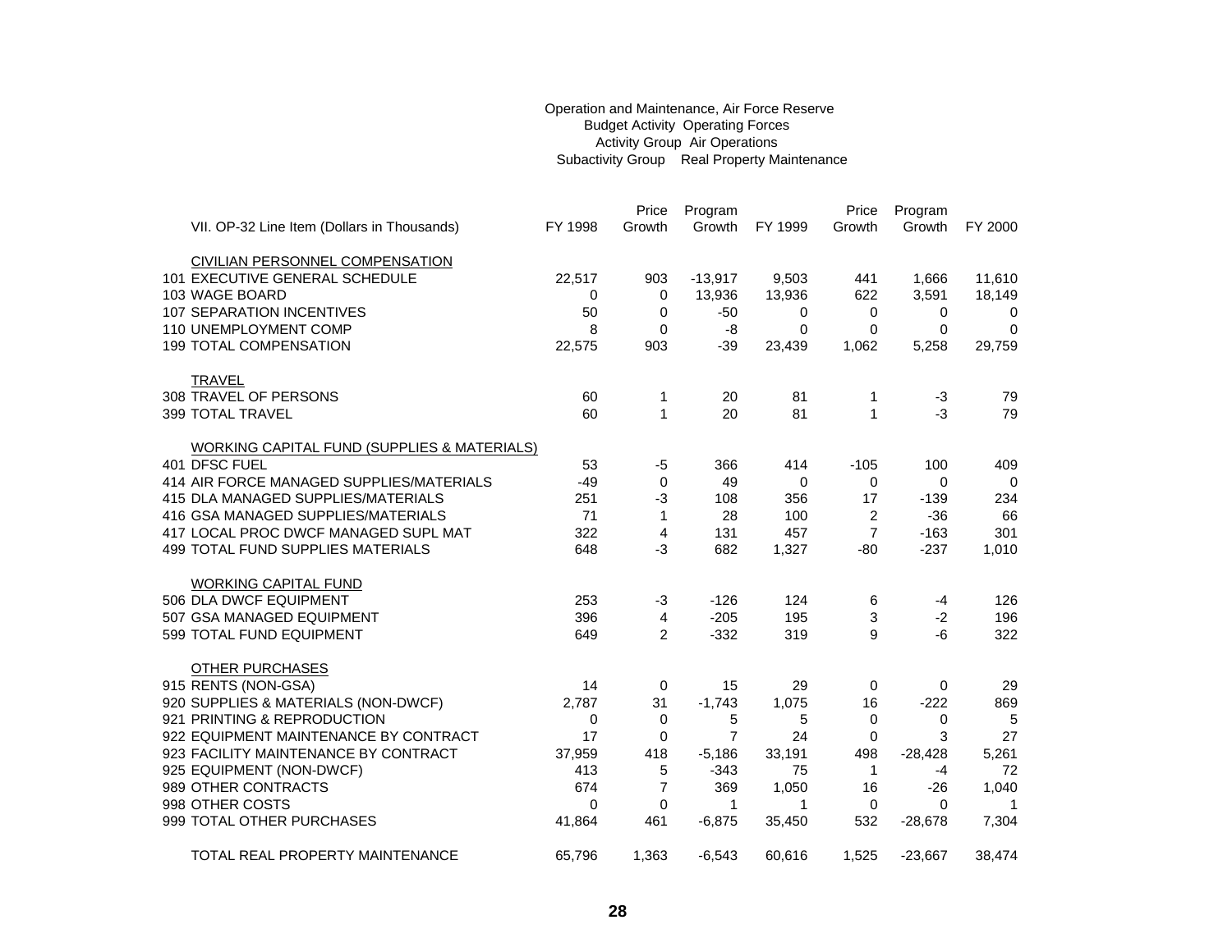Operation and Maintenance, Air Force Reserve
Budget Activity Operating Forces
Activity Group Air Operations
Subactivity Group Real Property Maintenance

| VII. OP-32 Line Item (Dollars in Thousands) | FY 1998 | Price Growth | Program Growth | FY 1999 | Price Growth | Program Growth | FY 2000 |
|---|---|---|---|---|---|---|---|
| CIVILIAN PERSONNEL COMPENSATION | | | | | | | |
| 101 EXECUTIVE GENERAL SCHEDULE | 22,517 | 903 | -13,917 | 9,503 | 441 | 1,666 | 11,610 |
| 103 WAGE BOARD | 0 | 0 | 13,936 | 13,936 | 622 | 3,591 | 18,149 |
| 107 SEPARATION INCENTIVES | 50 | 0 | -50 | 0 | 0 | 0 | 0 |
| 110 UNEMPLOYMENT COMP | 8 | 0 | -8 | 0 | 0 | 0 | 0 |
| 199 TOTAL COMPENSATION | 22,575 | 903 | -39 | 23,439 | 1,062 | 5,258 | 29,759 |
| TRAVEL | | | | | | | |
| 308 TRAVEL OF PERSONS | 60 | 1 | 20 | 81 | 1 | -3 | 79 |
| 399 TOTAL TRAVEL | 60 | 1 | 20 | 81 | 1 | -3 | 79 |
| WORKING CAPITAL FUND (SUPPLIES & MATERIALS) | | | | | | | |
| 401 DFSC FUEL | 53 | -5 | 366 | 414 | -105 | 100 | 409 |
| 414 AIR FORCE MANAGED SUPPLIES/MATERIALS | -49 | 0 | 49 | 0 | 0 | 0 | 0 |
| 415 DLA MANAGED SUPPLIES/MATERIALS | 251 | -3 | 108 | 356 | 17 | -139 | 234 |
| 416 GSA MANAGED SUPPLIES/MATERIALS | 71 | 1 | 28 | 100 | 2 | -36 | 66 |
| 417 LOCAL PROC DWCF MANAGED SUPL MAT | 322 | 4 | 131 | 457 | 7 | -163 | 301 |
| 499 TOTAL FUND SUPPLIES MATERIALS | 648 | -3 | 682 | 1,327 | -80 | -237 | 1,010 |
| WORKING CAPITAL FUND | | | | | | | |
| 506 DLA DWCF EQUIPMENT | 253 | -3 | -126 | 124 | 6 | -4 | 126 |
| 507 GSA MANAGED EQUIPMENT | 396 | 4 | -205 | 195 | 3 | -2 | 196 |
| 599 TOTAL FUND EQUIPMENT | 649 | 2 | -332 | 319 | 9 | -6 | 322 |
| OTHER PURCHASES | | | | | | | |
| 915 RENTS (NON-GSA) | 14 | 0 | 15 | 29 | 0 | 0 | 29 |
| 920 SUPPLIES & MATERIALS (NON-DWCF) | 2,787 | 31 | -1,743 | 1,075 | 16 | -222 | 869 |
| 921 PRINTING & REPRODUCTION | 0 | 0 | 5 | 5 | 0 | 0 | 5 |
| 922 EQUIPMENT MAINTENANCE BY CONTRACT | 17 | 0 | 7 | 24 | 0 | 3 | 27 |
| 923 FACILITY MAINTENANCE BY CONTRACT | 37,959 | 418 | -5,186 | 33,191 | 498 | -28,428 | 5,261 |
| 925 EQUIPMENT (NON-DWCF) | 413 | 5 | -343 | 75 | 1 | -4 | 72 |
| 989 OTHER CONTRACTS | 674 | 7 | 369 | 1,050 | 16 | -26 | 1,040 |
| 998 OTHER COSTS | 0 | 0 | 1 | 1 | 0 | 0 | 1 |
| 999 TOTAL OTHER PURCHASES | 41,864 | 461 | -6,875 | 35,450 | 532 | -28,678 | 7,304 |
| TOTAL REAL PROPERTY MAINTENANCE | 65,796 | 1,363 | -6,543 | 60,616 | 1,525 | -23,667 | 38,474 |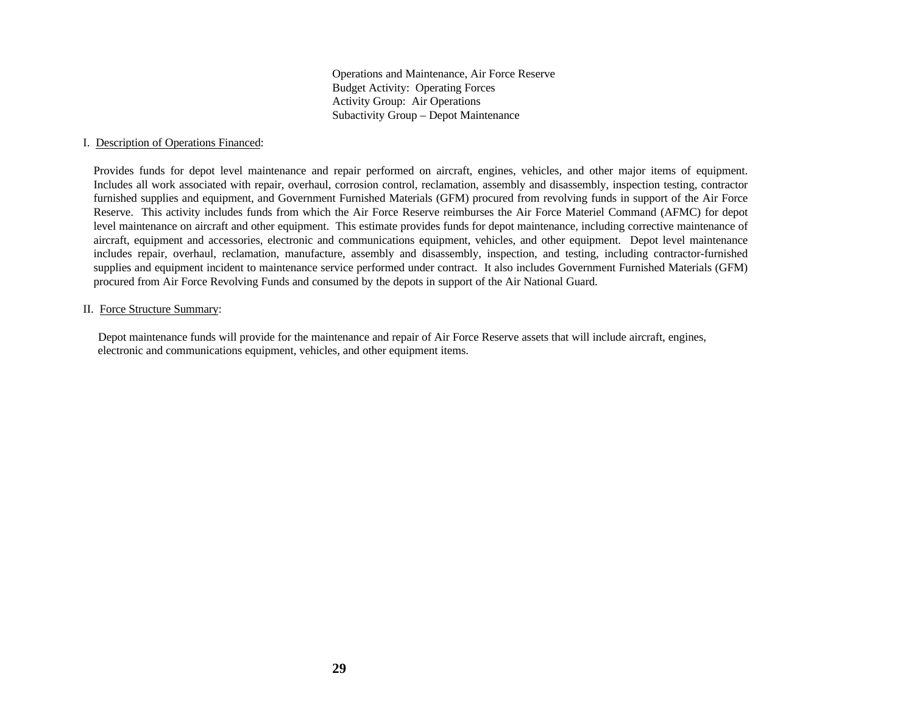Operations and Maintenance, Air Force Reserve
Budget Activity: Operating Forces
Activity Group: Air Operations
Subactivity Group – Depot Maintenance

I. Description of Operations Financed:

Provides funds for depot level maintenance and repair performed on aircraft, engines, vehicles, and other major items of equipment. Includes all work associated with repair, overhaul, corrosion control, reclamation, assembly and disassembly, inspection testing, contractor furnished supplies and equipment, and Government Furnished Materials (GFM) procured from revolving funds in support of the Air Force Reserve. This activity includes funds from which the Air Force Reserve reimburses the Air Force Materiel Command (AFMC) for depot level maintenance on aircraft and other equipment. This estimate provides funds for depot maintenance, including corrective maintenance of aircraft, equipment and accessories, electronic and communications equipment, vehicles, and other equipment. Depot level maintenance includes repair, overhaul, reclamation, manufacture, assembly and disassembly, inspection, and testing, including contractor-furnished supplies and equipment incident to maintenance service performed under contract. It also includes Government Furnished Materials (GFM) procured from Air Force Revolving Funds and consumed by the depots in support of the Air National Guard.

II. Force Structure Summary:

Depot maintenance funds will provide for the maintenance and repair of Air Force Reserve assets that will include aircraft, engines, electronic and communications equipment, vehicles, and other equipment items.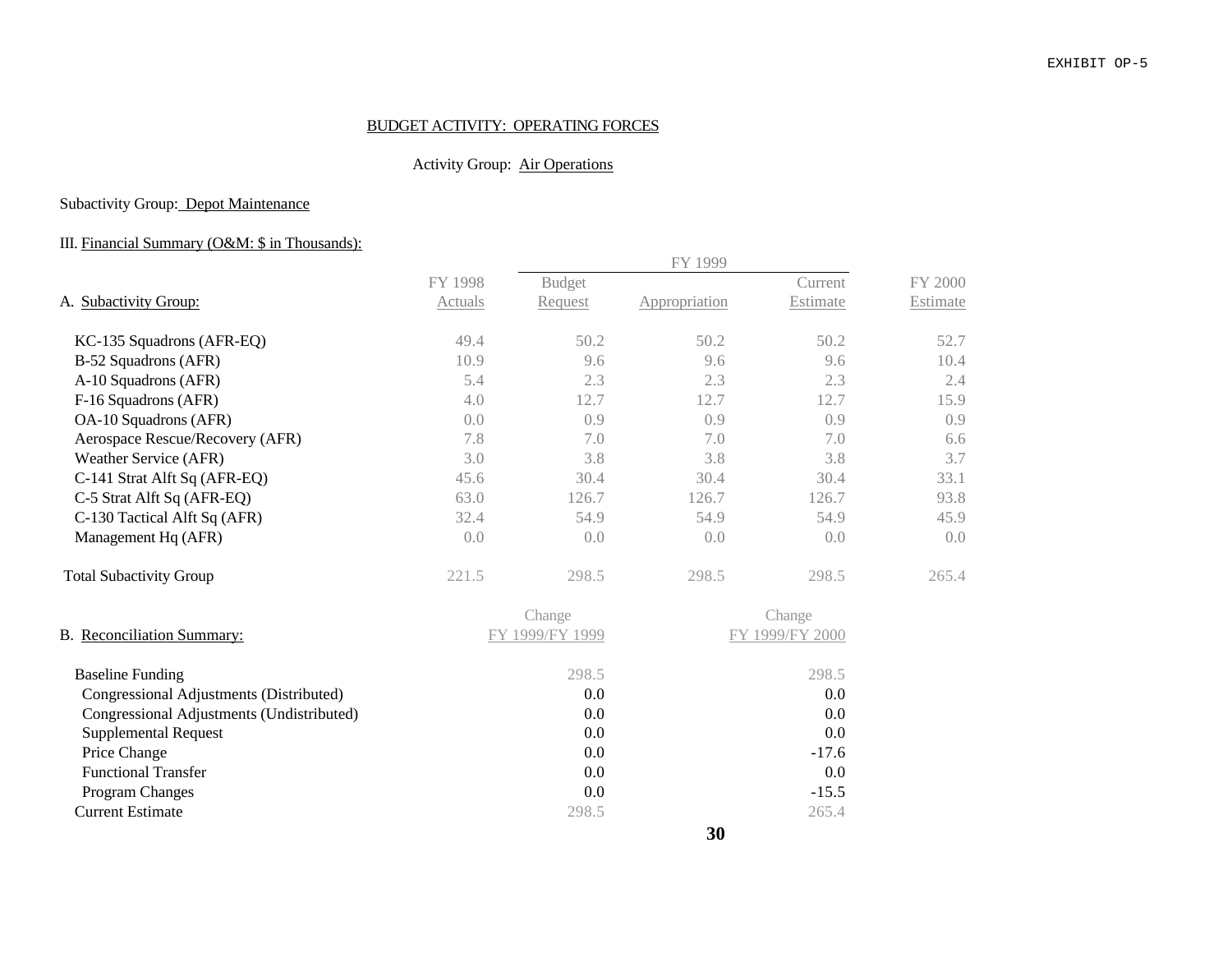EXHIBIT OP-5

BUDGET ACTIVITY: OPERATING FORCES

Activity Group: Air Operations

Subactivity Group: Depot Maintenance

III. Financial Summary (O&M: $ in Thousands):

| A. Subactivity Group: | FY 1998 Actuals | FY 1999 Budget Request | FY 1999 Appropriation | FY 1999 Current Estimate | FY 2000 Estimate |
|---|---|---|---|---|---|
| KC-135 Squadrons (AFR-EQ) | 49.4 | 50.2 | 50.2 | 50.2 | 52.7 |
| B-52 Squadrons (AFR) | 10.9 | 9.6 | 9.6 | 9.6 | 10.4 |
| A-10 Squadrons (AFR) | 5.4 | 2.3 | 2.3 | 2.3 | 2.4 |
| F-16 Squadrons (AFR) | 4.0 | 12.7 | 12.7 | 12.7 | 15.9 |
| OA-10 Squadrons (AFR) | 0.0 | 0.9 | 0.9 | 0.9 | 0.9 |
| Aerospace Rescue/Recovery (AFR) | 7.8 | 7.0 | 7.0 | 7.0 | 6.6 |
| Weather Service (AFR) | 3.0 | 3.8 | 3.8 | 3.8 | 3.7 |
| C-141 Strat Alft Sq (AFR-EQ) | 45.6 | 30.4 | 30.4 | 30.4 | 33.1 |
| C-5 Strat Alft Sq (AFR-EQ) | 63.0 | 126.7 | 126.7 | 126.7 | 93.8 |
| C-130 Tactical Alft Sq (AFR) | 32.4 | 54.9 | 54.9 | 54.9 | 45.9 |
| Management Hq (AFR) | 0.0 | 0.0 | 0.0 | 0.0 | 0.0 |
| Total Subactivity Group | 221.5 | 298.5 | 298.5 | 298.5 | 265.4 |

| B. Reconciliation Summary: | Change FY 1999/FY 1999 | Change FY 1999/FY 2000 |
|---|---|---|
| Baseline Funding | 298.5 | 298.5 |
| Congressional Adjustments (Distributed) | 0.0 | 0.0 |
| Congressional Adjustments (Undistributed) | 0.0 | 0.0 |
| Supplemental Request | 0.0 | 0.0 |
| Price Change | 0.0 | -17.6 |
| Functional Transfer | 0.0 | 0.0 |
| Program Changes | 0.0 | -15.5 |
| Current Estimate | 298.5 | 265.4 |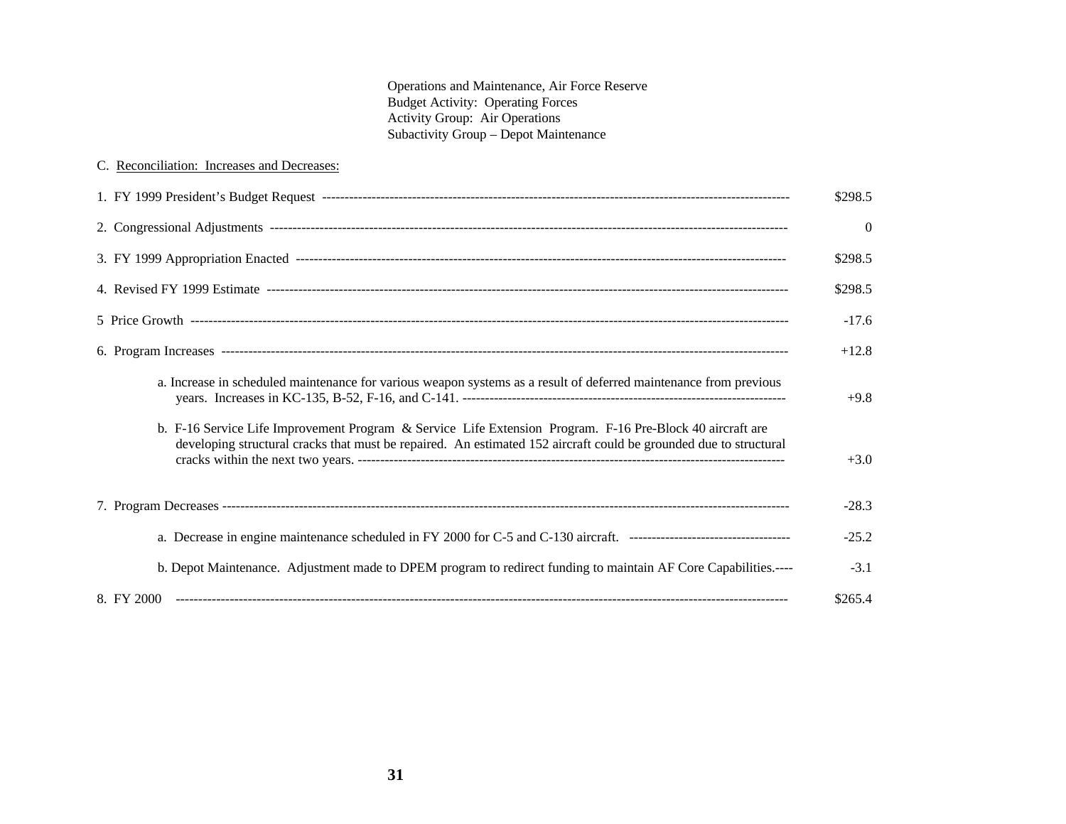Operations and Maintenance, Air Force Reserve
Budget Activity: Operating Forces
Activity Group: Air Operations
Subactivity Group – Depot Maintenance

C. Reconciliation: Increases and Decreases:

| | |
|---|---|
| 1. FY 1999 President's Budget Request | $298.5 |
| 2. Congressional Adjustments | 0 |
| 3. FY 1999 Appropriation Enacted | $298.5 |
| 4. Revised FY 1999 Estimate | $298.5 |
| 5 Price Growth | -17.6 |
| 6. Program Increases | +12.8 |
| a. Increase in scheduled maintenance for various weapon systems as a result of deferred maintenance from previous years. Increases in KC-135, B-52, F-16, and C-141. | +9.8 |
| b. F-16 Service Life Improvement Program & Service Life Extension Program. F-16 Pre-Block 40 aircraft are developing structural cracks that must be repaired. An estimated 152 aircraft could be grounded due to structural cracks within the next two years. | +3.0 |
| 7. Program Decreases | -28.3 |
| a. Decrease in engine maintenance scheduled in FY 2000 for C-5 and C-130 aircraft. | -25.2 |
| b. Depot Maintenance. Adjustment made to DPEM program to redirect funding to maintain AF Core Capabilities. | -3.1 |
| 8. FY 2000 | $265.4 |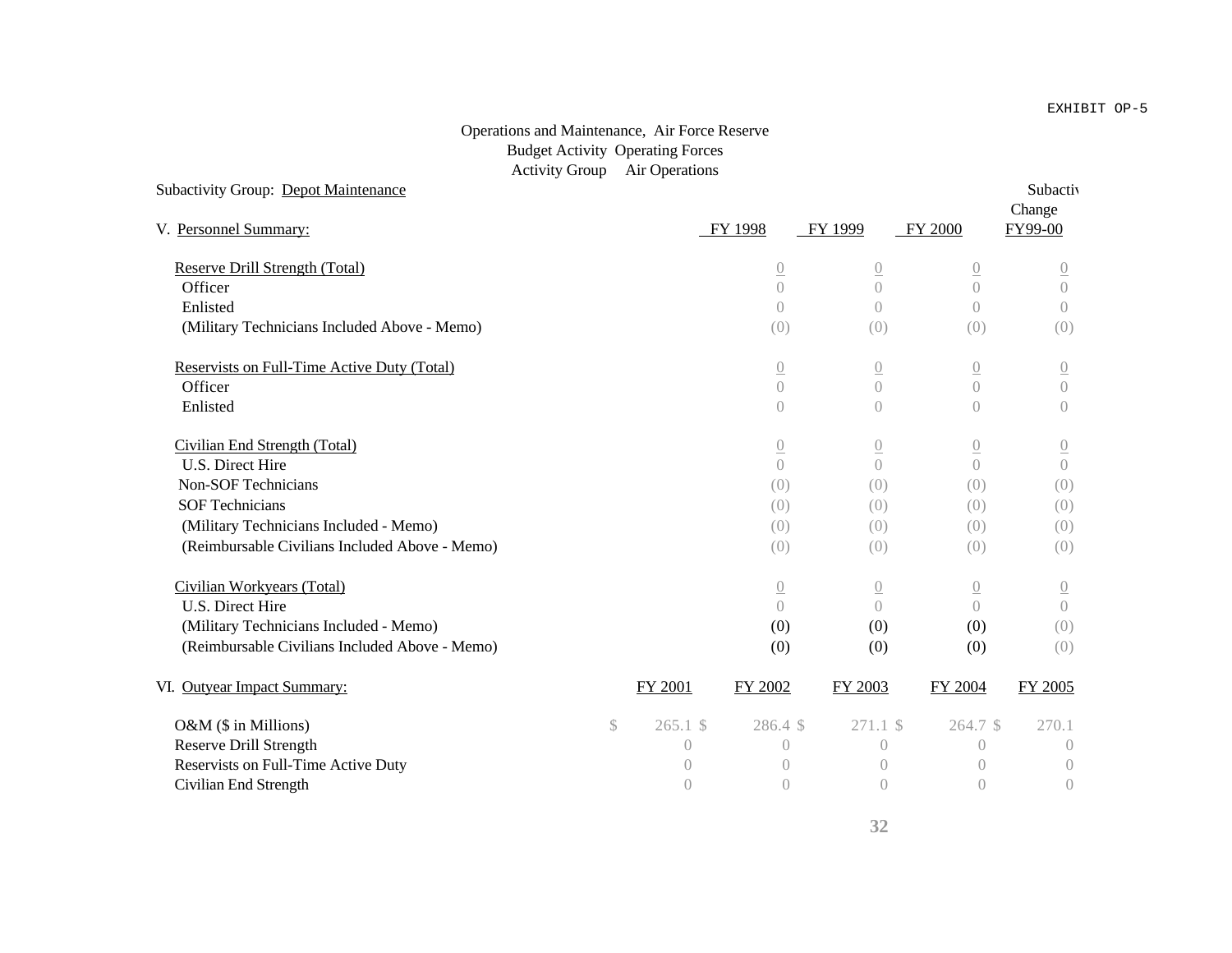EXHIBIT OP-5

Operations and Maintenance, Air Force Reserve
Budget Activity Operating Forces
Activity Group Air Operations

Subactivity Group: Depot Maintenance

| V. Personnel Summary: | FY 1998 | FY 1999 | FY 2000 | Subactivity Change FY99-00 |
|---|---|---|---|---|
| Reserve Drill Strength (Total) | 0 | 0 | 0 | 0 |
| Officer | 0 | 0 | 0 | 0 |
| Enlisted | 0 | 0 | 0 | 0 |
| (Military Technicians Included Above - Memo) | (0) | (0) | (0) | (0) |
| | | | | |
| Reservists on Full-Time Active Duty (Total) | 0 | 0 | 0 | 0 |
| Officer | 0 | 0 | 0 | 0 |
| Enlisted | 0 | 0 | 0 | 0 |
| | | | | |
| Civilian End Strength (Total) | 0 | 0 | 0 | 0 |
| U.S. Direct Hire | 0 | 0 | 0 | 0 |
| Non-SOF Technicians | (0) | (0) | (0) | (0) |
| SOF Technicians | (0) | (0) | (0) | (0) |
| (Military Technicians Included - Memo) | (0) | (0) | (0) | (0) |
| (Reimbursable Civilians Included Above - Memo) | (0) | (0) | (0) | (0) |
| | | | | |
| Civilian Workyears (Total) | 0 | 0 | 0 | 0 |
| U.S. Direct Hire | 0 | 0 | 0 | 0 |
| (Military Technicians Included - Memo) | (0) | (0) | (0) | (0) |
| (Reimbursable Civilians Included Above - Memo) | (0) | (0) | (0) | (0) |

| VI. Outyear Impact Summary: | FY 2001 | FY 2002 | FY 2003 | FY 2004 | FY 2005 |
|---|---|---|---|---|---|
| O&M ($ in Millions) | $ 265.1 | $ 286.4 | $ 271.1 | $ 264.7 | $ 270.1 |
| Reserve Drill Strength | 0 | 0 | 0 | 0 | 0 |
| Reservists on Full-Time Active Duty | 0 | 0 | 0 | 0 | 0 |
| Civilian End Strength | 0 | 0 | 0 | 0 | 0 |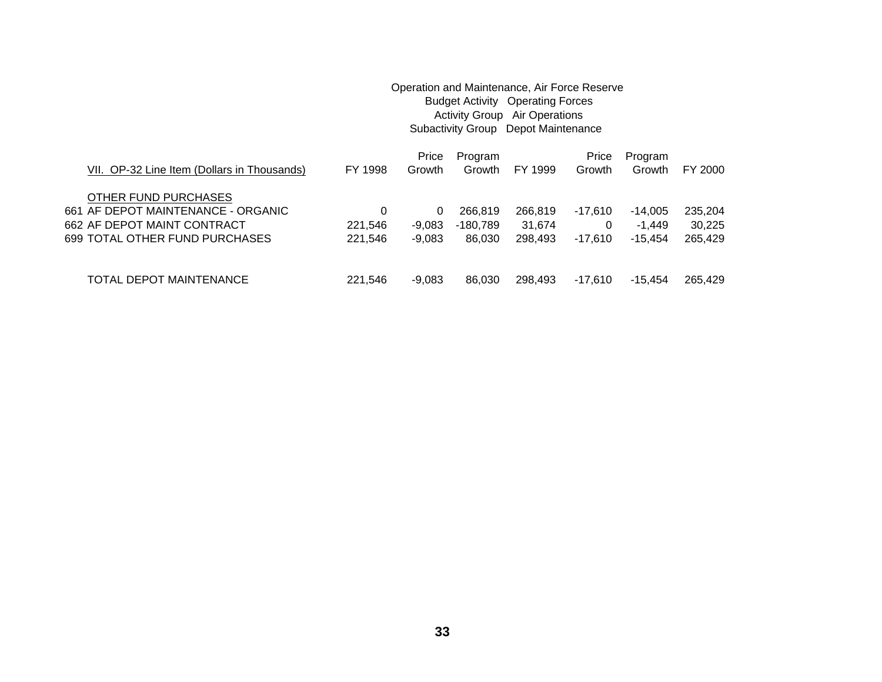Operation and Maintenance, Air Force Reserve
Budget Activity Operating Forces
Activity Group Air Operations
Subactivity Group Depot Maintenance

| | VII. OP-32 Line Item (Dollars in Thousands) | FY 1998 | Price Growth | Program Growth | FY 1999 | Price Growth | Program Growth | FY 2000 |
|---|---|---|---|---|---|---|---|---|
| | OTHER FUND PURCHASES | | | | | | | |
| 661 | AF DEPOT MAINTENANCE - ORGANIC | 0 | 0 | 266,819 | 266,819 | -17,610 | -14,005 | 235,204 |
| 662 | AF DEPOT MAINT CONTRACT | 221,546 | -9,083 | -180,789 | 31,674 | 0 | -1,449 | 30,225 |
| 699 | TOTAL OTHER FUND PURCHASES | 221,546 | -9,083 | 86,030 | 298,493 | -17,610 | -15,454 | 265,429 |
| | | | | | | | | |
| | TOTAL DEPOT MAINTENANCE | 221,546 | -9,083 | 86,030 | 298,493 | -17,610 | -15,454 | 265,429 |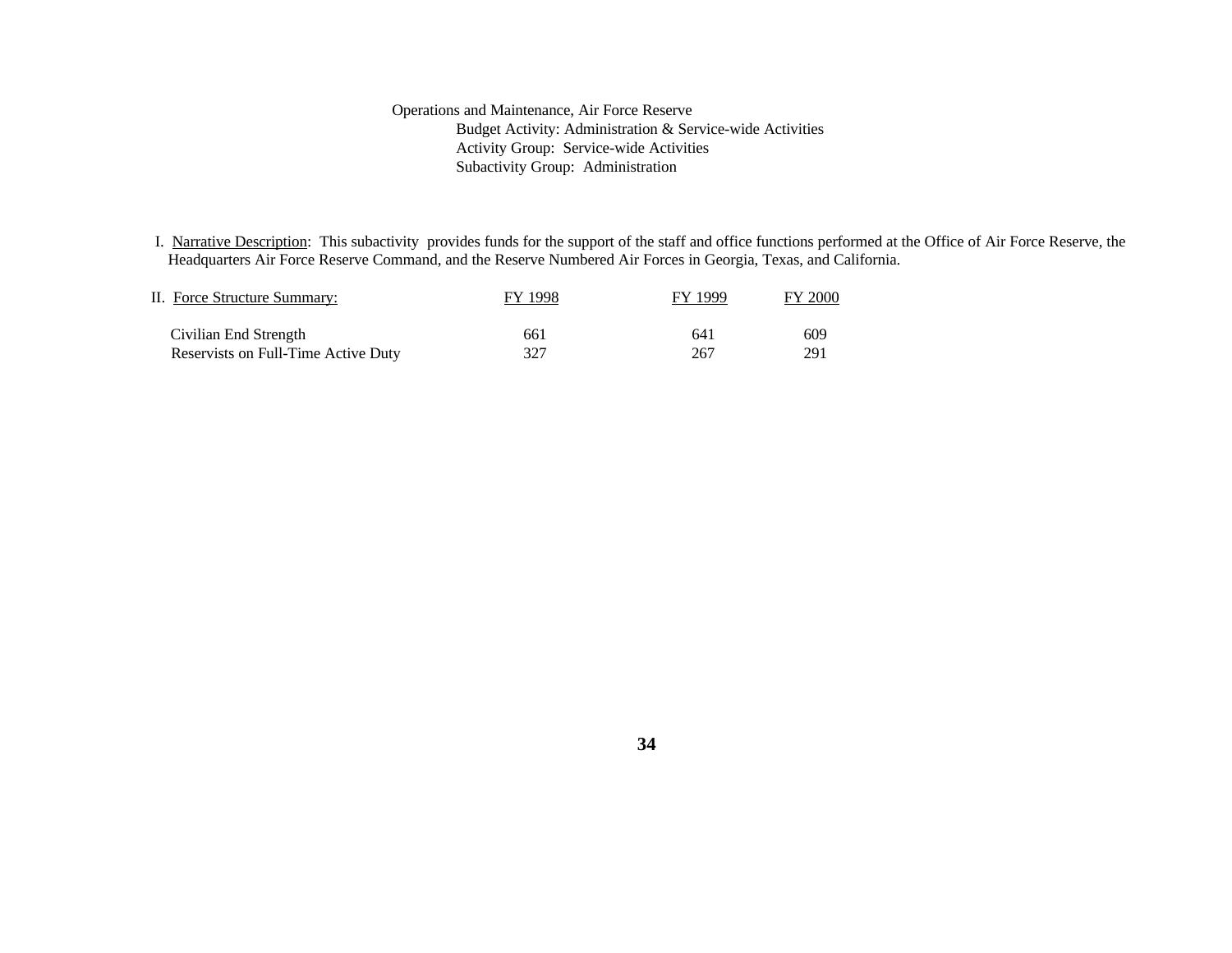Operations and Maintenance, Air Force Reserve

Budget Activity: Administration & Service-wide Activities

Activity Group: Service-wide Activities

Subactivity Group: Administration

I. Narrative Description: This subactivity provides funds for the support of the staff and office functions performed at the Office of Air Force Reserve, the Headquarters Air Force Reserve Command, and the Reserve Numbered Air Forces in Georgia, Texas, and California.

| II. Force Structure Summary: | FY 1998 | FY 1999 | FY 2000 |
|---|---|---|---|
| Civilian End Strength | 661 | 641 | 609 |
| Reservists on Full-Time Active Duty | 327 | 267 | 291 |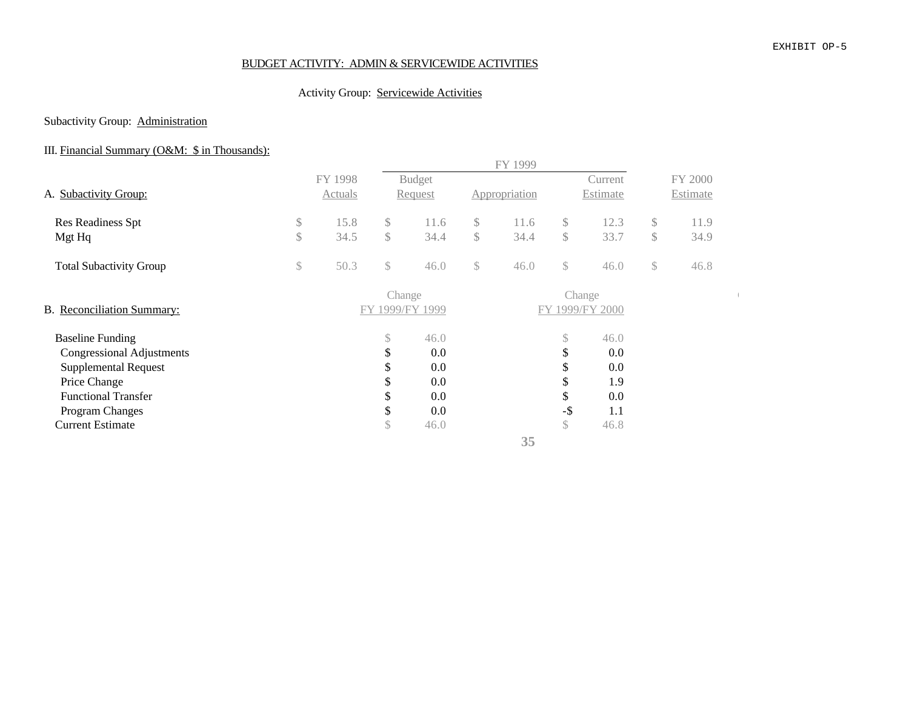EXHIBIT OP-5

BUDGET ACTIVITY: ADMIN & SERVICEWIDE ACTIVITIES

Activity Group: Servicewide Activities

Subactivity Group: Administration

III. Financial Summary (O&M: $ in Thousands):

| A. Subactivity Group: | FY 1998 Actuals | FY 1999 Budget Request | FY 1999 Appropriation | FY 1999 Current Estimate | FY 2000 Estimate |
|---|---|---|---|---|---|
| Res Readiness Spt | $ 15.8 | $ 11.6 | $ 11.6 | $ 12.3 | $ 11.9 |
| Mgt Hq | $ 34.5 | $ 34.4 | $ 34.4 | $ 33.7 | $ 34.9 |
| Total Subactivity Group | $ 50.3 | $ 46.0 | $ 46.0 | $ 46.0 | $ 46.8 |

| B. Reconciliation Summary: | Change FY 1999/FY 1999 | Change FY 1999/FY 2000 |
|---|---|---|
| Baseline Funding | $ 46.0 | $ 46.0 |
| Congressional Adjustments | $ 0.0 | $ 0.0 |
| Supplemental Request | $ 0.0 | $ 0.0 |
| Price Change | $ 0.0 | $ 1.9 |
| Functional Transfer | $ 0.0 | $ 0.0 |
| Program Changes | $ 0.0 | -$ 1.1 |
| Current Estimate | $ 46.0 | $ 46.8 |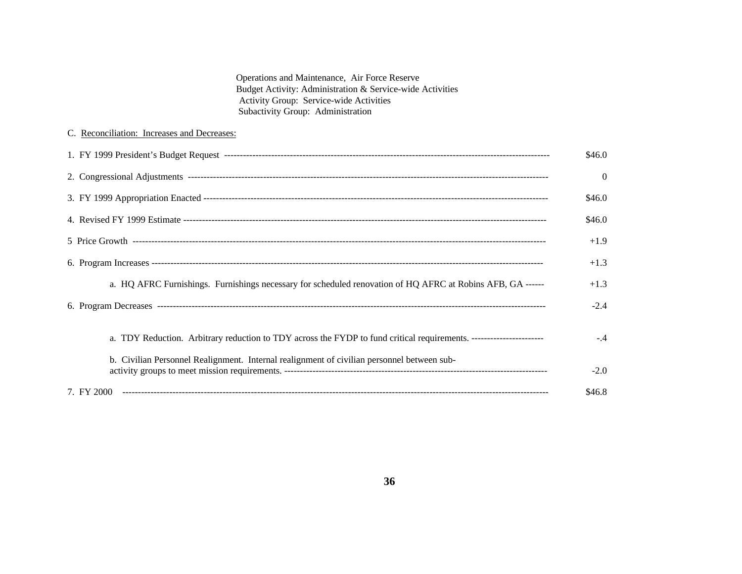Operations and Maintenance, Air Force Reserve
Budget Activity: Administration & Service-wide Activities
Activity Group: Service-wide Activities
Subactivity Group: Administration

C. Reconciliation: Increases and Decreases:

| | |
|---|---|
| 1. FY 1999 President's Budget Request | $46.0 |
| 2. Congressional Adjustments | 0 |
| 3. FY 1999 Appropriation Enacted | $46.0 |
| 4. Revised FY 1999 Estimate | $46.0 |
| 5 Price Growth | +1.9 |
| 6. Program Increases | +1.3 |
| a. HQ AFRC Furnishings. Furnishings necessary for scheduled renovation of HQ AFRC at Robins AFB, GA | +1.3 |
| 6. Program Decreases | -2.4 |
| a. TDY Reduction. Arbitrary reduction to TDY across the FYDP to fund critical requirements. | -.4 |
| b. Civilian Personnel Realignment. Internal realignment of civilian personnel between sub-activity groups to meet mission requirements. | -2.0 |
| 7. FY 2000 | $46.8 |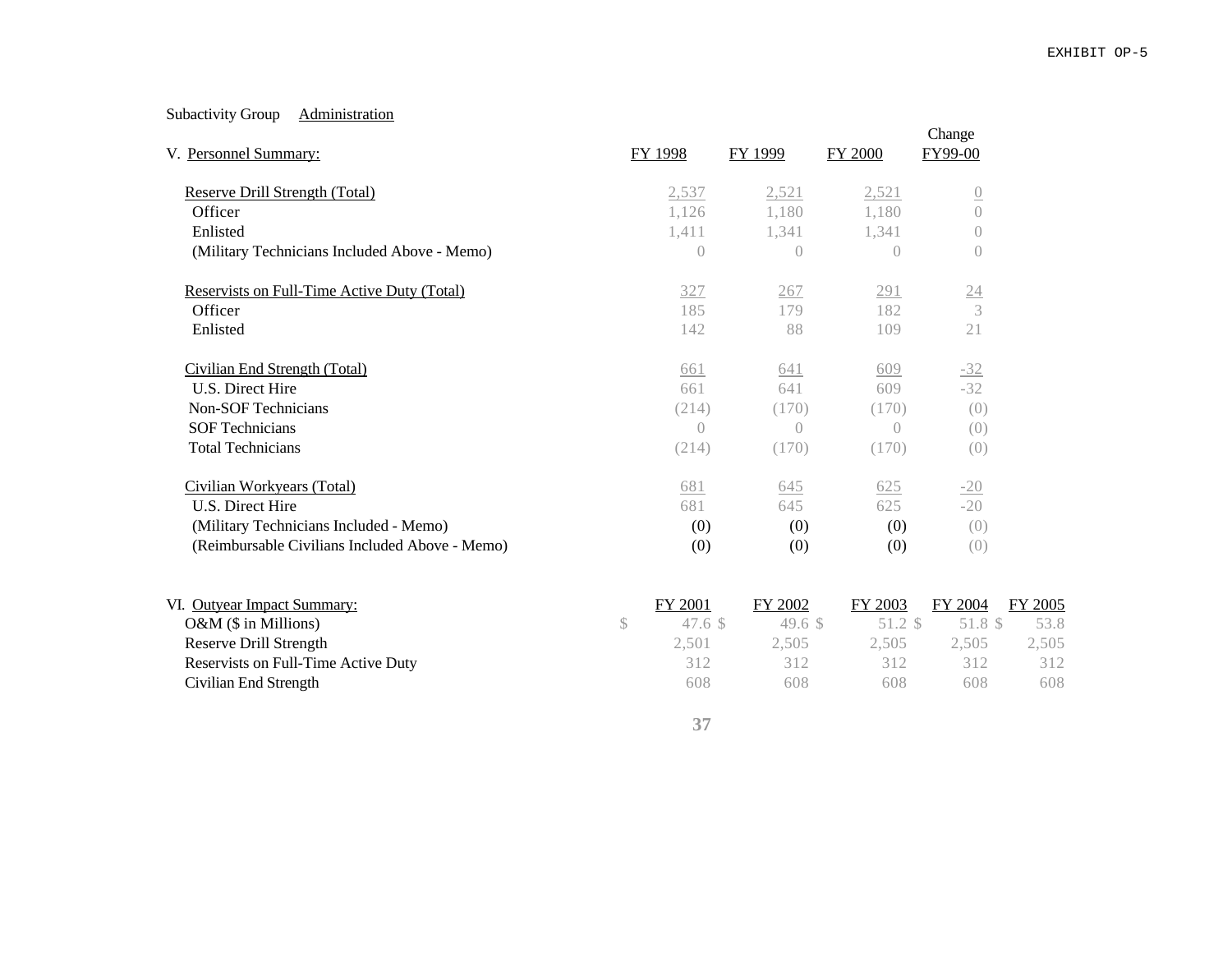EXHIBIT OP-5

Subactivity Group Administration

| V. Personnel Summary: | FY 1998 | FY 1999 | FY 2000 | Change FY99-00 |
|---|---|---|---|---|
| Reserve Drill Strength (Total) | 2,537 | 2,521 | 2,521 | 0 |
| Officer | 1,126 | 1,180 | 1,180 | 0 |
| Enlisted | 1,411 | 1,341 | 1,341 | 0 |
| (Military Technicians Included Above - Memo) | 0 | 0 | 0 | 0 |
| Reservists on Full-Time Active Duty (Total) | 327 | 267 | 291 | 24 |
| Officer | 185 | 179 | 182 | 3 |
| Enlisted | 142 | 88 | 109 | 21 |
| Civilian End Strength (Total) | 661 | 641 | 609 | -32 |
| U.S. Direct Hire | 661 | 641 | 609 | -32 |
| Non-SOF Technicians | (214) | (170) | (170) | (0) |
| SOF Technicians | 0 | 0 | 0 | (0) |
| Total Technicians | (214) | (170) | (170) | (0) |
| Civilian Workyears (Total) | 681 | 645 | 625 | -20 |
| U.S. Direct Hire | 681 | 645 | 625 | -20 |
| (Military Technicians Included - Memo) | (0) | (0) | (0) | (0) |
| (Reimbursable Civilians Included Above - Memo) | (0) | (0) | (0) | (0) |

| VI. Outyear Impact Summary: | FY 2001 | FY 2002 | FY 2003 | FY 2004 | FY 2005 |
|---|---|---|---|---|---|
| O&M ($ in Millions) | $ 47.6 | $ 49.6 | $ 51.2 | $ 51.8 | $ 53.8 |
| Reserve Drill Strength | 2,501 | 2,505 | 2,505 | 2,505 | 2,505 |
| Reservists on Full-Time Active Duty | 312 | 312 | 312 | 312 | 312 |
| Civilian End Strength | 608 | 608 | 608 | 608 | 608 |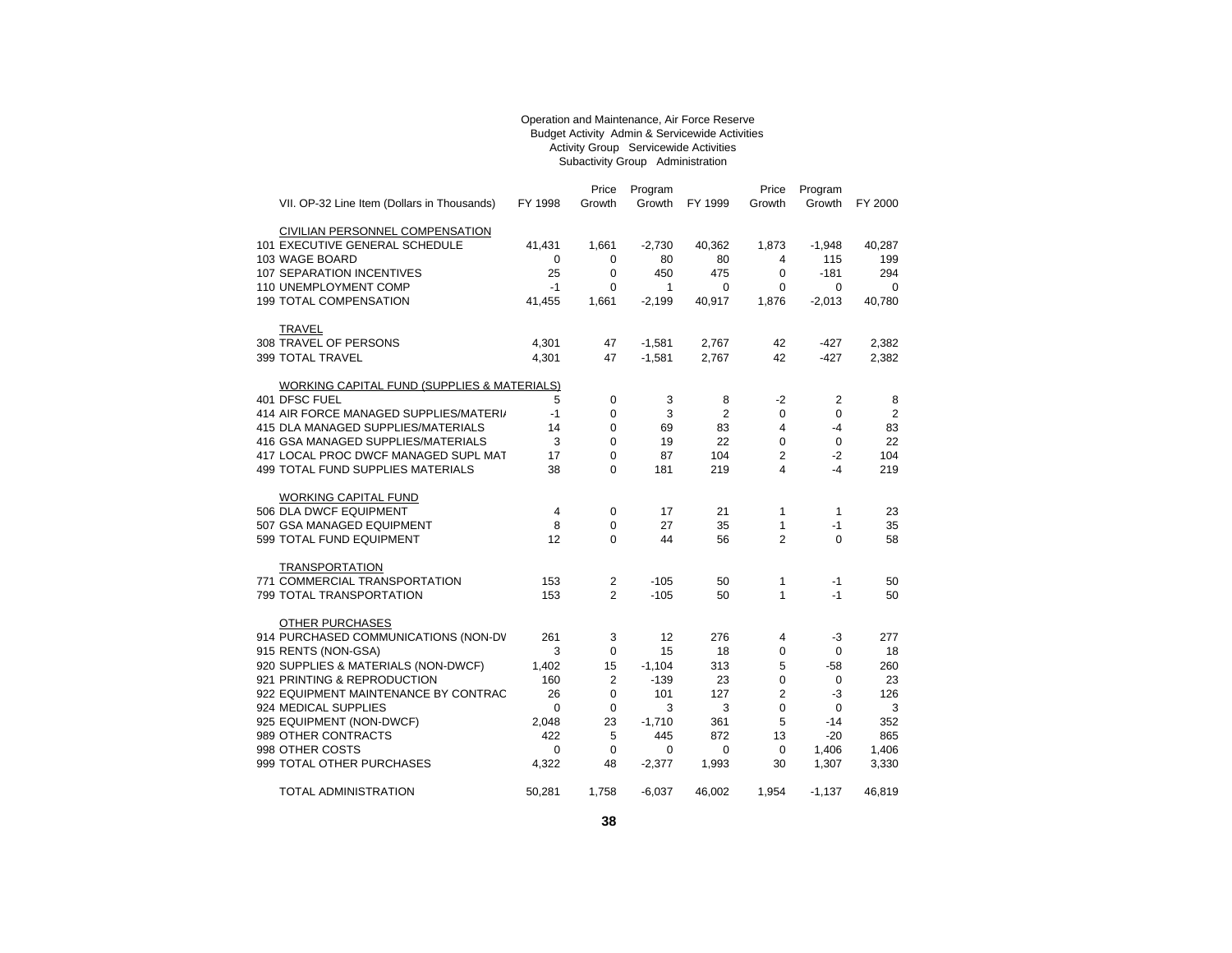Operation and Maintenance, Air Force Reserve
Budget Activity Admin & Servicewide Activities
Activity Group Servicewide Activities
Subactivity Group Administration

| VII. OP-32 Line Item (Dollars in Thousands) | FY 1998 | Price Growth | Program Growth | FY 1999 | Price Growth | Program Growth | FY 2000 |
|---|---|---|---|---|---|---|---|
| CIVILIAN PERSONNEL COMPENSATION | | | | | | | |
| 101 EXECUTIVE GENERAL SCHEDULE | 41,431 | 1,661 | -2,730 | 40,362 | 1,873 | -1,948 | 40,287 |
| 103 WAGE BOARD | 0 | 0 | 80 | 80 | 4 | 115 | 199 |
| 107 SEPARATION INCENTIVES | 25 | 0 | 450 | 475 | 0 | -181 | 294 |
| 110 UNEMPLOYMENT COMP | -1 | 0 | 1 | 0 | 0 | 0 | 0 |
| 199 TOTAL COMPENSATION | 41,455 | 1,661 | -2,199 | 40,917 | 1,876 | -2,013 | 40,780 |
| TRAVEL | | | | | | | |
| 308 TRAVEL OF PERSONS | 4,301 | 47 | -1,581 | 2,767 | 42 | -427 | 2,382 |
| 399 TOTAL TRAVEL | 4,301 | 47 | -1,581 | 2,767 | 42 | -427 | 2,382 |
| WORKING CAPITAL FUND (SUPPLIES & MATERIALS) | | | | | | | |
| 401 DFSC FUEL | 5 | 0 | 3 | 8 | -2 | 2 | 8 |
| 414 AIR FORCE MANAGED SUPPLIES/MATERI/ | -1 | 0 | 3 | 2 | 0 | 0 | 2 |
| 415 DLA MANAGED SUPPLIES/MATERIALS | 14 | 0 | 69 | 83 | 4 | -4 | 83 |
| 416 GSA MANAGED SUPPLIES/MATERIALS | 3 | 0 | 19 | 22 | 0 | 0 | 22 |
| 417 LOCAL PROC DWCF MANAGED SUPL MAT | 17 | 0 | 87 | 104 | 2 | -2 | 104 |
| 499 TOTAL FUND SUPPLIES MATERIALS | 38 | 0 | 181 | 219 | 4 | -4 | 219 |
| WORKING CAPITAL FUND | | | | | | | |
| 506 DLA DWCF EQUIPMENT | 4 | 0 | 17 | 21 | 1 | 1 | 23 |
| 507 GSA MANAGED EQUIPMENT | 8 | 0 | 27 | 35 | 1 | -1 | 35 |
| 599 TOTAL FUND EQUIPMENT | 12 | 0 | 44 | 56 | 2 | 0 | 58 |
| TRANSPORTATION | | | | | | | |
| 771 COMMERCIAL TRANSPORTATION | 153 | 2 | -105 | 50 | 1 | -1 | 50 |
| 799 TOTAL TRANSPORTATION | 153 | 2 | -105 | 50 | 1 | -1 | 50 |
| OTHER PURCHASES | | | | | | | |
| 914 PURCHASED COMMUNICATIONS (NON-DV | 261 | 3 | 12 | 276 | 4 | -3 | 277 |
| 915 RENTS (NON-GSA) | 3 | 0 | 15 | 18 | 0 | 0 | 18 |
| 920 SUPPLIES & MATERIALS (NON-DWCF) | 1,402 | 15 | -1,104 | 313 | 5 | -58 | 260 |
| 921 PRINTING & REPRODUCTION | 160 | 2 | -139 | 23 | 0 | 0 | 23 |
| 922 EQUIPMENT MAINTENANCE BY CONTRAC | 26 | 0 | 101 | 127 | 2 | -3 | 126 |
| 924 MEDICAL SUPPLIES | 0 | 0 | 3 | 3 | 0 | 0 | 3 |
| 925 EQUIPMENT (NON-DWCF) | 2,048 | 23 | -1,710 | 361 | 5 | -14 | 352 |
| 989 OTHER CONTRACTS | 422 | 5 | 445 | 872 | 13 | -20 | 865 |
| 998 OTHER COSTS | 0 | 0 | 0 | 0 | 0 | 1,406 | 1,406 |
| 999 TOTAL OTHER PURCHASES | 4,322 | 48 | -2,377 | 1,993 | 30 | 1,307 | 3,330 |
| TOTAL ADMINISTRATION | 50,281 | 1,758 | -6,037 | 46,002 | 1,954 | -1,137 | 46,819 |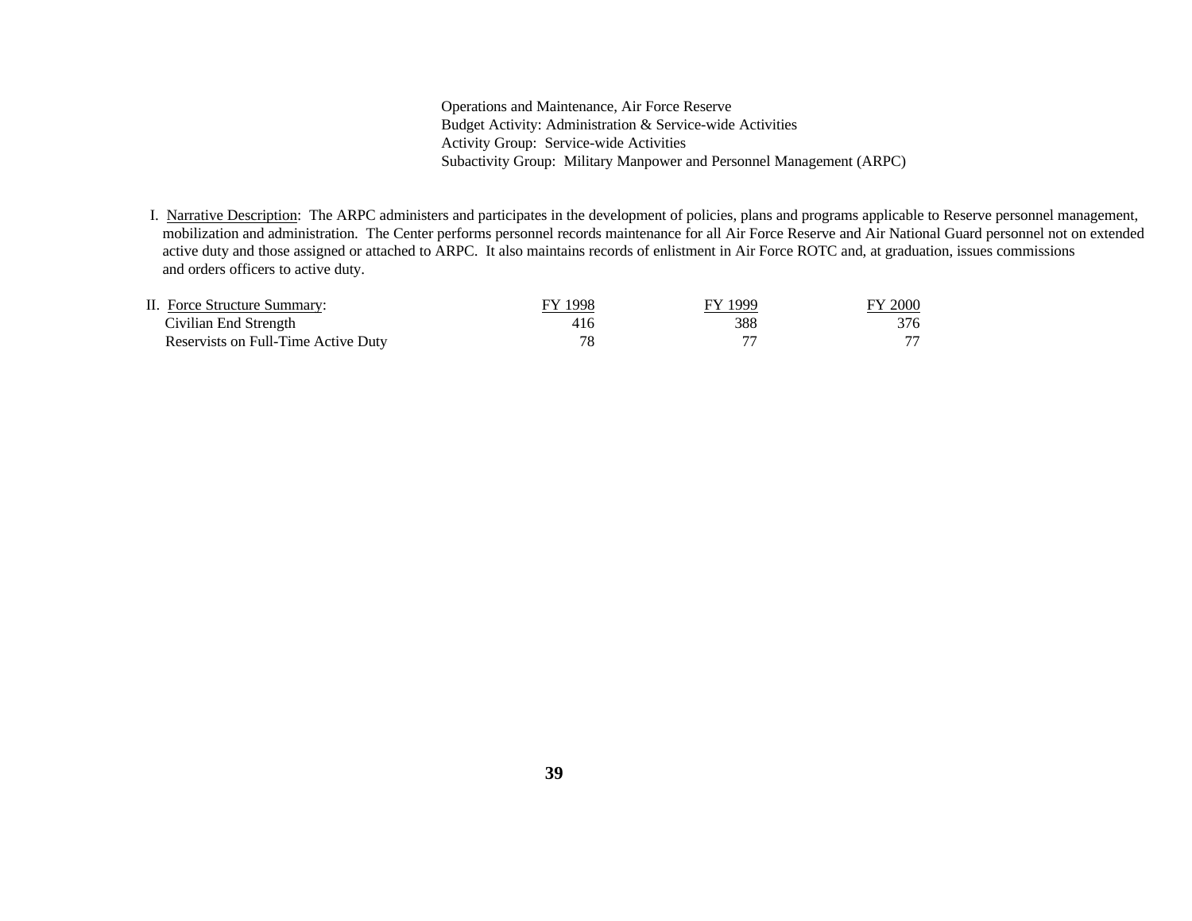Operations and Maintenance, Air Force Reserve
Budget Activity: Administration & Service-wide Activities
Activity Group: Service-wide Activities
Subactivity Group: Military Manpower and Personnel Management (ARPC)

I. Narrative Description: The ARPC administers and participates in the development of policies, plans and programs applicable to Reserve personnel management, mobilization and administration. The Center performs personnel records maintenance for all Air Force Reserve and Air National Guard personnel not on extended active duty and those assigned or attached to ARPC. It also maintains records of enlistment in Air Force ROTC and, at graduation, issues commissions and orders officers to active duty.

II. Force Structure Summary:

| | FY 1998 | FY 1999 | FY 2000 |
|---|---|---|---|
| Civilian End Strength | 416 | 388 | 376 |
| Reservists on Full-Time Active Duty | 78 | 77 | 77 |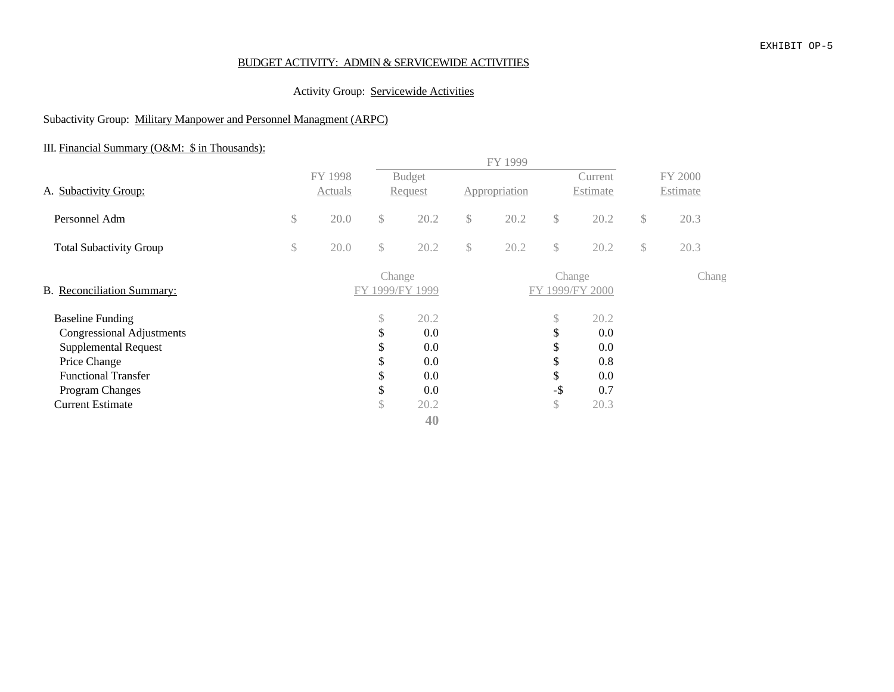EXHIBIT OP-5

BUDGET ACTIVITY: ADMIN & SERVICEWIDE ACTIVITIES

Activity Group: Servicewide Activities

Subactivity Group: Military Manpower and Personnel Managment (ARPC)

III. Financial Summary (O&M: $ in Thousands):

| A. Subactivity Group: | FY 1998 Actuals | FY 1999 Budget Request | FY 1999 Appropriation | FY 1999 Current Estimate | FY 2000 Estimate |
|---|---|---|---|---|---|
| Personnel Adm | $ 20.0 | $ 20.2 | $ 20.2 | $ 20.2 | $ 20.3 |
| Total Subactivity Group | $ 20.0 | $ 20.2 | $ 20.2 | $ 20.2 | $ 20.3 |

| B. Reconciliation Summary: | Change FY 1999/FY 1999 | Change FY 1999/FY 2000 | Chang |
|---|---|---|---|
| Baseline Funding | $ 20.2 | $ 20.2 | |
| Congressional Adjustments | $ 0.0 | $ 0.0 | |
| Supplemental Request | $ 0.0 | $ 0.0 | |
| Price Change | $ 0.0 | $ 0.8 | |
| Functional Transfer | $ 0.0 | $ 0.0 | |
| Program Changes | $ 0.0 | -$ 0.7 | |
| Current Estimate | $ 20.2 | $ 20.3 | |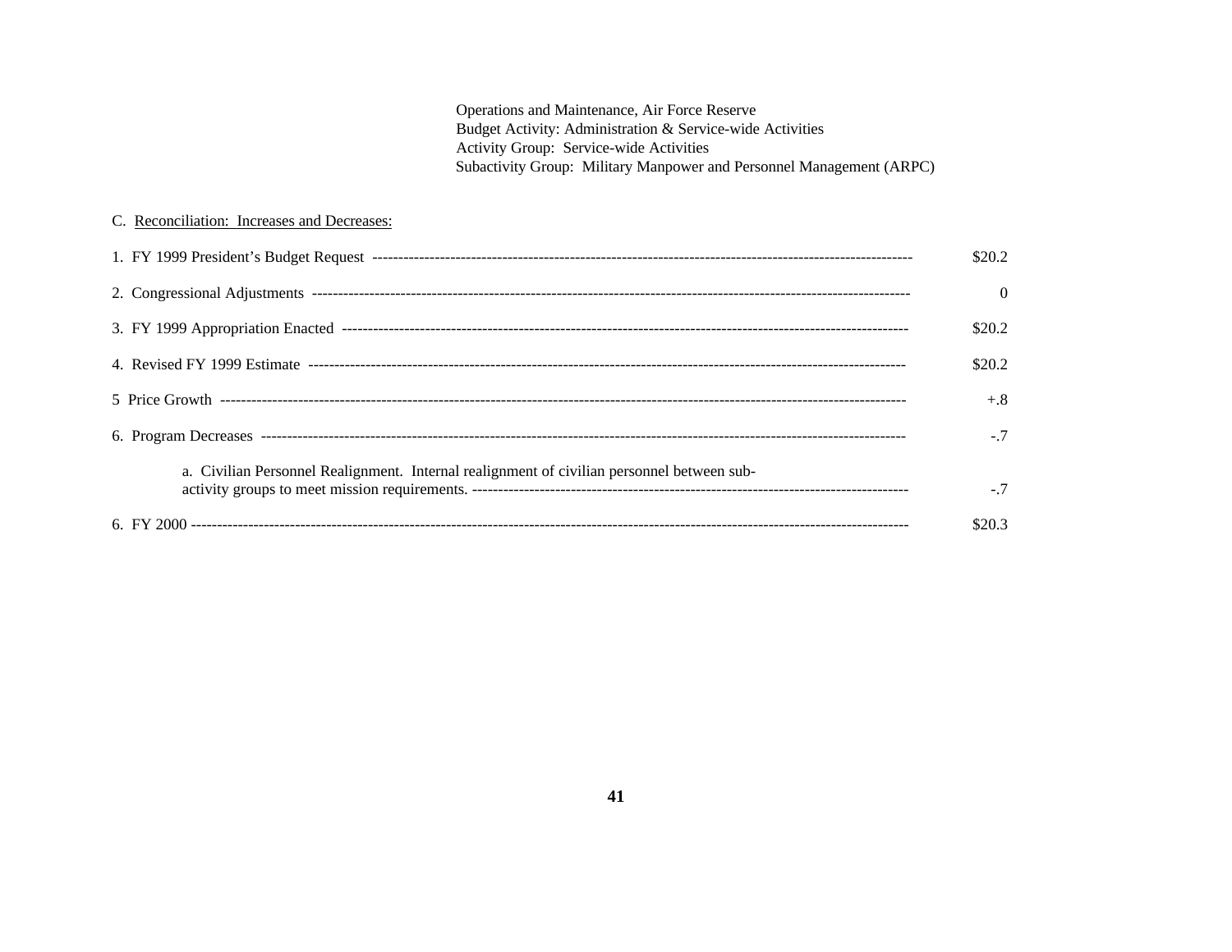Operations and Maintenance, Air Force Reserve
Budget Activity: Administration & Service-wide Activities
Activity Group: Service-wide Activities
Subactivity Group: Military Manpower and Personnel Management (ARPC)

C. Reconciliation: Increases and Decreases:

| | |
|---|---|
| 1. FY 1999 President's Budget Request | $20.2 |
| 2. Congressional Adjustments | 0 |
| 3. FY 1999 Appropriation Enacted | $20.2 |
| 4. Revised FY 1999 Estimate | $20.2 |
| 5 Price Growth | +.8 |
| 6. Program Decreases | -.7 |
| a. Civilian Personnel Realignment. Internal realignment of civilian personnel between sub-activity groups to meet mission requirements. | -.7 |
| 6. FY 2000 | $20.3 |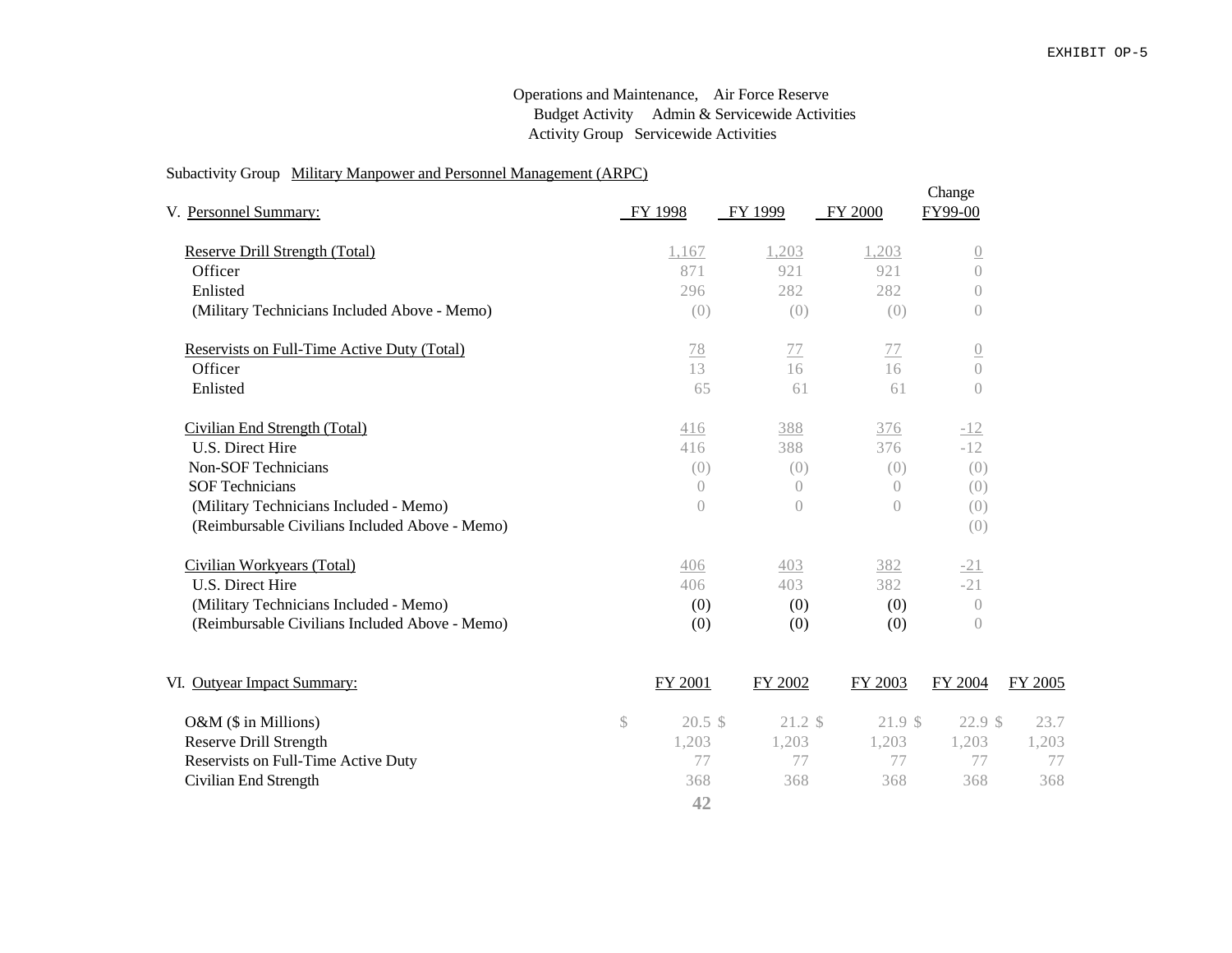EXHIBIT OP-5

Operations and Maintenance, Air Force Reserve
Budget Activity Admin & Servicewide Activities
Activity Group Servicewide Activities

Subactivity Group Military Manpower and Personnel Management (ARPC)

| V. Personnel Summary: | FY 1998 | FY 1999 | FY 2000 | Change FY99-00 |
|---|---|---|---|---|
| Reserve Drill Strength (Total) | 1,167 | 1,203 | 1,203 | 0 |
| Officer | 871 | 921 | 921 | 0 |
| Enlisted | 296 | 282 | 282 | 0 |
| (Military Technicians Included Above - Memo) | (0) | (0) | (0) | 0 |
| Reservists on Full-Time Active Duty (Total) | 78 | 77 | 77 | 0 |
| Officer | 13 | 16 | 16 | 0 |
| Enlisted | 65 | 61 | 61 | 0 |
| Civilian End Strength (Total) | 416 | 388 | 376 | -12 |
| U.S. Direct Hire | 416 | 388 | 376 | -12 |
| Non-SOF Technicians | (0) | (0) | (0) | (0) |
| SOF Technicians | 0 | 0 | 0 | (0) |
| (Military Technicians Included - Memo) | 0 | 0 | 0 | (0) |
| (Reimbursable Civilians Included Above - Memo) | | | | (0) |
| Civilian Workyears (Total) | 406 | 403 | 382 | -21 |
| U.S. Direct Hire | 406 | 403 | 382 | -21 |
| (Military Technicians Included - Memo) | (0) | (0) | (0) | 0 |
| (Reimbursable Civilians Included Above - Memo) | (0) | (0) | (0) | 0 |

| VI. Outyear Impact Summary: | FY 2001 | FY 2002 | FY 2003 | FY 2004 | FY 2005 |
|---|---|---|---|---|---|
| O&M ($ in Millions) | $ 20.5 | $ 21.2 | $ 21.9 | $ 22.9 | $ 23.7 |
| Reserve Drill Strength | 1,203 | 1,203 | 1,203 | 1,203 | 1,203 |
| Reservists on Full-Time Active Duty | 77 | 77 | 77 | 77 | 77 |
| Civilian End Strength | 368 | 368 | 368 | 368 | 368 |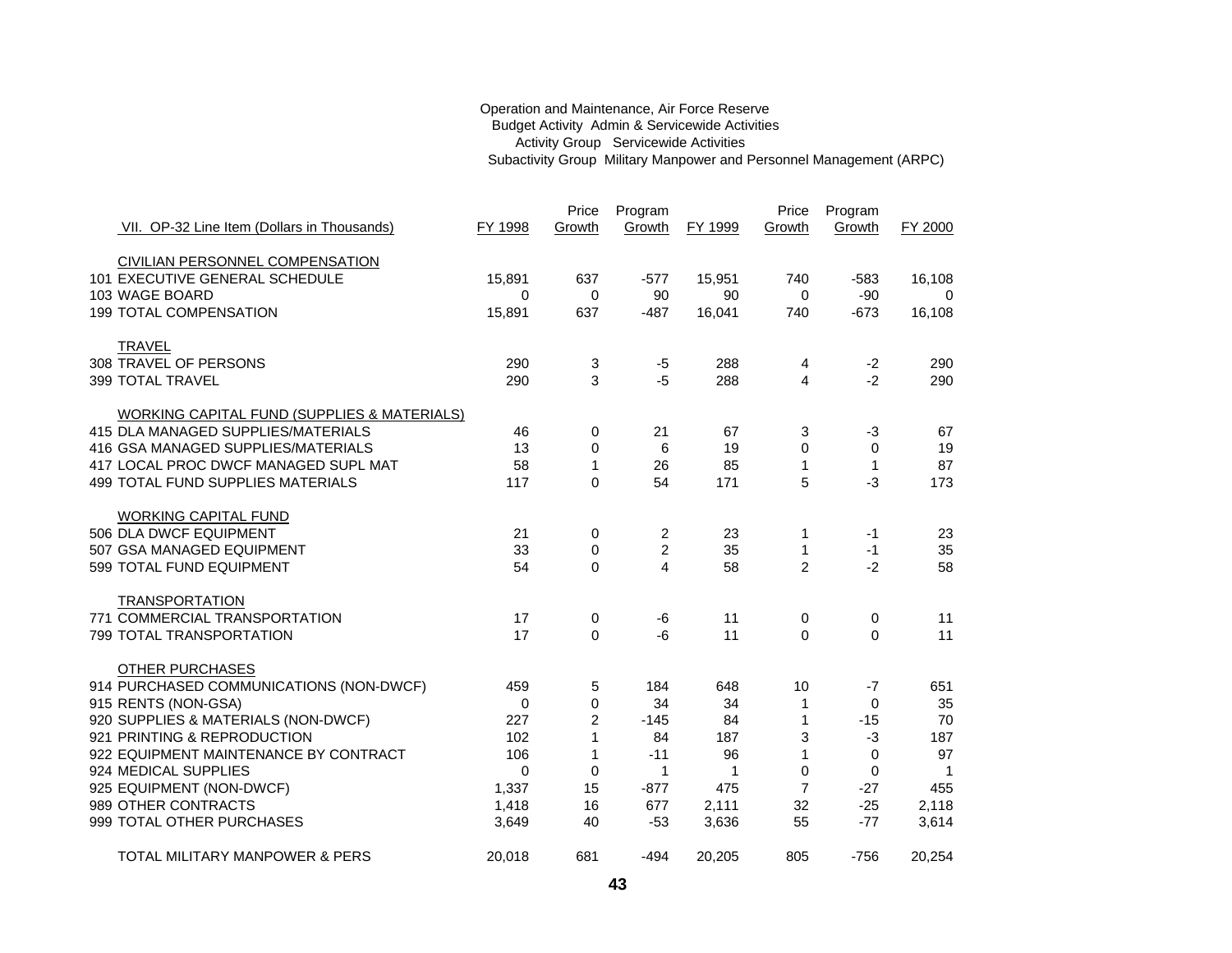Operation and Maintenance, Air Force Reserve
Budget Activity Admin & Servicewide Activities
Activity Group Servicewide Activities
Subactivity Group Military Manpower and Personnel Management (ARPC)

| VII. OP-32 Line Item (Dollars in Thousands) | FY 1998 | Price Growth | Program Growth | FY 1999 | Price Growth | Program Growth | FY 2000 |
|---|---|---|---|---|---|---|---|
| CIVILIAN PERSONNEL COMPENSATION | | | | | | | |
| 101 EXECUTIVE GENERAL SCHEDULE | 15,891 | 637 | -577 | 15,951 | 740 | -583 | 16,108 |
| 103 WAGE BOARD | 0 | 0 | 90 | 90 | 0 | -90 | 0 |
| 199 TOTAL COMPENSATION | 15,891 | 637 | -487 | 16,041 | 740 | -673 | 16,108 |
| TRAVEL | | | | | | | |
| 308 TRAVEL OF PERSONS | 290 | 3 | -5 | 288 | 4 | -2 | 290 |
| 399 TOTAL TRAVEL | 290 | 3 | -5 | 288 | 4 | -2 | 290 |
| WORKING CAPITAL FUND (SUPPLIES & MATERIALS) | | | | | | | |
| 415 DLA MANAGED SUPPLIES/MATERIALS | 46 | 0 | 21 | 67 | 3 | -3 | 67 |
| 416 GSA MANAGED SUPPLIES/MATERIALS | 13 | 0 | 6 | 19 | 0 | 0 | 19 |
| 417 LOCAL PROC DWCF MANAGED SUPL MAT | 58 | 1 | 26 | 85 | 1 | 1 | 87 |
| 499 TOTAL FUND SUPPLIES MATERIALS | 117 | 0 | 54 | 171 | 5 | -3 | 173 |
| WORKING CAPITAL FUND | | | | | | | |
| 506 DLA DWCF EQUIPMENT | 21 | 0 | 2 | 23 | 1 | -1 | 23 |
| 507 GSA MANAGED EQUIPMENT | 33 | 0 | 2 | 35 | 1 | -1 | 35 |
| 599 TOTAL FUND EQUIPMENT | 54 | 0 | 4 | 58 | 2 | -2 | 58 |
| TRANSPORTATION | | | | | | | |
| 771 COMMERCIAL TRANSPORTATION | 17 | 0 | -6 | 11 | 0 | 0 | 11 |
| 799 TOTAL TRANSPORTATION | 17 | 0 | -6 | 11 | 0 | 0 | 11 |
| OTHER PURCHASES | | | | | | | |
| 914 PURCHASED COMMUNICATIONS (NON-DWCF) | 459 | 5 | 184 | 648 | 10 | -7 | 651 |
| 915 RENTS (NON-GSA) | 0 | 0 | 34 | 34 | 1 | 0 | 35 |
| 920 SUPPLIES & MATERIALS (NON-DWCF) | 227 | 2 | -145 | 84 | 1 | -15 | 70 |
| 921 PRINTING & REPRODUCTION | 102 | 1 | 84 | 187 | 3 | -3 | 187 |
| 922 EQUIPMENT MAINTENANCE BY CONTRACT | 106 | 1 | -11 | 96 | 1 | 0 | 97 |
| 924 MEDICAL SUPPLIES | 0 | 0 | 1 | 1 | 0 | 0 | 1 |
| 925 EQUIPMENT (NON-DWCF) | 1,337 | 15 | -877 | 475 | 7 | -27 | 455 |
| 989 OTHER CONTRACTS | 1,418 | 16 | 677 | 2,111 | 32 | -25 | 2,118 |
| 999 TOTAL OTHER PURCHASES | 3,649 | 40 | -53 | 3,636 | 55 | -77 | 3,614 |
| TOTAL MILITARY MANPOWER & PERS | 20,018 | 681 | -494 | 20,205 | 805 | -756 | 20,254 |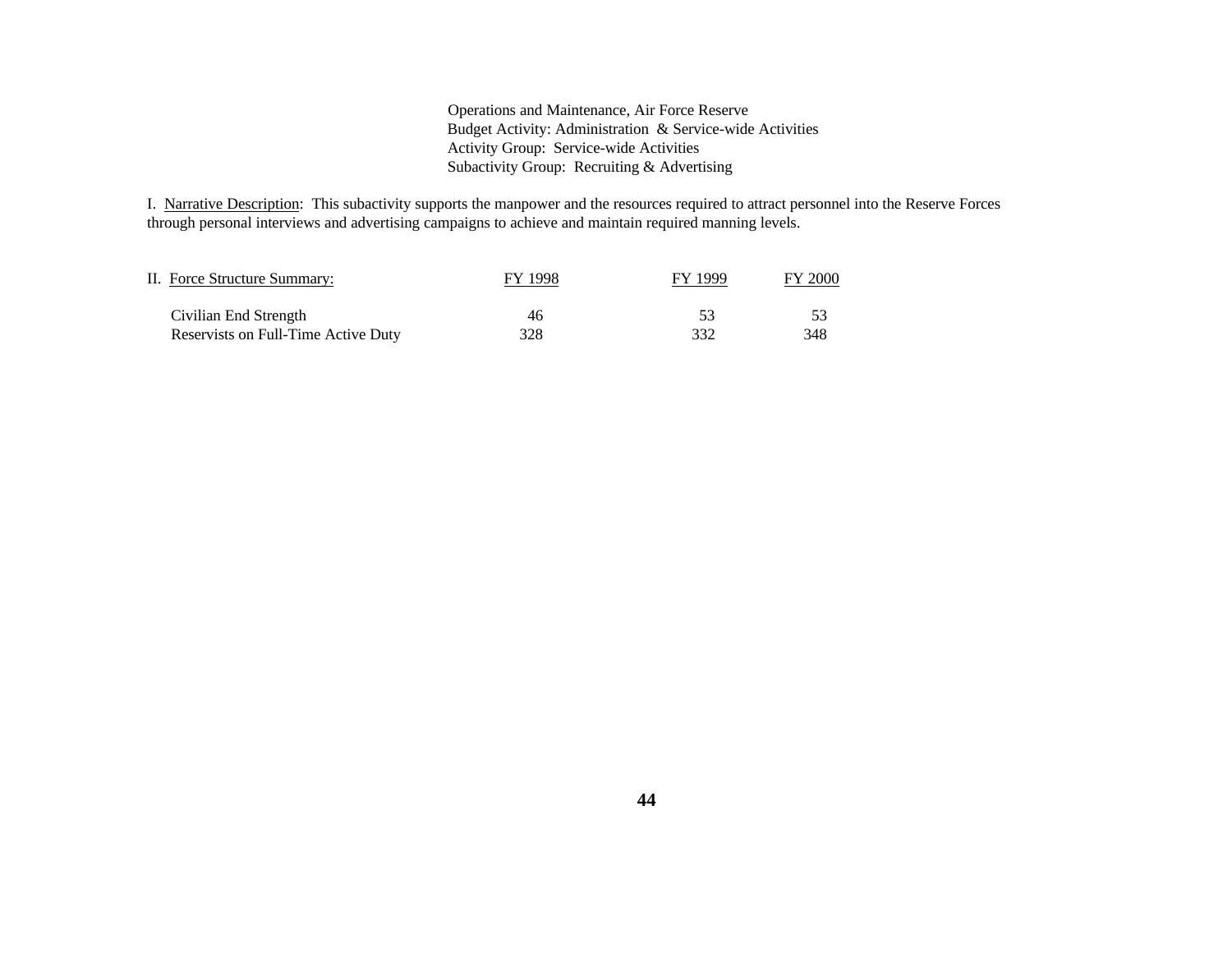Operations and Maintenance, Air Force Reserve
Budget Activity: Administration & Service-wide Activities
Activity Group: Service-wide Activities
Subactivity Group: Recruiting & Advertising

I. Narrative Description: This subactivity supports the manpower and the resources required to attract personnel into the Reserve Forces through personal interviews and advertising campaigns to achieve and maintain required manning levels.

| II. Force Structure Summary: | FY 1998 | FY 1999 | FY 2000 |
|---|---|---|---|
| Civilian End Strength | 46 | 53 | 53 |
| Reservists on Full-Time Active Duty | 328 | 332 | 348 |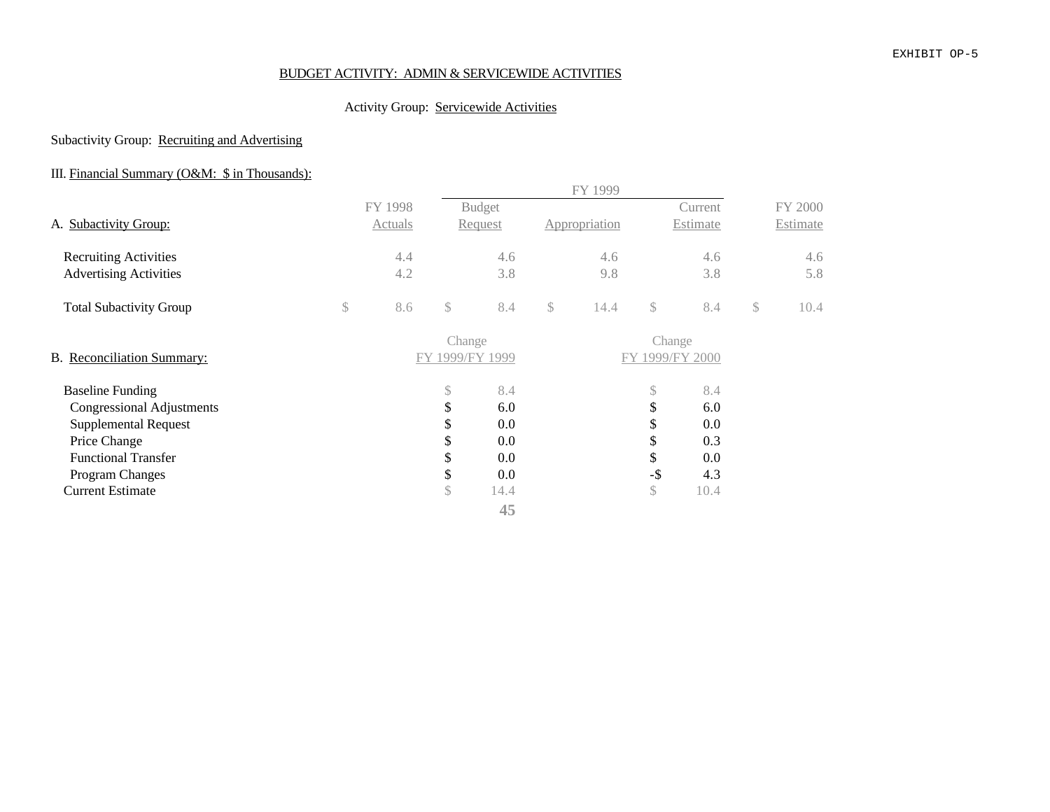EXHIBIT OP-5

BUDGET ACTIVITY: ADMIN & SERVICEWIDE ACTIVITIES

Activity Group: Servicewide Activities

Subactivity Group: Recruiting and Advertising

III. Financial Summary (O&M: $ in Thousands):

| A. Subactivity Group: | FY 1998 Actuals | FY 1999 Budget Request | FY 1999 Appropriation | FY 1999 Current Estimate | FY 2000 Estimate |
|---|---|---|---|---|---|
| Recruiting Activities | 4.4 | 4.6 | 4.6 | 4.6 | 4.6 |
| Advertising Activities | 4.2 | 3.8 | 9.8 | 3.8 | 5.8 |
| Total Subactivity Group | $ 8.6 | $ 8.4 | $ 14.4 | $ 8.4 | $ 10.4 |

| B. Reconciliation Summary: | Change FY 1999/FY 1999 | Change FY 1999/FY 2000 |
|---|---|---|
| Baseline Funding | $ 8.4 | $ 8.4 |
| Congressional Adjustments | $ 6.0 | $ 6.0 |
| Supplemental Request | $ 0.0 | $ 0.0 |
| Price Change | $ 0.0 | $ 0.3 |
| Functional Transfer | $ 0.0 | $ 0.0 |
| Program Changes | $ 0.0 | -$ 4.3 |
| Current Estimate | $ 14.4 | $ 10.4 |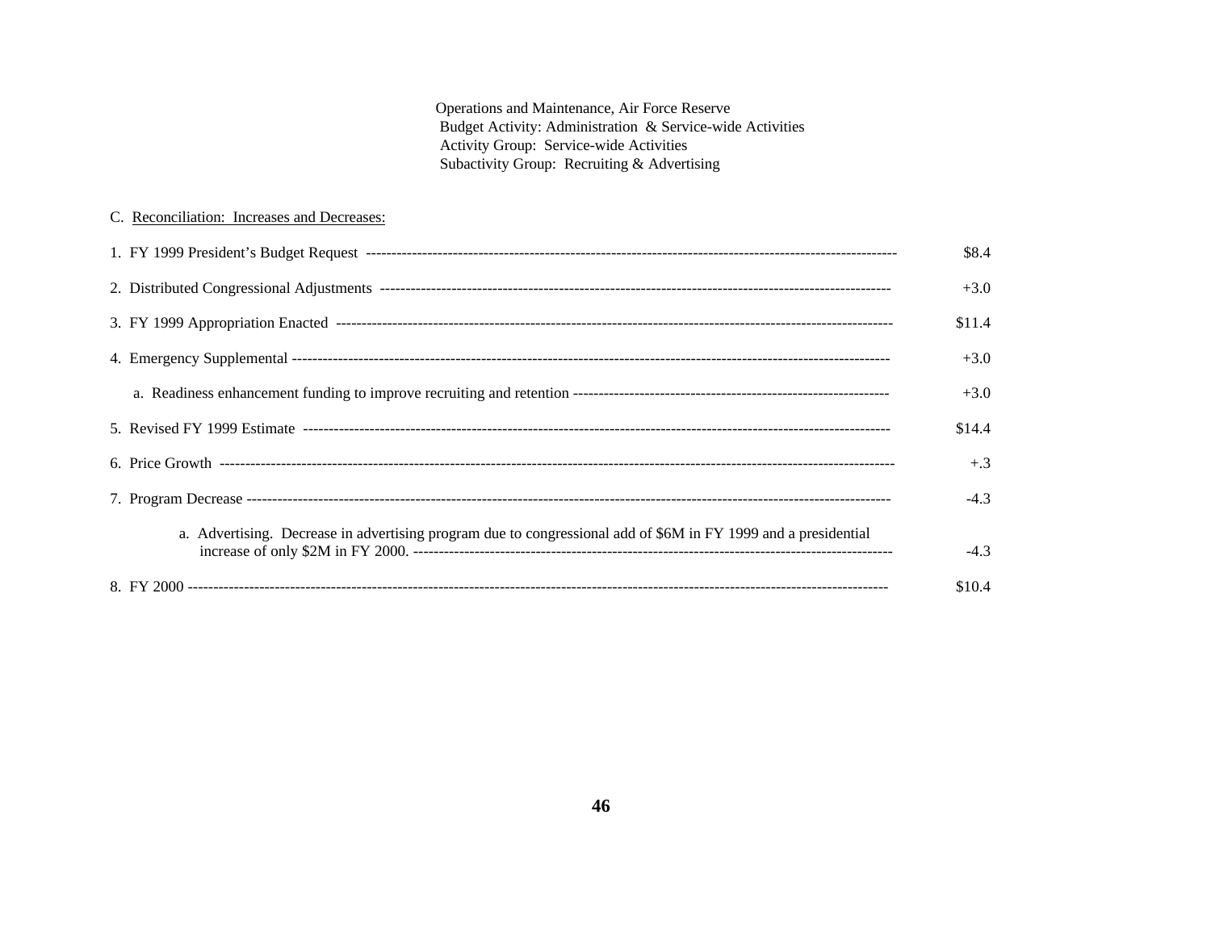Operations and Maintenance, Air Force Reserve
Budget Activity: Administration & Service-wide Activities
Activity Group: Service-wide Activities
Subactivity Group: Recruiting & Advertising

C. Reconciliation: Increases and Decreases:

| | |
|---|---|
| 1. FY 1999 President's Budget Request | $8.4 |
| 2. Distributed Congressional Adjustments | +3.0 |
| 3. FY 1999 Appropriation Enacted | $11.4 |
| 4. Emergency Supplemental | +3.0 |
| a. Readiness enhancement funding to improve recruiting and retention | +3.0 |
| 5. Revised FY 1999 Estimate | $14.4 |
| 6. Price Growth | +.3 |
| 7. Program Decrease | -4.3 |
| a. Advertising. Decrease in advertising program due to congressional add of $6M in FY 1999 and a presidential increase of only $2M in FY 2000. | -4.3 |
| 8. FY 2000 | $10.4 |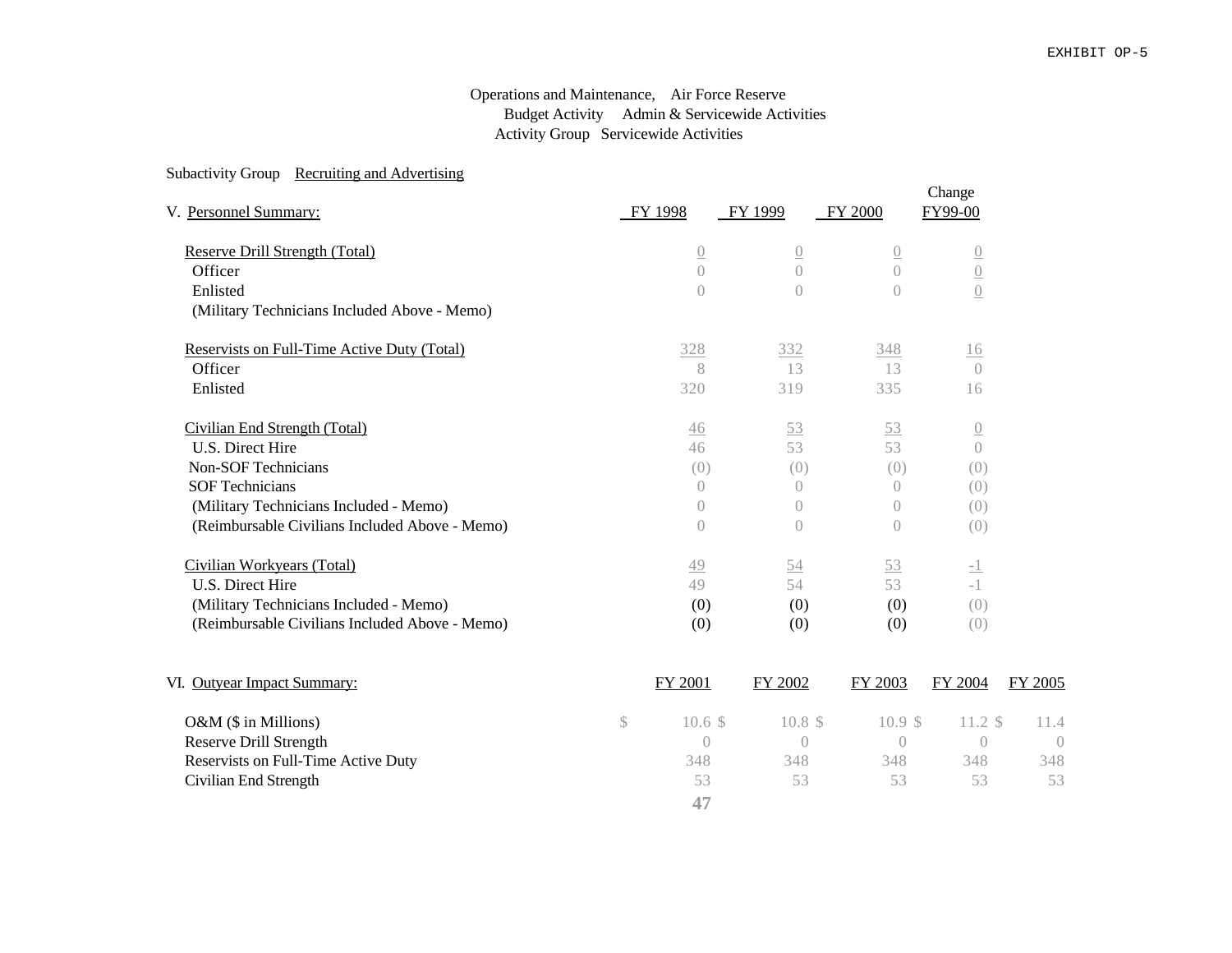EXHIBIT OP-5

Operations and Maintenance, Air Force Reserve
Budget Activity Admin & Servicewide Activities
Activity Group Servicewide Activities

Subactivity Group Recruiting and Advertising

| V. Personnel Summary: | FY 1998 | FY 1999 | FY 2000 | Change FY99-00 |
|---|---|---|---|---|
| Reserve Drill Strength (Total) | 0 | 0 | 0 | 0 |
| Officer | 0 | 0 | 0 | 0 |
| Enlisted | 0 | 0 | 0 | 0 |
| (Military Technicians Included Above - Memo) | | | | |
| Reservists on Full-Time Active Duty (Total) | 328 | 332 | 348 | 16 |
| Officer | 8 | 13 | 13 | 0 |
| Enlisted | 320 | 319 | 335 | 16 |
| Civilian End Strength (Total) | 46 | 53 | 53 | 0 |
| U.S. Direct Hire | 46 | 53 | 53 | 0 |
| Non-SOF Technicians | (0) | (0) | (0) | (0) |
| SOF Technicians | 0 | 0 | 0 | (0) |
| (Military Technicians Included - Memo) | 0 | 0 | 0 | (0) |
| (Reimbursable Civilians Included Above - Memo) | 0 | 0 | 0 | (0) |
| Civilian Workyears (Total) | 49 | 54 | 53 | -1 |
| U.S. Direct Hire | 49 | 54 | 53 | -1 |
| (Military Technicians Included - Memo) | (0) | (0) | (0) | (0) |
| (Reimbursable Civilians Included Above - Memo) | (0) | (0) | (0) | (0) |

| VI. Outyear Impact Summary: | FY 2001 | FY 2002 | FY 2003 | FY 2004 | FY 2005 |
|---|---|---|---|---|---|
| O&M ($ in Millions) | $ 10.6 | $ 10.8 | $ 10.9 | $ 11.2 | $ 11.4 |
| Reserve Drill Strength | 0 | 0 | 0 | 0 | 0 |
| Reservists on Full-Time Active Duty | 348 | 348 | 348 | 348 | 348 |
| Civilian End Strength | 53 | 53 | 53 | 53 | 53 |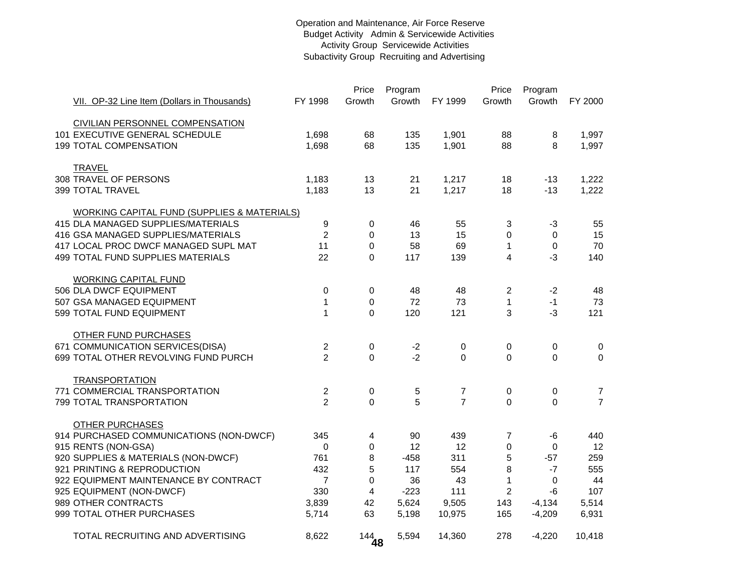Operation and Maintenance, Air Force Reserve
Budget Activity Admin & Servicewide Activities
Activity Group Servicewide Activities
Subactivity Group Recruiting and Advertising

| VII. OP-32 Line Item (Dollars in Thousands) | FY 1998 | Price Growth | Program Growth | FY 1999 | Price Growth | Program Growth | FY 2000 |
|---|---|---|---|---|---|---|---|
| CIVILIAN PERSONNEL COMPENSATION | | | | | | | |
| 101 EXECUTIVE GENERAL SCHEDULE | 1,698 | 68 | 135 | 1,901 | 88 | 8 | 1,997 |
| 199 TOTAL COMPENSATION | 1,698 | 68 | 135 | 1,901 | 88 | 8 | 1,997 |
| TRAVEL | | | | | | | |
| 308 TRAVEL OF PERSONS | 1,183 | 13 | 21 | 1,217 | 18 | -13 | 1,222 |
| 399 TOTAL TRAVEL | 1,183 | 13 | 21 | 1,217 | 18 | -13 | 1,222 |
| WORKING CAPITAL FUND (SUPPLIES & MATERIALS) | | | | | | | |
| 415 DLA MANAGED SUPPLIES/MATERIALS | 9 | 0 | 46 | 55 | 3 | -3 | 55 |
| 416 GSA MANAGED SUPPLIES/MATERIALS | 2 | 0 | 13 | 15 | 0 | 0 | 15 |
| 417 LOCAL PROC DWCF MANAGED SUPL MAT | 11 | 0 | 58 | 69 | 1 | 0 | 70 |
| 499 TOTAL FUND SUPPLIES MATERIALS | 22 | 0 | 117 | 139 | 4 | -3 | 140 |
| WORKING CAPITAL FUND | | | | | | | |
| 506 DLA DWCF EQUIPMENT | 0 | 0 | 48 | 48 | 2 | -2 | 48 |
| 507 GSA MANAGED EQUIPMENT | 1 | 0 | 72 | 73 | 1 | -1 | 73 |
| 599 TOTAL FUND EQUIPMENT | 1 | 0 | 120 | 121 | 3 | -3 | 121 |
| OTHER FUND PURCHASES | | | | | | | |
| 671 COMMUNICATION SERVICES(DISA) | 2 | 0 | -2 | 0 | 0 | 0 | 0 |
| 699 TOTAL OTHER REVOLVING FUND PURCH | 2 | 0 | -2 | 0 | 0 | 0 | 0 |
| TRANSPORTATION | | | | | | | |
| 771 COMMERCIAL TRANSPORTATION | 2 | 0 | 5 | 7 | 0 | 0 | 7 |
| 799 TOTAL TRANSPORTATION | 2 | 0 | 5 | 7 | 0 | 0 | 7 |
| OTHER PURCHASES | | | | | | | |
| 914 PURCHASED COMMUNICATIONS (NON-DWCF) | 345 | 4 | 90 | 439 | 7 | -6 | 440 |
| 915 RENTS (NON-GSA) | 0 | 0 | 12 | 12 | 0 | 0 | 12 |
| 920 SUPPLIES & MATERIALS (NON-DWCF) | 761 | 8 | -458 | 311 | 5 | -57 | 259 |
| 921 PRINTING & REPRODUCTION | 432 | 5 | 117 | 554 | 8 | -7 | 555 |
| 922 EQUIPMENT MAINTENANCE BY CONTRACT | 7 | 0 | 36 | 43 | 1 | 0 | 44 |
| 925 EQUIPMENT (NON-DWCF) | 330 | 4 | -223 | 111 | 2 | -6 | 107 |
| 989 OTHER CONTRACTS | 3,839 | 42 | 5,624 | 9,505 | 143 | -4,134 | 5,514 |
| 999 TOTAL OTHER PURCHASES | 5,714 | 63 | 5,198 | 10,975 | 165 | -4,209 | 6,931 |
| TOTAL RECRUITING AND ADVERTISING | 8,622 | 144 | 5,594 | 14,360 | 278 | -4,220 | 10,418 |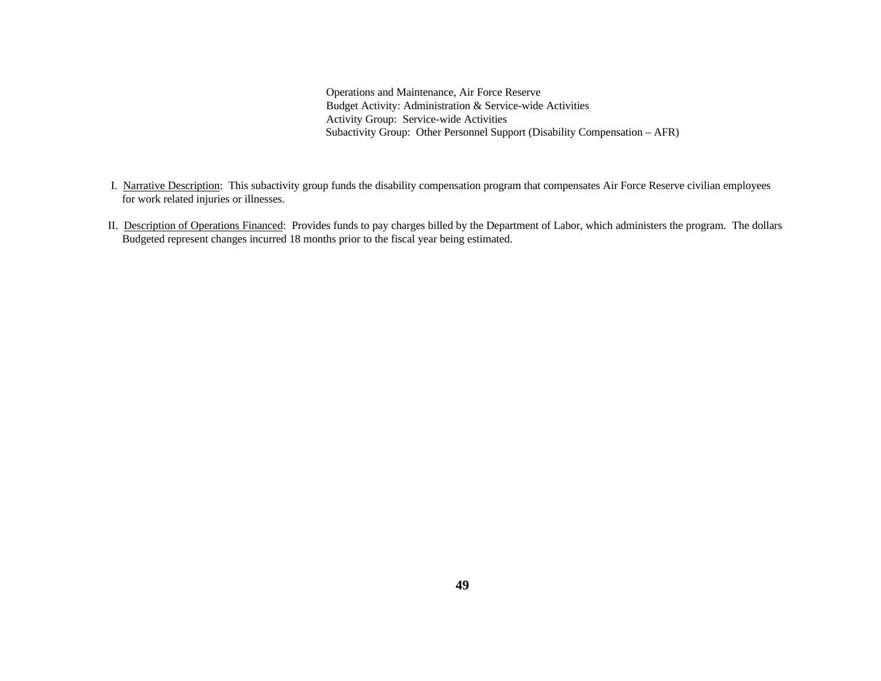Operations and Maintenance, Air Force Reserve
Budget Activity: Administration & Service-wide Activities
Activity Group: Service-wide Activities
Subactivity Group: Other Personnel Support (Disability Compensation – AFR)

I. Narrative Description: This subactivity group funds the disability compensation program that compensates Air Force Reserve civilian employees for work related injuries or illnesses.

II. Description of Operations Financed: Provides funds to pay charges billed by the Department of Labor, which administers the program. The dollars Budgeted represent changes incurred 18 months prior to the fiscal year being estimated.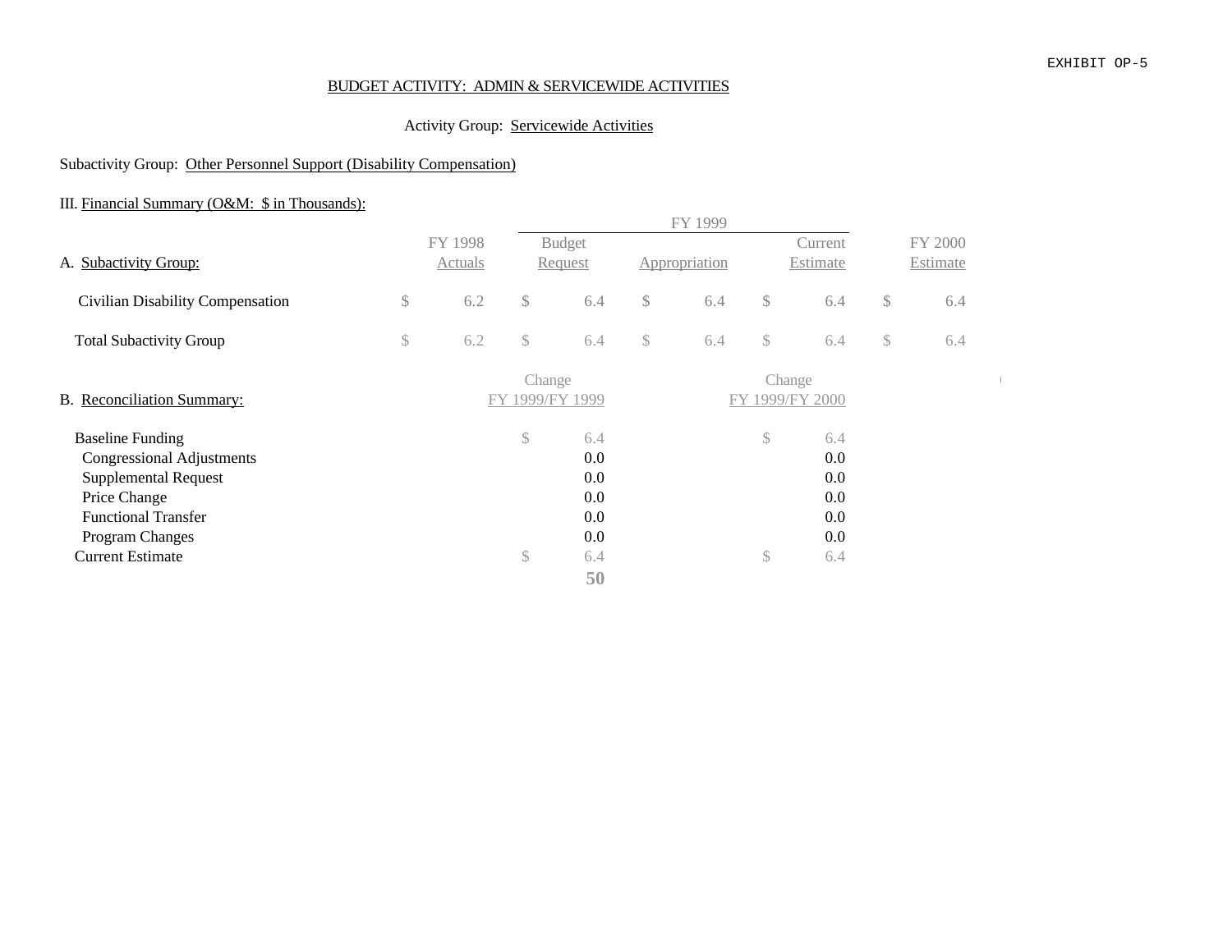EXHIBIT OP-5

BUDGET ACTIVITY: ADMIN & SERVICEWIDE ACTIVITIES

Activity Group: Servicewide Activities

Subactivity Group: Other Personnel Support (Disability Compensation)

III. Financial Summary (O&M: $ in Thousands):

| A. Subactivity Group: | FY 1998 Actuals | FY 1999 Budget Request | FY 1999 Appropriation | FY 1999 Current Estimate | FY 2000 Estimate |
|---|---|---|---|---|---|
| Civilian Disability Compensation | $ 6.2 | $ 6.4 | $ 6.4 | $ 6.4 | $ 6.4 |
| Total Subactivity Group | $ 6.2 | $ 6.4 | $ 6.4 | $ 6.4 | $ 6.4 |

| B. Reconciliation Summary: | Change FY 1999/FY 1999 | Change FY 1999/FY 2000 |
|---|---|---|
| Baseline Funding | $ 6.4 | $ 6.4 |
| Congressional Adjustments | 0.0 | 0.0 |
| Supplemental Request | 0.0 | 0.0 |
| Price Change | 0.0 | 0.0 |
| Functional Transfer | 0.0 | 0.0 |
| Program Changes | 0.0 | 0.0 |
| Current Estimate | $ 6.4 | $ 6.4 |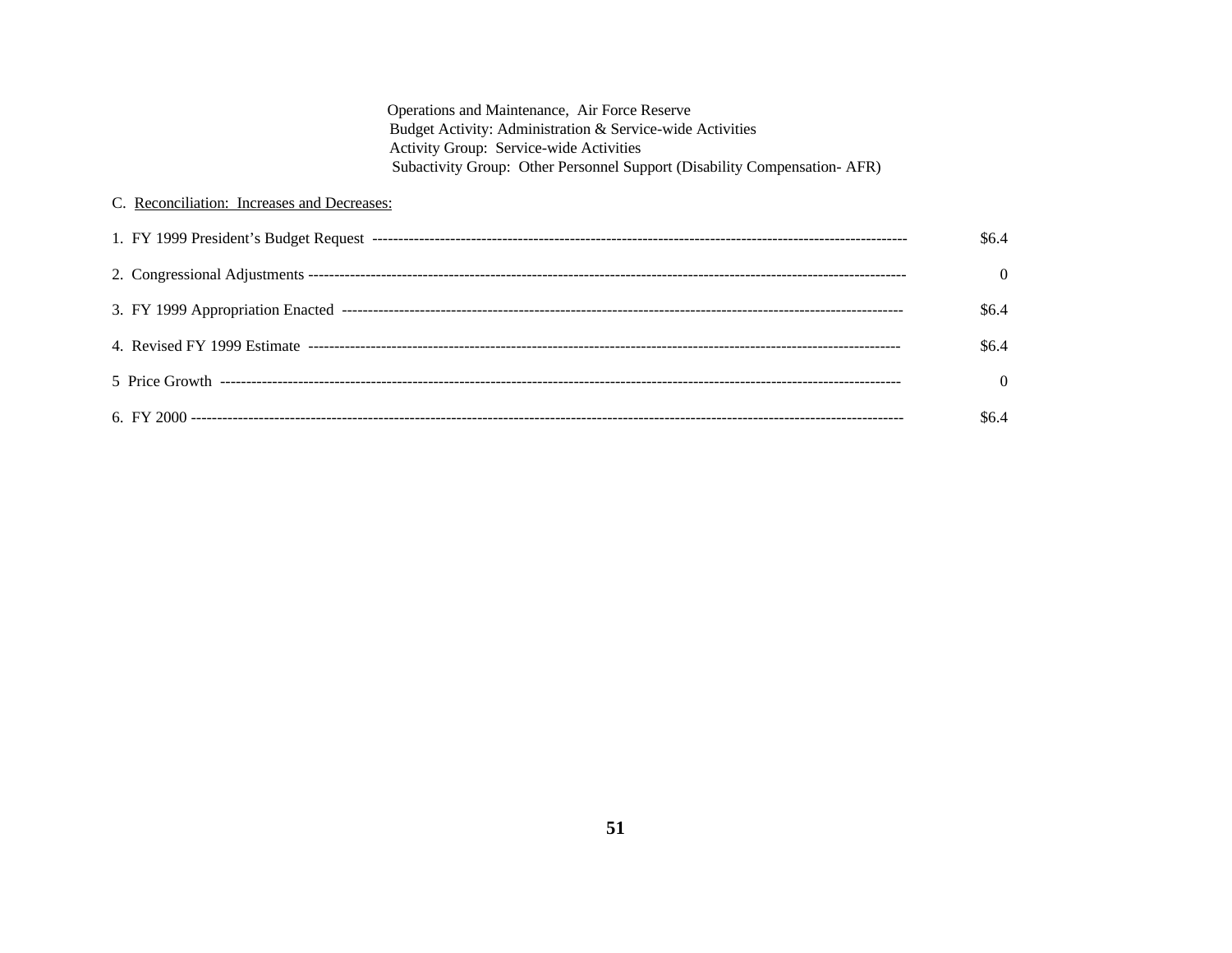Operations and Maintenance, Air Force Reserve
Budget Activity: Administration & Service-wide Activities
Activity Group: Service-wide Activities
Subactivity Group: Other Personnel Support (Disability Compensation- AFR)

C. Reconciliation: Increases and Decreases:

| | |
|---|---|
| 1. FY 1999 President's Budget Request | $6.4 |
| 2. Congressional Adjustments | 0 |
| 3. FY 1999 Appropriation Enacted | $6.4 |
| 4. Revised FY 1999 Estimate | $6.4 |
| 5 Price Growth | 0 |
| 6. FY 2000 | $6.4 |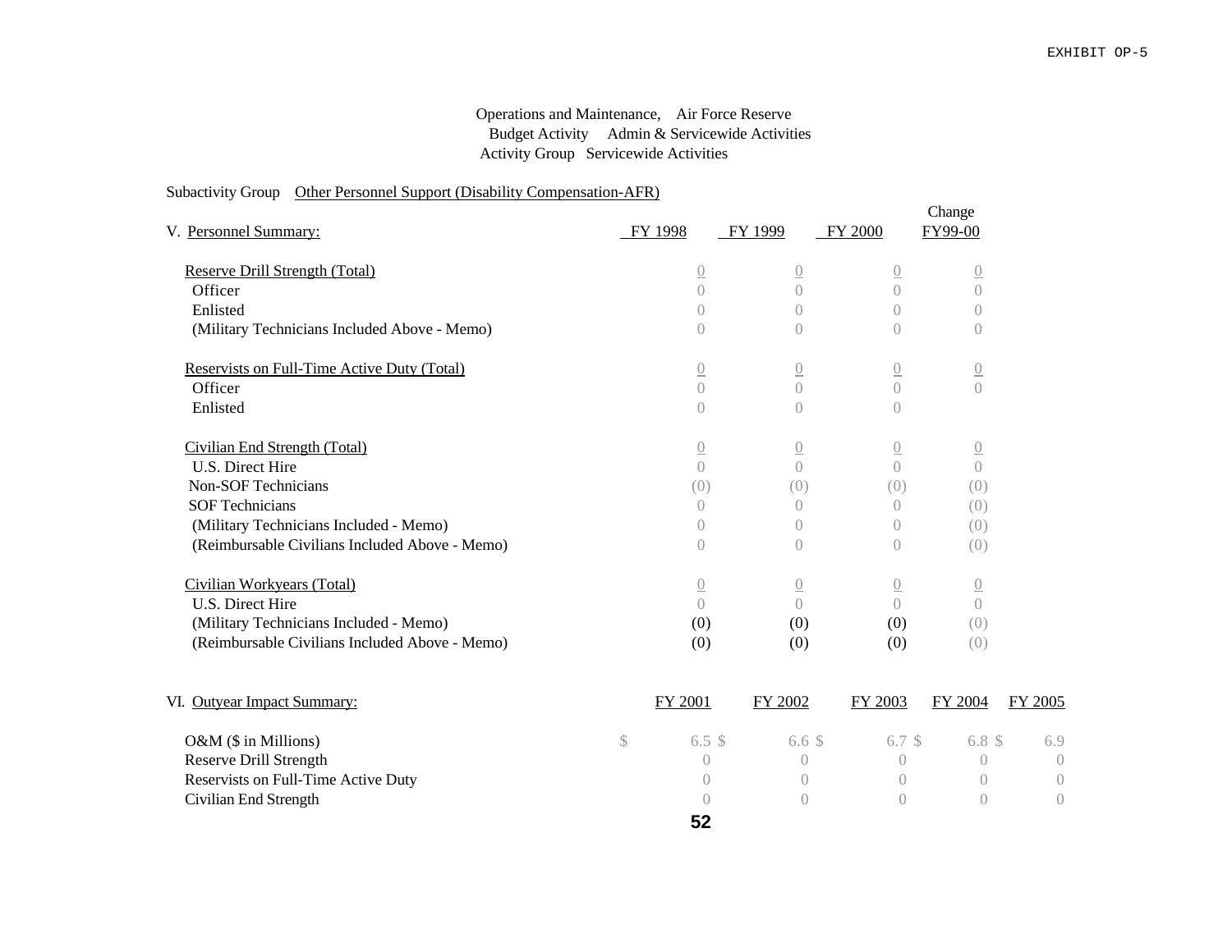EXHIBIT OP-5

Operations and Maintenance, Air Force Reserve
Budget Activity Admin & Servicewide Activities
Activity Group Servicewide Activities

Subactivity Group Other Personnel Support (Disability Compensation-AFR)

| V. Personnel Summary: | FY 1998 | FY 1999 | FY 2000 | Change FY99-00 |
|---|---|---|---|---|
| Reserve Drill Strength (Total) | 0 | 0 | 0 | 0 |
| Officer | 0 | 0 | 0 | 0 |
| Enlisted | 0 | 0 | 0 | 0 |
| (Military Technicians Included Above - Memo) | 0 | 0 | 0 | 0 |
| Reservists on Full-Time Active Duty (Total) | 0 | 0 | 0 | 0 |
| Officer | 0 | 0 | 0 | 0 |
| Enlisted | 0 | 0 | 0 | |
| Civilian End Strength (Total) | 0 | 0 | 0 | 0 |
| U.S. Direct Hire | 0 | 0 | 0 | 0 |
| Non-SOF Technicians | (0) | (0) | (0) | (0) |
| SOF Technicians | 0 | 0 | 0 | (0) |
| (Military Technicians Included - Memo) | 0 | 0 | 0 | (0) |
| (Reimbursable Civilians Included Above - Memo) | 0 | 0 | 0 | (0) |
| Civilian Workyears (Total) | 0 | 0 | 0 | 0 |
| U.S. Direct Hire | 0 | 0 | 0 | 0 |
| (Military Technicians Included - Memo) | (0) | (0) | (0) | (0) |
| (Reimbursable Civilians Included Above - Memo) | (0) | (0) | (0) | (0) |

| VI. Outyear Impact Summary: | FY 2001 | FY 2002 | FY 2003 | FY 2004 | FY 2005 |
|---|---|---|---|---|---|
| O&M ($ in Millions) | $ 6.5 | $ 6.6 | $ 6.7 | $ 6.8 | $ 6.9 |
| Reserve Drill Strength | 0 | 0 | 0 | 0 | 0 |
| Reservists on Full-Time Active Duty | 0 | 0 | 0 | 0 | 0 |
| Civilian End Strength | 0 | 0 | 0 | 0 | 0 |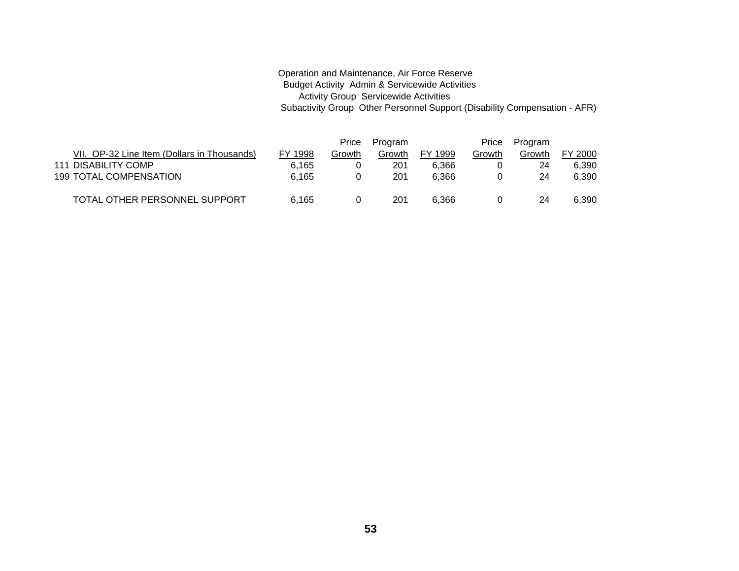Operation and Maintenance, Air Force Reserve
Budget Activity Admin & Servicewide Activities
Activity Group Servicewide Activities
Subactivity Group Other Personnel Support (Disability Compensation - AFR)

| VII. OP-32 Line Item (Dollars in Thousands) | FY 1998 | Price Growth | Program Growth | FY 1999 | Price Growth | Program Growth | FY 2000 |
|---|---|---|---|---|---|---|---|
| 111 DISABILITY COMP | 6,165 | 0 | 201 | 6,366 | 0 | 24 | 6,390 |
| 199 TOTAL COMPENSATION | 6,165 | 0 | 201 | 6,366 | 0 | 24 | 6,390 |
| TOTAL OTHER PERSONNEL SUPPORT | 6,165 | 0 | 201 | 6,366 | 0 | 24 | 6,390 |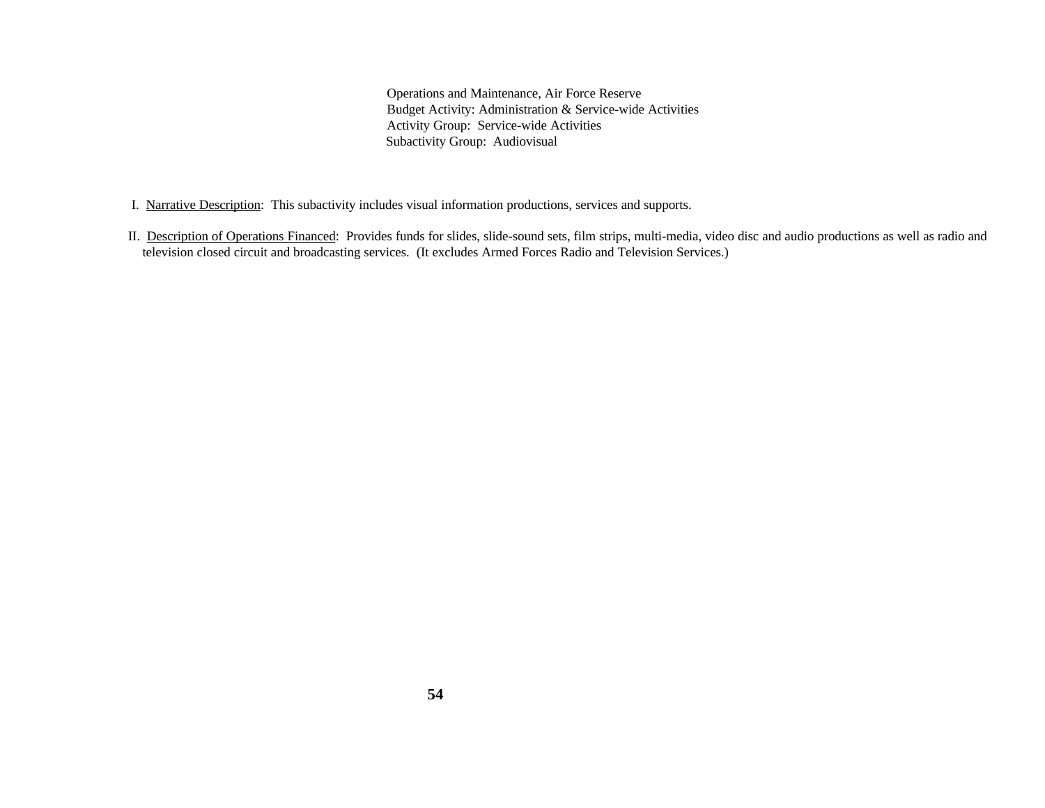Operations and Maintenance, Air Force Reserve
Budget Activity: Administration & Service-wide Activities
Activity Group: Service-wide Activities
Subactivity Group: Audiovisual

I. Narrative Description: This subactivity includes visual information productions, services and supports.

II. Description of Operations Financed: Provides funds for slides, slide-sound sets, film strips, multi-media, video disc and audio productions as well as radio and television closed circuit and broadcasting services. (It excludes Armed Forces Radio and Television Services.)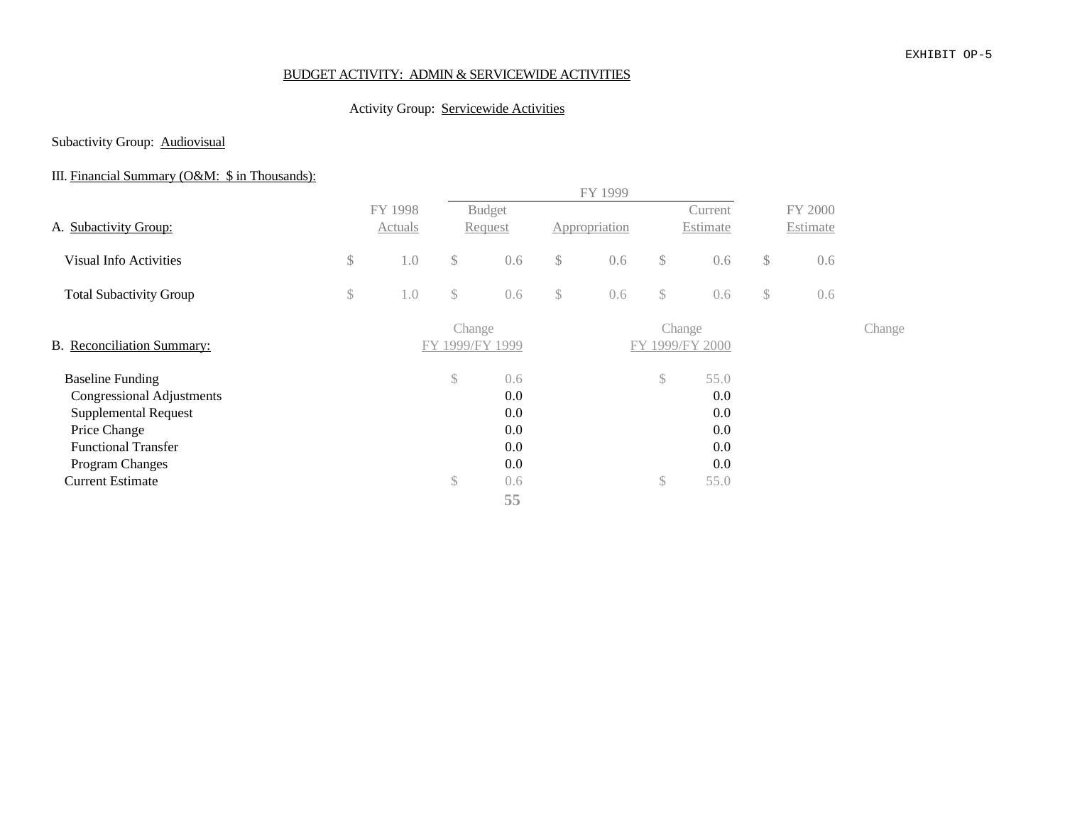EXHIBIT OP-5

BUDGET ACTIVITY: ADMIN & SERVICEWIDE ACTIVITIES

Activity Group: Servicewide Activities

Subactivity Group: Audiovisual

III. Financial Summary (O&M: $ in Thousands):

| A. Subactivity Group: | FY 1998 Actuals | FY 1999 Budget Request | FY 1999 Appropriation | FY 1999 Current Estimate | FY 2000 Estimate |
|---|---|---|---|---|---|
| Visual Info Activities | $ 1.0 | $ 0.6 | $ 0.6 | $ 0.6 | $ 0.6 |
| Total Subactivity Group | $ 1.0 | $ 0.6 | $ 0.6 | $ 0.6 | $ 0.6 |

| B. Reconciliation Summary: | Change FY 1999/FY 1999 | Change FY 1999/FY 2000 | Change |
|---|---|---|---|
| Baseline Funding | $ 0.6 | $ 55.0 | |
| Congressional Adjustments | 0.0 | 0.0 | |
| Supplemental Request | 0.0 | 0.0 | |
| Price Change | 0.0 | 0.0 | |
| Functional Transfer | 0.0 | 0.0 | |
| Program Changes | 0.0 | 0.0 | |
| Current Estimate | $ 0.6 | $ 55.0 | |
| | 55 | | |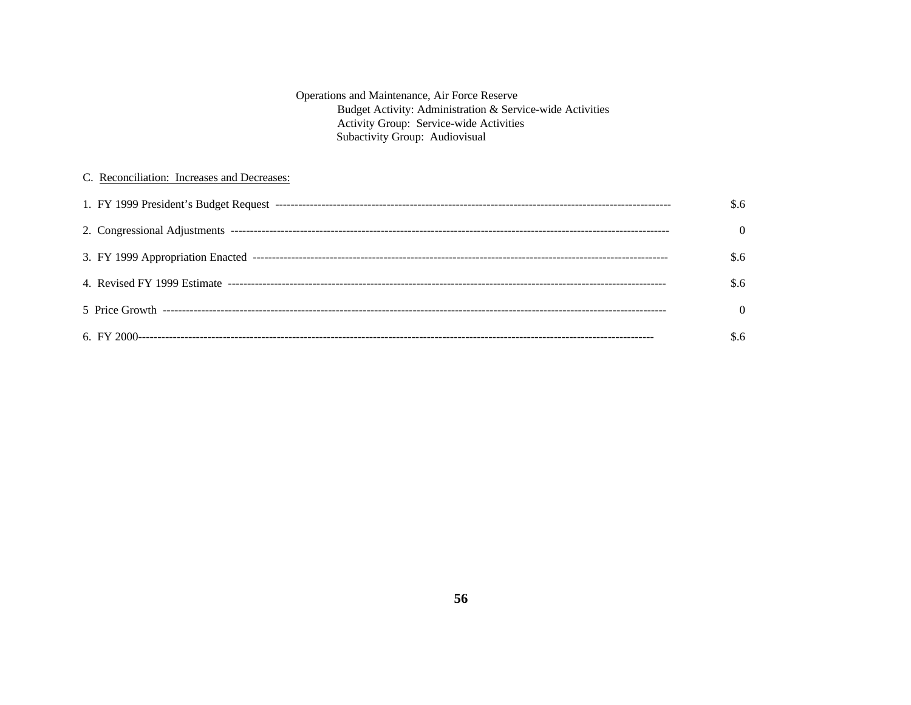Operations and Maintenance, Air Force Reserve
Budget Activity: Administration & Service-wide Activities
Activity Group: Service-wide Activities
Subactivity Group: Audiovisual

C. Reconciliation: Increases and Decreases:

| | |
|---|---|
| 1. FY 1999 President's Budget Request | $.6 |
| 2. Congressional Adjustments | 0 |
| 3. FY 1999 Appropriation Enacted | $.6 |
| 4. Revised FY 1999 Estimate | $.6 |
| 5 Price Growth | 0 |
| 6. FY 2000 | $.6 |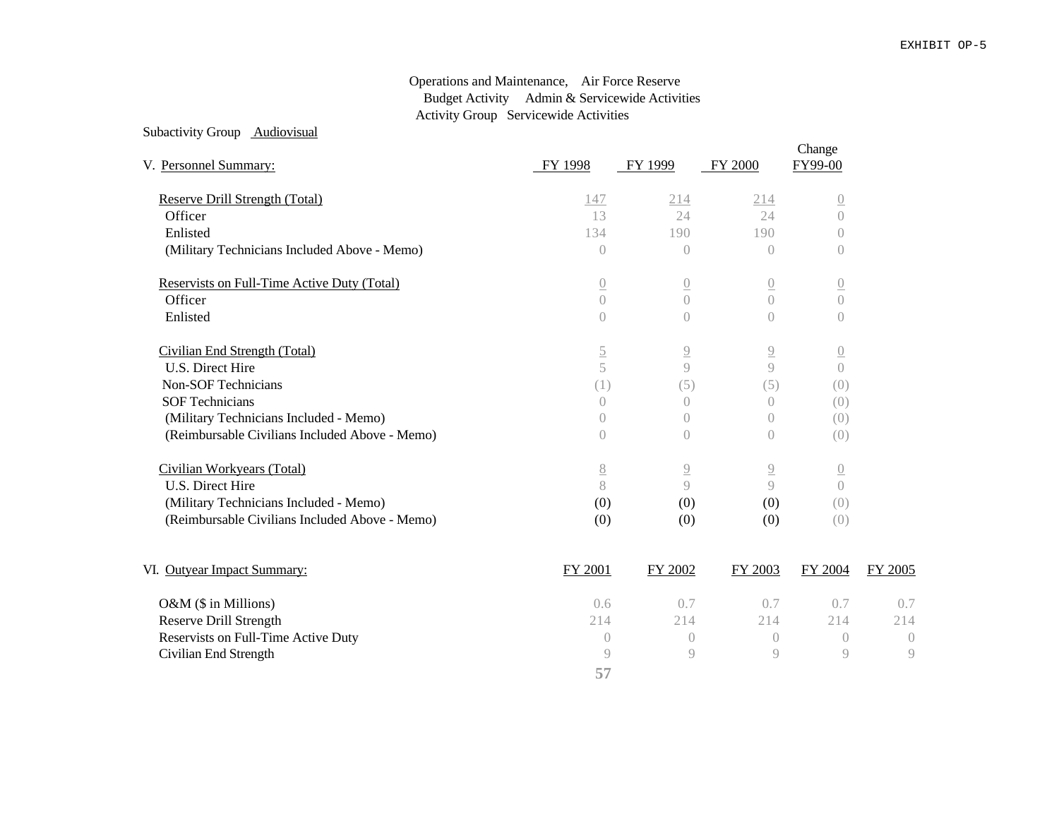EXHIBIT OP-5

Operations and Maintenance, Air Force Reserve
Budget Activity Admin & Servicewide Activities
Activity Group Servicewide Activities

Subactivity Group Audiovisual

| V. Personnel Summary: | FY 1998 | FY 1999 | FY 2000 | Change FY99-00 |
|---|---|---|---|---|
| Reserve Drill Strength (Total) | 147 | 214 | 214 | 0 |
| Officer | 13 | 24 | 24 | 0 |
| Enlisted | 134 | 190 | 190 | 0 |
| (Military Technicians Included Above - Memo) | 0 | 0 | 0 | 0 |
| | | | | |
| Reservists on Full-Time Active Duty (Total) | 0 | 0 | 0 | 0 |
| Officer | 0 | 0 | 0 | 0 |
| Enlisted | 0 | 0 | 0 | 0 |
| | | | | |
| Civilian End Strength (Total) | 5 | 9 | 9 | 0 |
| U.S. Direct Hire | 5 | 9 | 9 | 0 |
| Non-SOF Technicians | (1) | (5) | (5) | (0) |
| SOF Technicians | 0 | 0 | 0 | (0) |
| (Military Technicians Included - Memo) | 0 | 0 | 0 | (0) |
| (Reimbursable Civilians Included Above - Memo) | 0 | 0 | 0 | (0) |
| | | | | |
| Civilian Workyears (Total) | 8 | 9 | 9 | 0 |
| U.S. Direct Hire | 8 | 9 | 9 | 0 |
| (Military Technicians Included - Memo) | (0) | (0) | (0) | (0) |
| (Reimbursable Civilians Included Above - Memo) | (0) | (0) | (0) | (0) |

| VI. Outyear Impact Summary: | FY 2001 | FY 2002 | FY 2003 | FY 2004 | FY 2005 |
|---|---|---|---|---|---|
| O&M ($ in Millions) | 0.6 | 0.7 | 0.7 | 0.7 | 0.7 |
| Reserve Drill Strength | 214 | 214 | 214 | 214 | 214 |
| Reservists on Full-Time Active Duty | 0 | 0 | 0 | 0 | 0 |
| Civilian End Strength | 9 | 9 | 9 | 9 | 9 |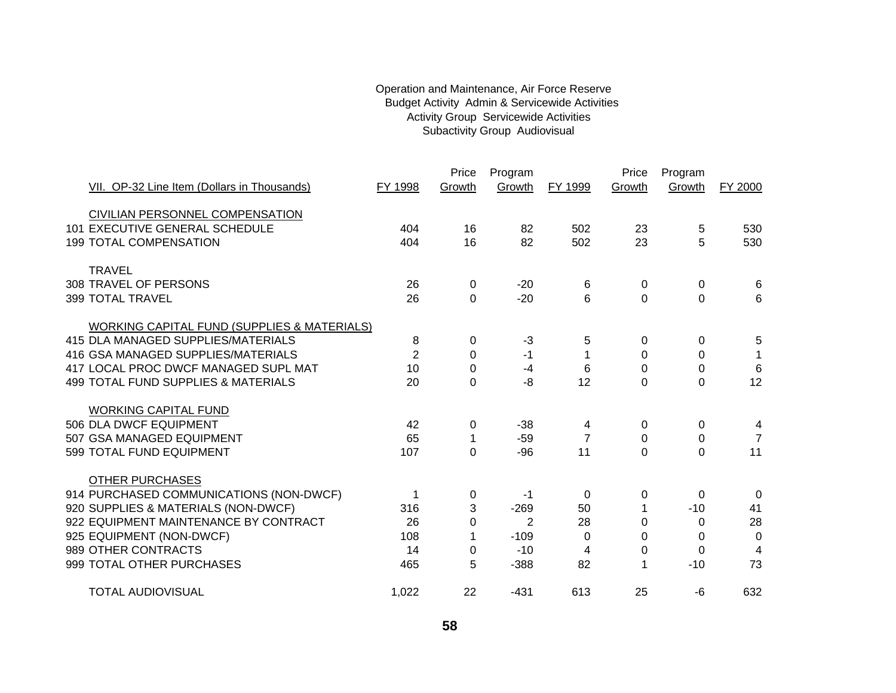Operation and Maintenance, Air Force Reserve
Budget Activity Admin & Servicewide Activities
Activity Group Servicewide Activities
Subactivity Group Audiovisual

| VII. OP-32 Line Item (Dollars in Thousands) | FY 1998 | Price Growth | Program Growth | FY 1999 | Price Growth | Program Growth | FY 2000 |
|---|---|---|---|---|---|---|---|
| CIVILIAN PERSONNEL COMPENSATION | | | | | | | |
| 101 EXECUTIVE GENERAL SCHEDULE | 404 | 16 | 82 | 502 | 23 | 5 | 530 |
| 199 TOTAL COMPENSATION | 404 | 16 | 82 | 502 | 23 | 5 | 530 |
| TRAVEL | | | | | | | |
| 308 TRAVEL OF PERSONS | 26 | 0 | -20 | 6 | 0 | 0 | 6 |
| 399 TOTAL TRAVEL | 26 | 0 | -20 | 6 | 0 | 0 | 6 |
| WORKING CAPITAL FUND (SUPPLIES & MATERIALS) | | | | | | | |
| 415 DLA MANAGED SUPPLIES/MATERIALS | 8 | 0 | -3 | 5 | 0 | 0 | 5 |
| 416 GSA MANAGED SUPPLIES/MATERIALS | 2 | 0 | -1 | 1 | 0 | 0 | 1 |
| 417 LOCAL PROC DWCF MANAGED SUPL MAT | 10 | 0 | -4 | 6 | 0 | 0 | 6 |
| 499 TOTAL FUND SUPPLIES & MATERIALS | 20 | 0 | -8 | 12 | 0 | 0 | 12 |
| WORKING CAPITAL FUND | | | | | | | |
| 506 DLA DWCF EQUIPMENT | 42 | 0 | -38 | 4 | 0 | 0 | 4 |
| 507 GSA MANAGED EQUIPMENT | 65 | 1 | -59 | 7 | 0 | 0 | 7 |
| 599 TOTAL FUND EQUIPMENT | 107 | 0 | -96 | 11 | 0 | 0 | 11 |
| OTHER PURCHASES | | | | | | | |
| 914 PURCHASED COMMUNICATIONS (NON-DWCF) | 1 | 0 | -1 | 0 | 0 | 0 | 0 |
| 920 SUPPLIES & MATERIALS (NON-DWCF) | 316 | 3 | -269 | 50 | 1 | -10 | 41 |
| 922 EQUIPMENT MAINTENANCE BY CONTRACT | 26 | 0 | 2 | 28 | 0 | 0 | 28 |
| 925 EQUIPMENT (NON-DWCF) | 108 | 1 | -109 | 0 | 0 | 0 | 0 |
| 989 OTHER CONTRACTS | 14 | 0 | -10 | 4 | 0 | 0 | 4 |
| 999 TOTAL OTHER PURCHASES | 465 | 5 | -388 | 82 | 1 | -10 | 73 |
| TOTAL AUDIOVISUAL | 1,022 | 22 | -431 | 613 | 25 | -6 | 632 |